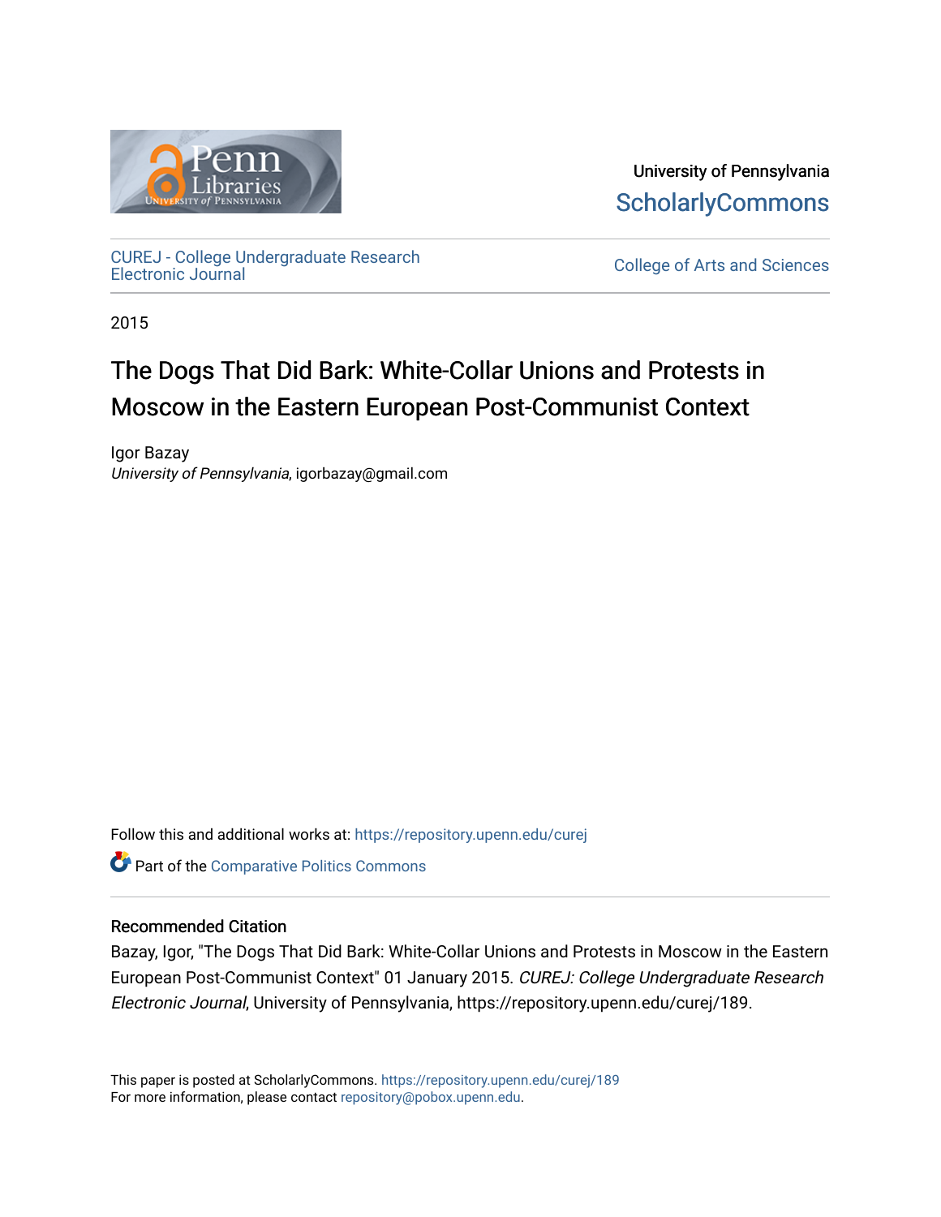University of Pennsylvania
ScholarlyCommons

CUREJ - College Undergraduate Research Electronic Journal

College of Arts and Sciences

2015

# The Dogs That Did Bark: White-Collar Unions and Protests in Moscow in the Eastern European Post-Communist Context

Igor Bazay
*University of Pennsylvania*, igorbazay@gmail.com

Follow this and additional works at: https://repository.upenn.edu/curej

Part of the Comparative Politics Commons

### Recommended Citation

Bazay, Igor, "The Dogs That Did Bark: White-Collar Unions and Protests in Moscow in the Eastern European Post-Communist Context" 01 January 2015. *CUREJ: College Undergraduate Research Electronic Journal*, University of Pennsylvania, https://repository.upenn.edu/curej/189.

This paper is posted at ScholarlyCommons. https://repository.upenn.edu/curej/189
For more information, please contact repository@pobox.upenn.edu.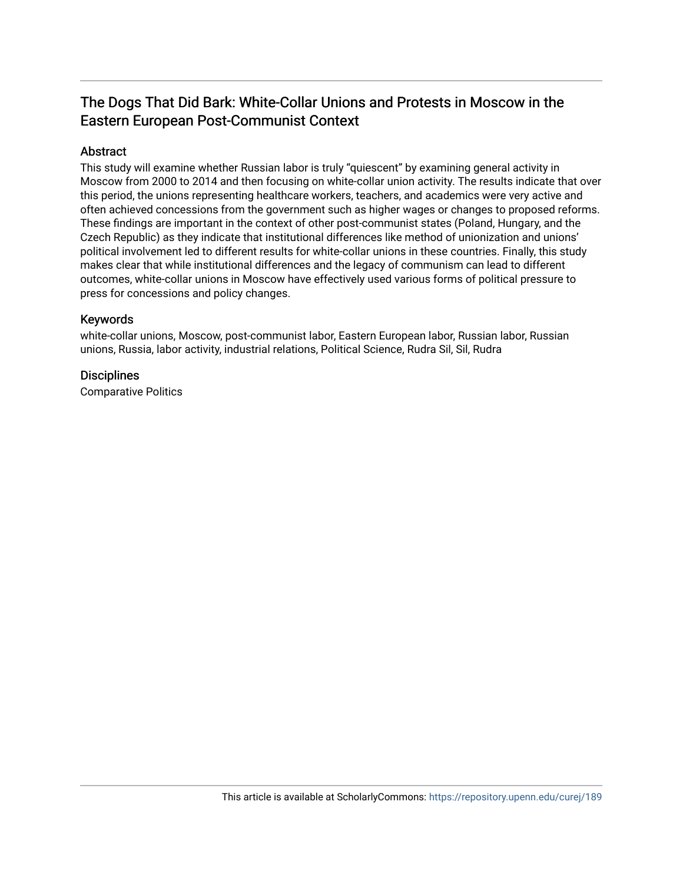# The Dogs That Did Bark: White-Collar Unions and Protests in Moscow in the Eastern European Post-Communist Context

## Abstract

This study will examine whether Russian labor is truly "quiescent" by examining general activity in Moscow from 2000 to 2014 and then focusing on white-collar union activity. The results indicate that over this period, the unions representing healthcare workers, teachers, and academics were very active and often achieved concessions from the government such as higher wages or changes to proposed reforms. These findings are important in the context of other post-communist states (Poland, Hungary, and the Czech Republic) as they indicate that institutional differences like method of unionization and unions' political involvement led to different results for white-collar unions in these countries. Finally, this study makes clear that while institutional differences and the legacy of communism can lead to different outcomes, white-collar unions in Moscow have effectively used various forms of political pressure to press for concessions and policy changes.

## Keywords

white-collar unions, Moscow, post-communist labor, Eastern European labor, Russian labor, Russian unions, Russia, labor activity, industrial relations, Political Science, Rudra Sil, Sil, Rudra

## Disciplines

Comparative Politics

This article is available at ScholarlyCommons: https://repository.upenn.edu/curej/189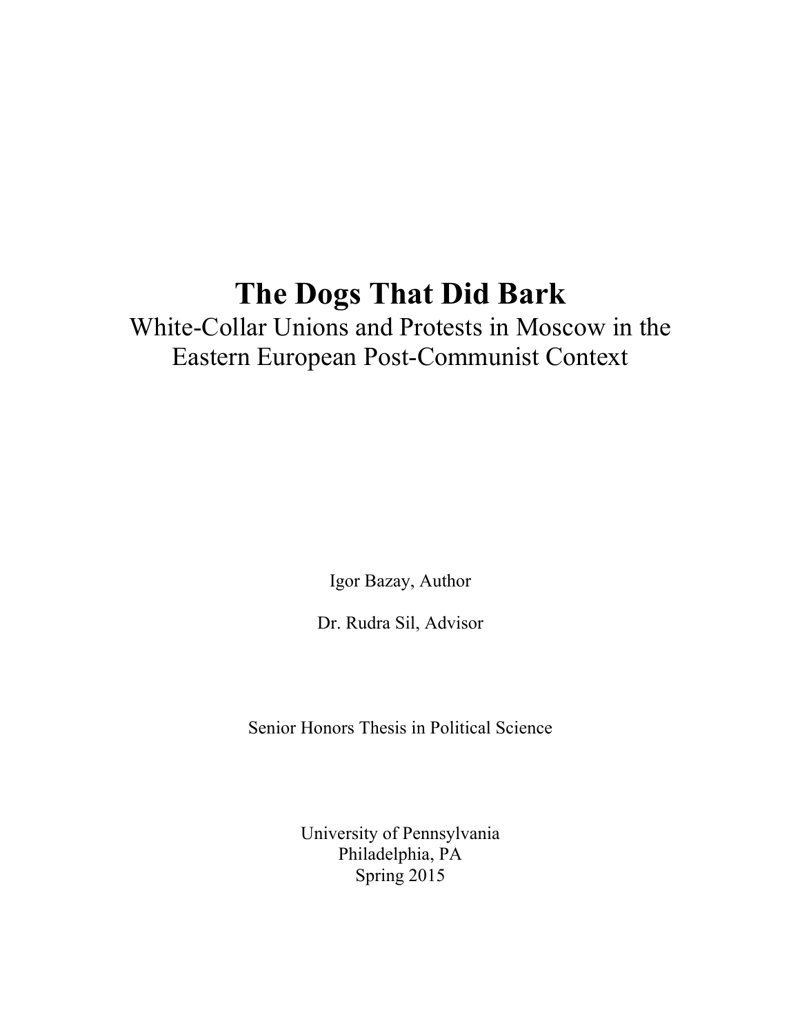# The Dogs That Did Bark

White-Collar Unions and Protests in Moscow in the Eastern European Post-Communist Context

Igor Bazay, Author

Dr. Rudra Sil, Advisor

Senior Honors Thesis in Political Science

University of Pennsylvania
Philadelphia, PA
Spring 2015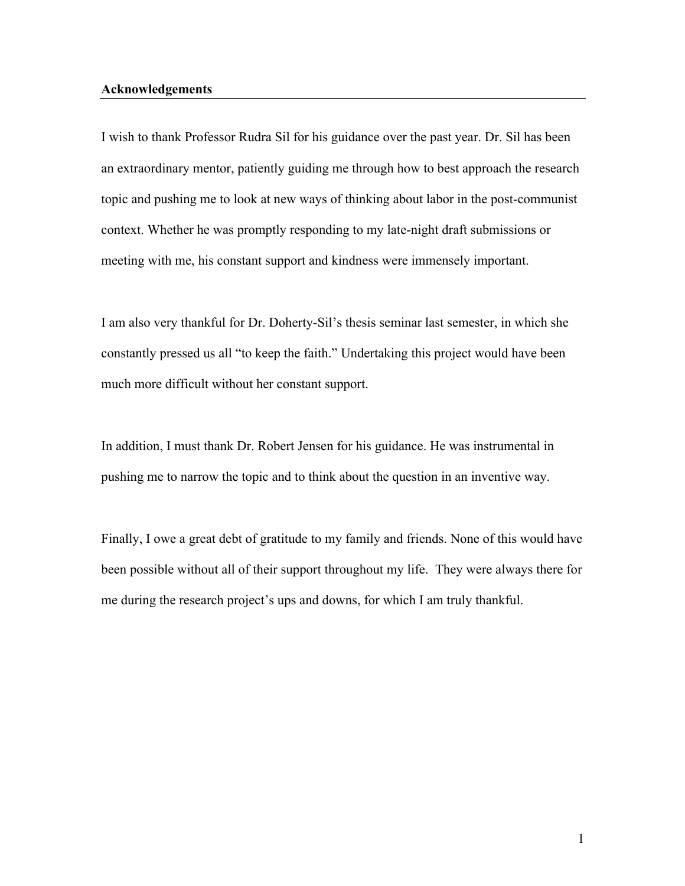## Acknowledgements

I wish to thank Professor Rudra Sil for his guidance over the past year. Dr. Sil has been an extraordinary mentor, patiently guiding me through how to best approach the research topic and pushing me to look at new ways of thinking about labor in the post-communist context. Whether he was promptly responding to my late-night draft submissions or meeting with me, his constant support and kindness were immensely important.

I am also very thankful for Dr. Doherty-Sil's thesis seminar last semester, in which she constantly pressed us all "to keep the faith." Undertaking this project would have been much more difficult without her constant support.

In addition, I must thank Dr. Robert Jensen for his guidance. He was instrumental in pushing me to narrow the topic and to think about the question in an inventive way.

Finally, I owe a great debt of gratitude to my family and friends. None of this would have been possible without all of their support throughout my life. They were always there for me during the research project's ups and downs, for which I am truly thankful.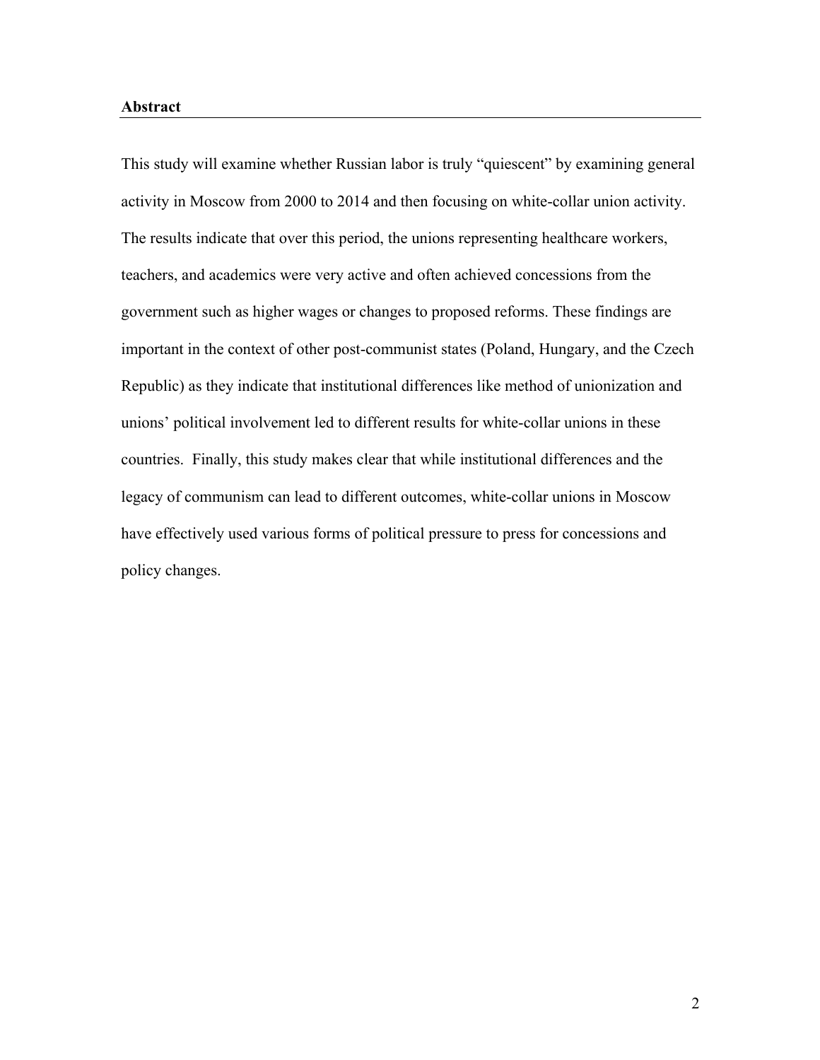**Abstract**

This study will examine whether Russian labor is truly "quiescent" by examining general activity in Moscow from 2000 to 2014 and then focusing on white-collar union activity. The results indicate that over this period, the unions representing healthcare workers, teachers, and academics were very active and often achieved concessions from the government such as higher wages or changes to proposed reforms. These findings are important in the context of other post-communist states (Poland, Hungary, and the Czech Republic) as they indicate that institutional differences like method of unionization and unions' political involvement led to different results for white-collar unions in these countries. Finally, this study makes clear that while institutional differences and the legacy of communism can lead to different outcomes, white-collar unions in Moscow have effectively used various forms of political pressure to press for concessions and policy changes.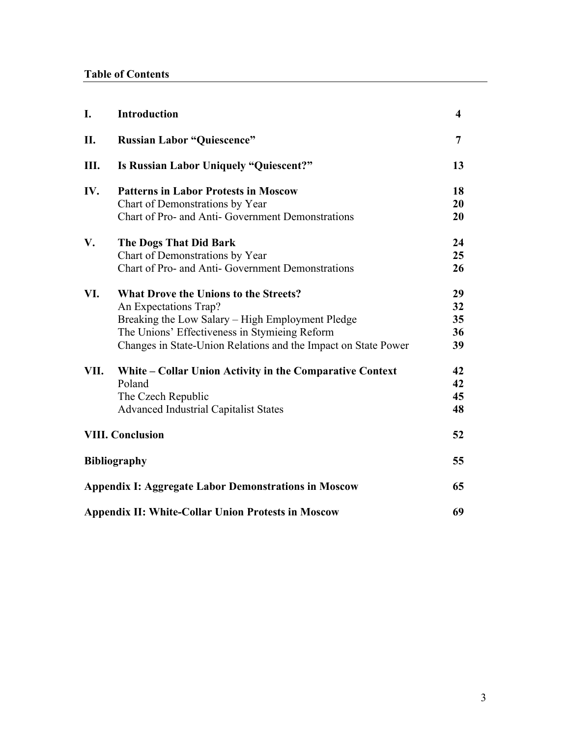## Table of Contents

| | | |
|---|---|---|
| **I.** | **Introduction** | **4** |
| **II.** | **Russian Labor "Quiescence"** | **7** |
| **III.** | **Is Russian Labor Uniquely "Quiescent?"** | **13** |
| **IV.** | **Patterns in Labor Protests in Moscow** | **18** |
| | Chart of Demonstrations by Year | **20** |
| | Chart of Pro- and Anti- Government Demonstrations | **20** |
| **V.** | **The Dogs That Did Bark** | **24** |
| | Chart of Demonstrations by Year | **25** |
| | Chart of Pro- and Anti- Government Demonstrations | **26** |
| **VI.** | **What Drove the Unions to the Streets?** | **29** |
| | An Expectations Trap? | **32** |
| | Breaking the Low Salary – High Employment Pledge | **35** |
| | The Unions' Effectiveness in Stymieing Reform | **36** |
| | Changes in State-Union Relations and the Impact on State Power | **39** |
| **VII.** | **White – Collar Union Activity in the Comparative Context** | **42** |
| | Poland | **42** |
| | The Czech Republic | **45** |
| | Advanced Industrial Capitalist States | **48** |
| **VIII. Conclusion** | | **52** |
| **Bibliography** | | **55** |
| **Appendix I: Aggregate Labor Demonstrations in Moscow** | | **65** |
| **Appendix II: White-Collar Union Protests in Moscow** | | **69** |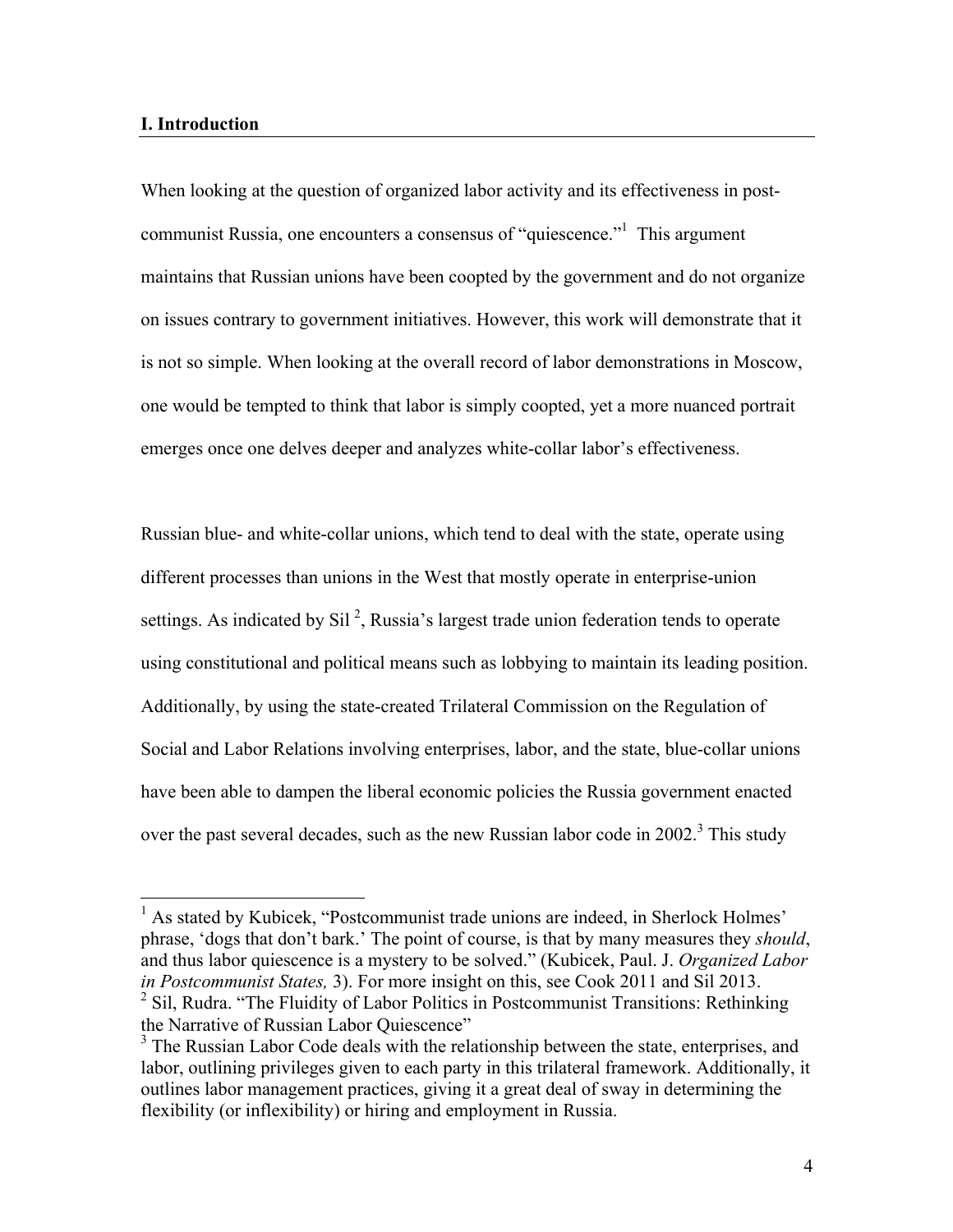## I. Introduction

When looking at the question of organized labor activity and its effectiveness in post-communist Russia, one encounters a consensus of "quiescence."[1] This argument maintains that Russian unions have been coopted by the government and do not organize on issues contrary to government initiatives. However, this work will demonstrate that it is not so simple. When looking at the overall record of labor demonstrations in Moscow, one would be tempted to think that labor is simply coopted, yet a more nuanced portrait emerges once one delves deeper and analyzes white-collar labor's effectiveness.

Russian blue- and white-collar unions, which tend to deal with the state, operate using different processes than unions in the West that mostly operate in enterprise-union settings. As indicated by Sil [2], Russia's largest trade union federation tends to operate using constitutional and political means such as lobbying to maintain its leading position. Additionally, by using the state-created Trilateral Commission on the Regulation of Social and Labor Relations involving enterprises, labor, and the state, blue-collar unions have been able to dampen the liberal economic policies the Russia government enacted over the past several decades, such as the new Russian labor code in 2002.[3] This study

---

[1] As stated by Kubicek, "Postcommunist trade unions are indeed, in Sherlock Holmes' phrase, 'dogs that don't bark.' The point of course, is that by many measures they *should*, and thus labor quiescence is a mystery to be solved." (Kubicek, Paul. J. *Organized Labor in Postcommunist States,* 3). For more insight on this, see Cook 2011 and Sil 2013.

[2] Sil, Rudra. "The Fluidity of Labor Politics in Postcommunist Transitions: Rethinking the Narrative of Russian Labor Quiescence"

[3] The Russian Labor Code deals with the relationship between the state, enterprises, and labor, outlining privileges given to each party in this trilateral framework. Additionally, it outlines labor management practices, giving it a great deal of sway in determining the flexibility (or inflexibility) or hiring and employment in Russia.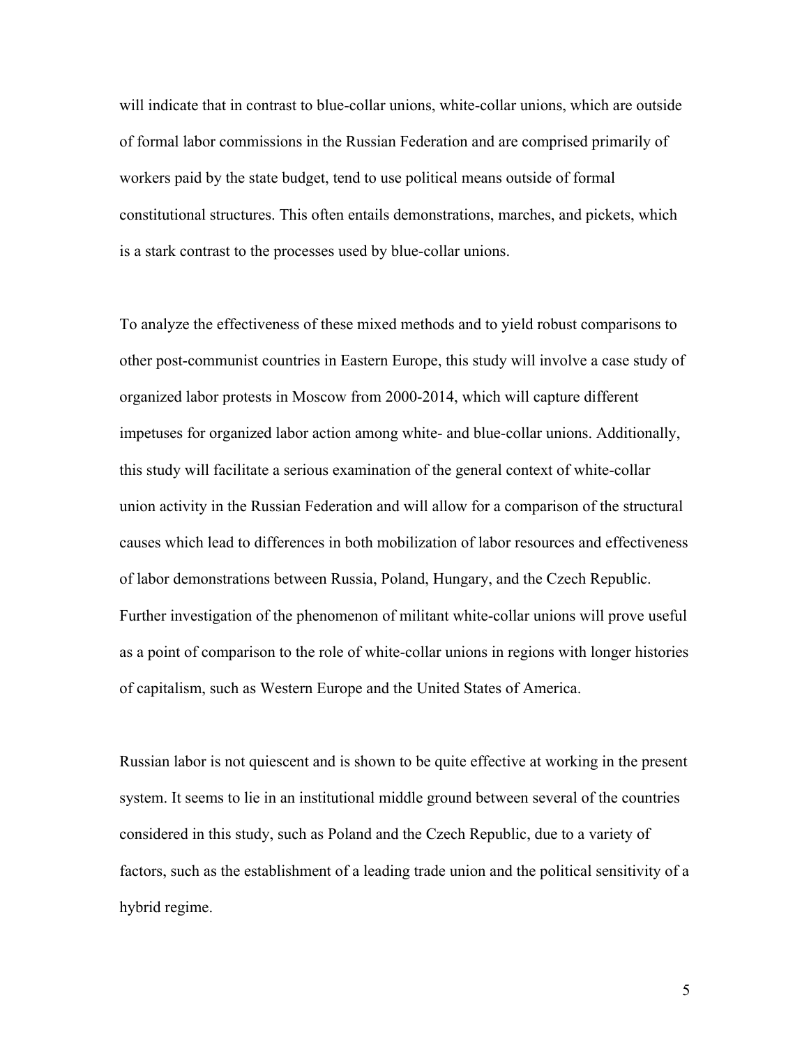will indicate that in contrast to blue-collar unions, white-collar unions, which are outside of formal labor commissions in the Russian Federation and are comprised primarily of workers paid by the state budget, tend to use political means outside of formal constitutional structures. This often entails demonstrations, marches, and pickets, which is a stark contrast to the processes used by blue-collar unions.

To analyze the effectiveness of these mixed methods and to yield robust comparisons to other post-communist countries in Eastern Europe, this study will involve a case study of organized labor protests in Moscow from 2000-2014, which will capture different impetuses for organized labor action among white- and blue-collar unions. Additionally, this study will facilitate a serious examination of the general context of white-collar union activity in the Russian Federation and will allow for a comparison of the structural causes which lead to differences in both mobilization of labor resources and effectiveness of labor demonstrations between Russia, Poland, Hungary, and the Czech Republic. Further investigation of the phenomenon of militant white-collar unions will prove useful as a point of comparison to the role of white-collar unions in regions with longer histories of capitalism, such as Western Europe and the United States of America.

Russian labor is not quiescent and is shown to be quite effective at working in the present system. It seems to lie in an institutional middle ground between several of the countries considered in this study, such as Poland and the Czech Republic, due to a variety of factors, such as the establishment of a leading trade union and the political sensitivity of a hybrid regime.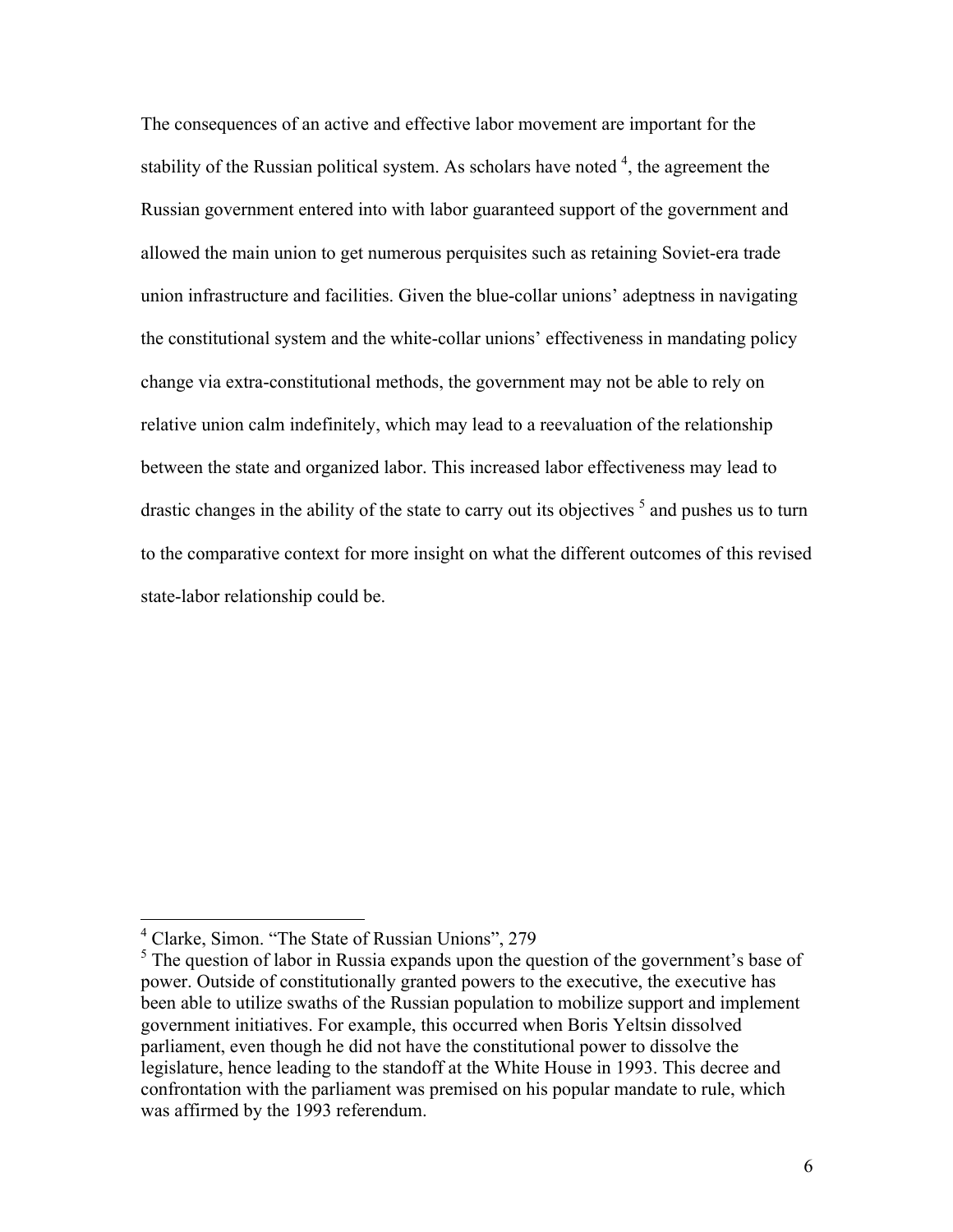The consequences of an active and effective labor movement are important for the stability of the Russian political system. As scholars have noted [4], the agreement the Russian government entered into with labor guaranteed support of the government and allowed the main union to get numerous perquisites such as retaining Soviet-era trade union infrastructure and facilities. Given the blue-collar unions' adeptness in navigating the constitutional system and the white-collar unions' effectiveness in mandating policy change via extra-constitutional methods, the government may not be able to rely on relative union calm indefinitely, which may lead to a reevaluation of the relationship between the state and organized labor. This increased labor effectiveness may lead to drastic changes in the ability of the state to carry out its objectives [5] and pushes us to turn to the comparative context for more insight on what the different outcomes of this revised state-labor relationship could be.

---

[4] Clarke, Simon. "The State of Russian Unions", 279

[5] The question of labor in Russia expands upon the question of the government's base of power. Outside of constitutionally granted powers to the executive, the executive has been able to utilize swaths of the Russian population to mobilize support and implement government initiatives. For example, this occurred when Boris Yeltsin dissolved parliament, even though he did not have the constitutional power to dissolve the legislature, hence leading to the standoff at the White House in 1993. This decree and confrontation with the parliament was premised on his popular mandate to rule, which was affirmed by the 1993 referendum.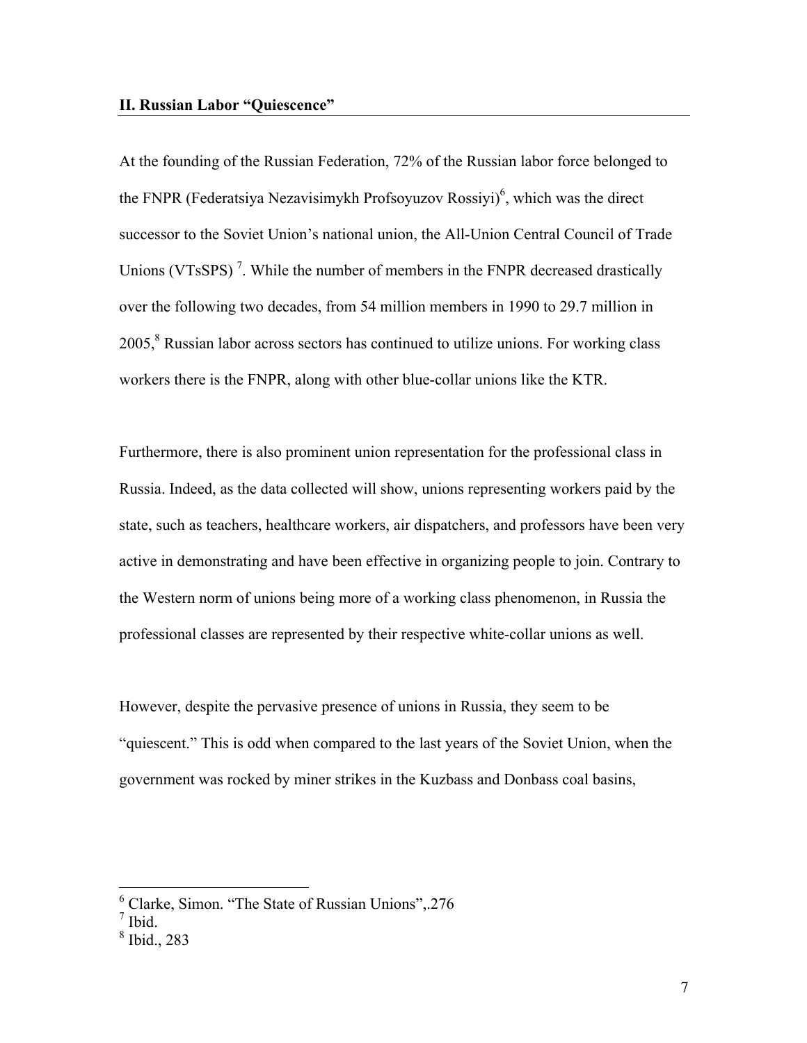## II. Russian Labor "Quiescence"

At the founding of the Russian Federation, 72% of the Russian labor force belonged to the FNPR (Federatsiya Nezavisimykh Profsoyuzov Rossiyi)[6], which was the direct successor to the Soviet Union's national union, the All-Union Central Council of Trade Unions (VTsSPS) [7]. While the number of members in the FNPR decreased drastically over the following two decades, from 54 million members in 1990 to 29.7 million in 2005,[8] Russian labor across sectors has continued to utilize unions. For working class workers there is the FNPR, along with other blue-collar unions like the KTR.

Furthermore, there is also prominent union representation for the professional class in Russia. Indeed, as the data collected will show, unions representing workers paid by the state, such as teachers, healthcare workers, air dispatchers, and professors have been very active in demonstrating and have been effective in organizing people to join. Contrary to the Western norm of unions being more of a working class phenomenon, in Russia the professional classes are represented by their respective white-collar unions as well.

However, despite the pervasive presence of unions in Russia, they seem to be "quiescent." This is odd when compared to the last years of the Soviet Union, when the government was rocked by miner strikes in the Kuzbass and Donbass coal basins,

---

[6] Clarke, Simon. "The State of Russian Unions",.276

[7] Ibid.

[8] Ibid., 283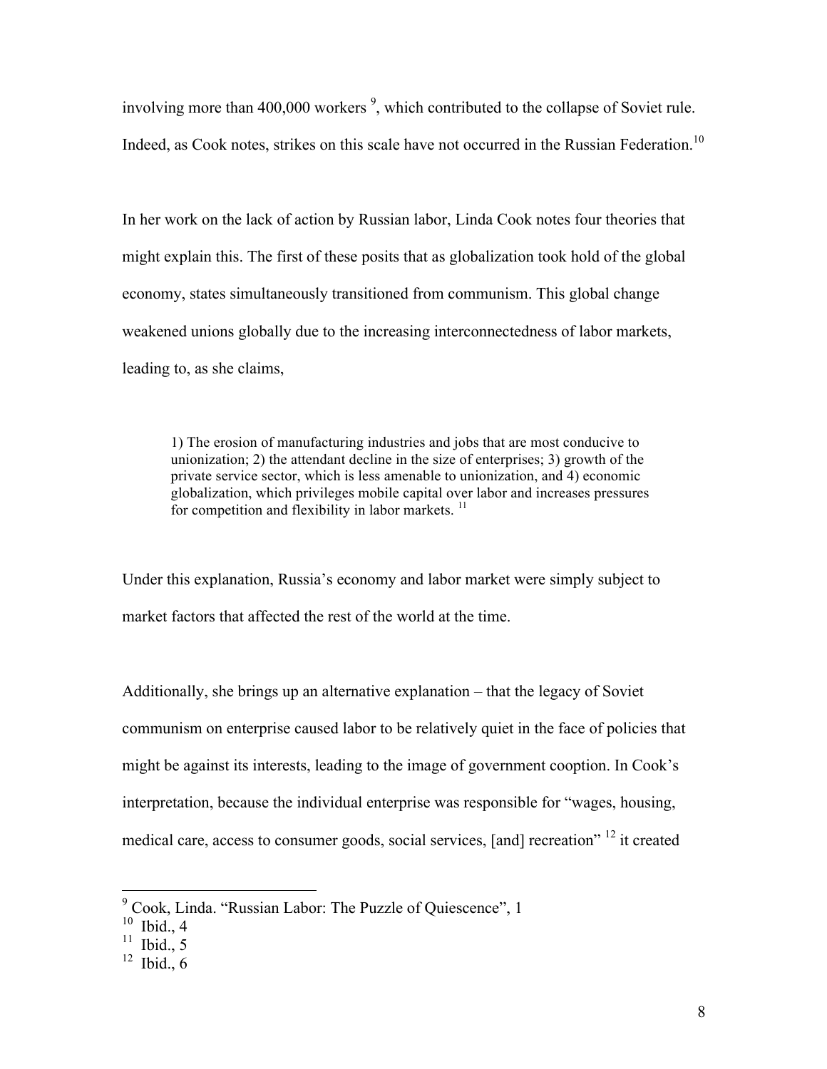involving more than 400,000 workers [9], which contributed to the collapse of Soviet rule. Indeed, as Cook notes, strikes on this scale have not occurred in the Russian Federation.[10]

In her work on the lack of action by Russian labor, Linda Cook notes four theories that might explain this. The first of these posits that as globalization took hold of the global economy, states simultaneously transitioned from communism. This global change weakened unions globally due to the increasing interconnectedness of labor markets, leading to, as she claims,

> 1) The erosion of manufacturing industries and jobs that are most conducive to unionization; 2) the attendant decline in the size of enterprises; 3) growth of the private service sector, which is less amenable to unionization, and 4) economic globalization, which privileges mobile capital over labor and increases pressures for competition and flexibility in labor markets. [11]

Under this explanation, Russia's economy and labor market were simply subject to market factors that affected the rest of the world at the time.

Additionally, she brings up an alternative explanation – that the legacy of Soviet communism on enterprise caused labor to be relatively quiet in the face of policies that might be against its interests, leading to the image of government cooption. In Cook's interpretation, because the individual enterprise was responsible for "wages, housing, medical care, access to consumer goods, social services, [and] recreation" [12] it created

---

[9] Cook, Linda. "Russian Labor: The Puzzle of Quiescence", 1

[10] Ibid., 4

[11] Ibid., 5

[12] Ibid., 6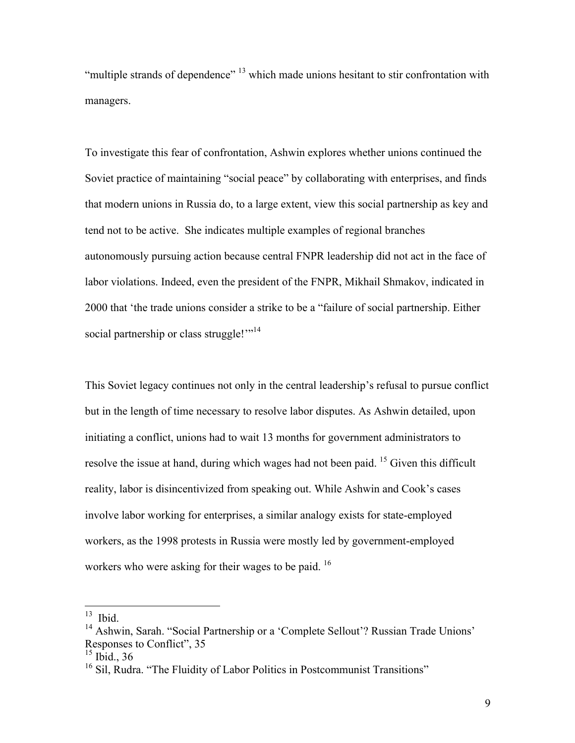"multiple strands of dependence" [13] which made unions hesitant to stir confrontation with managers.

To investigate this fear of confrontation, Ashwin explores whether unions continued the Soviet practice of maintaining "social peace" by collaborating with enterprises, and finds that modern unions in Russia do, to a large extent, view this social partnership as key and tend not to be active. She indicates multiple examples of regional branches autonomously pursuing action because central FNPR leadership did not act in the face of labor violations. Indeed, even the president of the FNPR, Mikhail Shmakov, indicated in 2000 that 'the trade unions consider a strike to be a "failure of social partnership. Either social partnership or class struggle!'"[14]

This Soviet legacy continues not only in the central leadership's refusal to pursue conflict but in the length of time necessary to resolve labor disputes. As Ashwin detailed, upon initiating a conflict, unions had to wait 13 months for government administrators to resolve the issue at hand, during which wages had not been paid. [15] Given this difficult reality, labor is disincentivized from speaking out. While Ashwin and Cook's cases involve labor working for enterprises, a similar analogy exists for state-employed workers, as the 1998 protests in Russia were mostly led by government-employed workers who were asking for their wages to be paid. [16]

---

[13] Ibid.

[14] Ashwin, Sarah. "Social Partnership or a 'Complete Sellout'? Russian Trade Unions' Responses to Conflict", 35

[15] Ibid., 36

[16] Sil, Rudra. "The Fluidity of Labor Politics in Postcommunist Transitions"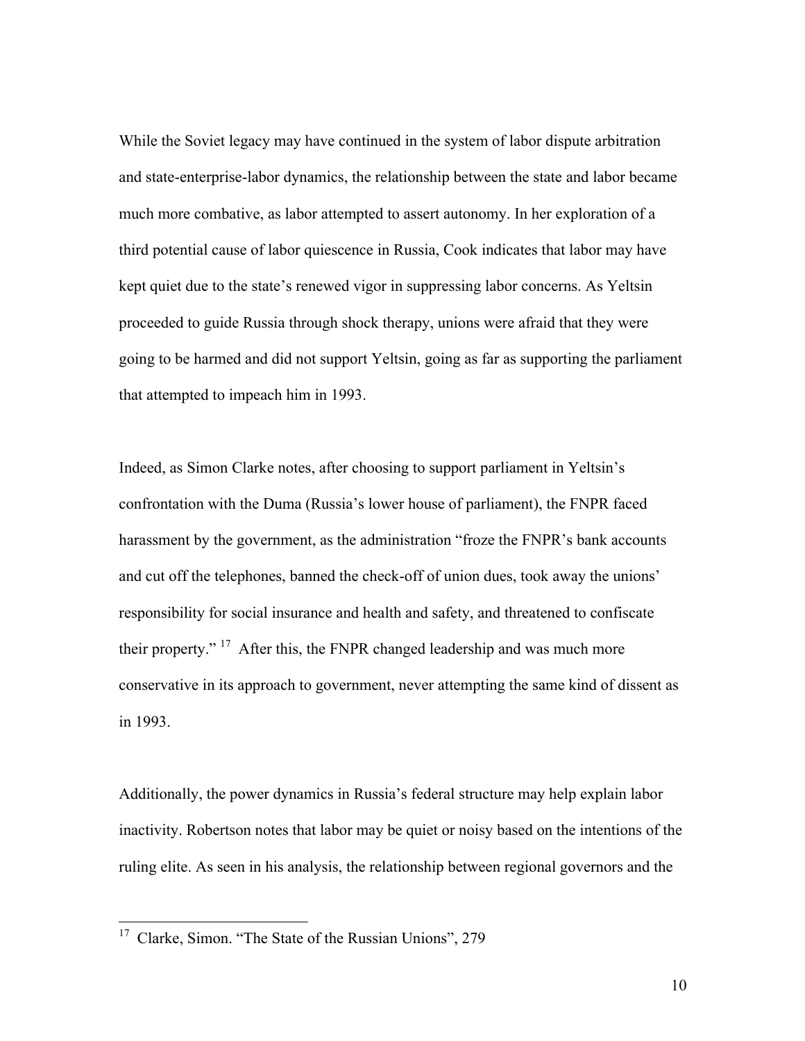While the Soviet legacy may have continued in the system of labor dispute arbitration and state-enterprise-labor dynamics, the relationship between the state and labor became much more combative, as labor attempted to assert autonomy. In her exploration of a third potential cause of labor quiescence in Russia, Cook indicates that labor may have kept quiet due to the state's renewed vigor in suppressing labor concerns. As Yeltsin proceeded to guide Russia through shock therapy, unions were afraid that they were going to be harmed and did not support Yeltsin, going as far as supporting the parliament that attempted to impeach him in 1993.

Indeed, as Simon Clarke notes, after choosing to support parliament in Yeltsin's confrontation with the Duma (Russia's lower house of parliament), the FNPR faced harassment by the government, as the administration "froze the FNPR's bank accounts and cut off the telephones, banned the check-off of union dues, took away the unions' responsibility for social insurance and health and safety, and threatened to confiscate their property." [17] After this, the FNPR changed leadership and was much more conservative in its approach to government, never attempting the same kind of dissent as in 1993.

Additionally, the power dynamics in Russia's federal structure may help explain labor inactivity. Robertson notes that labor may be quiet or noisy based on the intentions of the ruling elite. As seen in his analysis, the relationship between regional governors and the

---

[17] Clarke, Simon. "The State of the Russian Unions", 279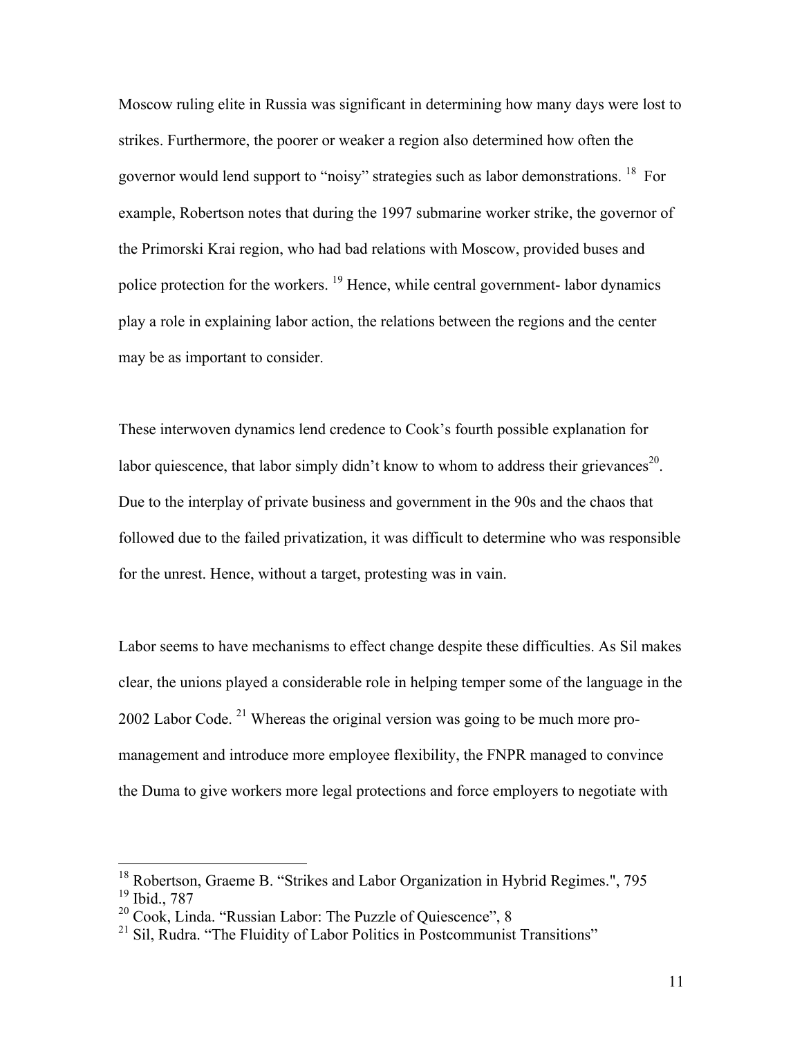Moscow ruling elite in Russia was significant in determining how many days were lost to strikes. Furthermore, the poorer or weaker a region also determined how often the governor would lend support to "noisy" strategies such as labor demonstrations. [18] For example, Robertson notes that during the 1997 submarine worker strike, the governor of the Primorski Krai region, who had bad relations with Moscow, provided buses and police protection for the workers. [19] Hence, while central government- labor dynamics play a role in explaining labor action, the relations between the regions and the center may be as important to consider.

These interwoven dynamics lend credence to Cook's fourth possible explanation for labor quiescence, that labor simply didn't know to whom to address their grievances[20]. Due to the interplay of private business and government in the 90s and the chaos that followed due to the failed privatization, it was difficult to determine who was responsible for the unrest. Hence, without a target, protesting was in vain.

Labor seems to have mechanisms to effect change despite these difficulties. As Sil makes clear, the unions played a considerable role in helping temper some of the language in the 2002 Labor Code. [21] Whereas the original version was going to be much more pro-management and introduce more employee flexibility, the FNPR managed to convince the Duma to give workers more legal protections and force employers to negotiate with

---

[18] Robertson, Graeme B. "Strikes and Labor Organization in Hybrid Regimes.", 795

[19] Ibid., 787

[20] Cook, Linda. "Russian Labor: The Puzzle of Quiescence", 8

[21] Sil, Rudra. "The Fluidity of Labor Politics in Postcommunist Transitions"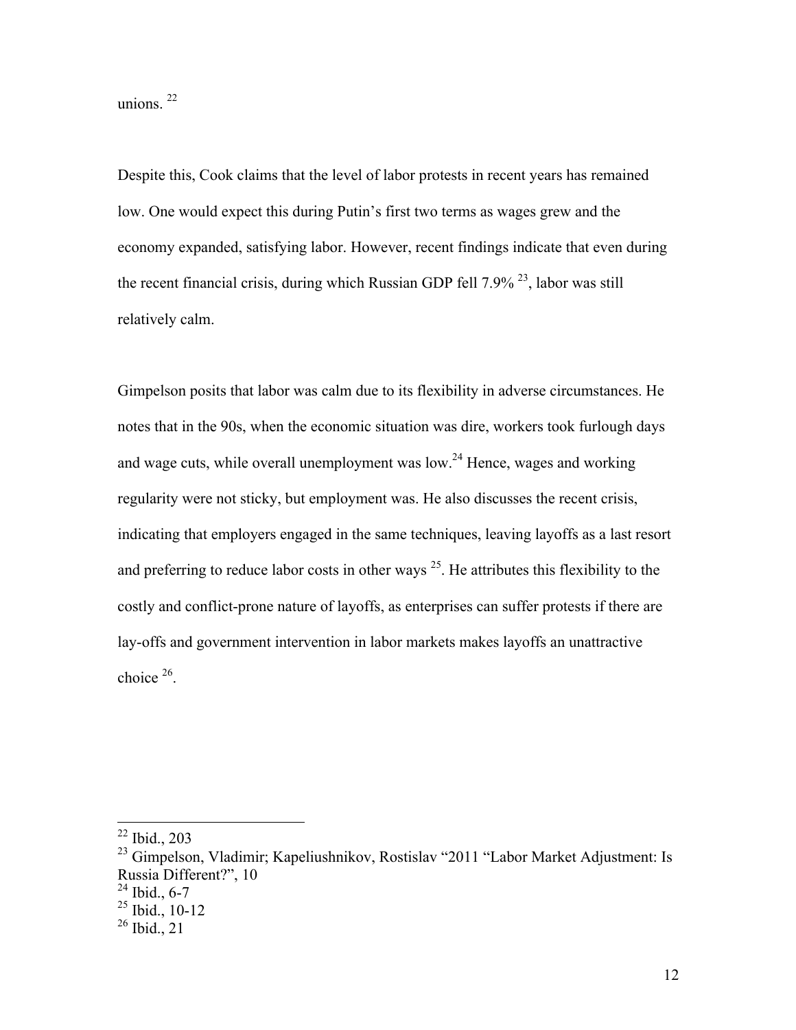unions. [22]

Despite this, Cook claims that the level of labor protests in recent years has remained low. One would expect this during Putin's first two terms as wages grew and the economy expanded, satisfying labor. However, recent findings indicate that even during the recent financial crisis, during which Russian GDP fell 7.9% [23], labor was still relatively calm.

Gimpelson posits that labor was calm due to its flexibility in adverse circumstances. He notes that in the 90s, when the economic situation was dire, workers took furlough days and wage cuts, while overall unemployment was low.[24] Hence, wages and working regularity were not sticky, but employment was. He also discusses the recent crisis, indicating that employers engaged in the same techniques, leaving layoffs as a last resort and preferring to reduce labor costs in other ways [25]. He attributes this flexibility to the costly and conflict-prone nature of layoffs, as enterprises can suffer protests if there are lay-offs and government intervention in labor markets makes layoffs an unattractive choice [26].

---

[22] Ibid., 203

[23] Gimpelson, Vladimir; Kapeliushnikov, Rostislav "2011 "Labor Market Adjustment: Is Russia Different?", 10

[24] Ibid., 6-7

[25] Ibid., 10-12

[26] Ibid., 21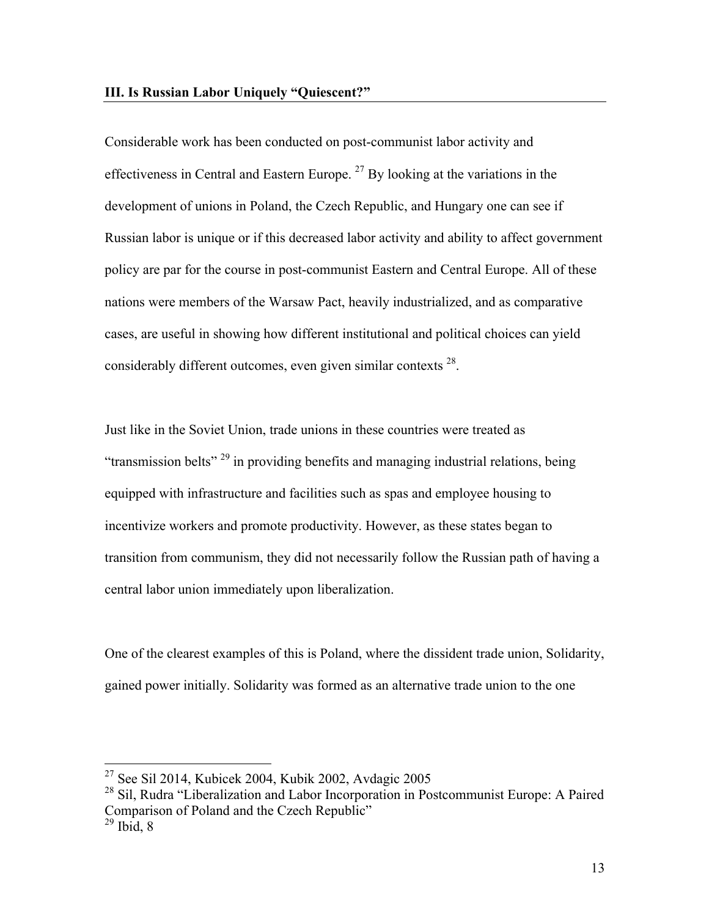### III. Is Russian Labor Uniquely "Quiescent?"

Considerable work has been conducted on post-communist labor activity and effectiveness in Central and Eastern Europe. [27] By looking at the variations in the development of unions in Poland, the Czech Republic, and Hungary one can see if Russian labor is unique or if this decreased labor activity and ability to affect government policy are par for the course in post-communist Eastern and Central Europe. All of these nations were members of the Warsaw Pact, heavily industrialized, and as comparative cases, are useful in showing how different institutional and political choices can yield considerably different outcomes, even given similar contexts [28].

Just like in the Soviet Union, trade unions in these countries were treated as "transmission belts" [29] in providing benefits and managing industrial relations, being equipped with infrastructure and facilities such as spas and employee housing to incentivize workers and promote productivity. However, as these states began to transition from communism, they did not necessarily follow the Russian path of having a central labor union immediately upon liberalization.

One of the clearest examples of this is Poland, where the dissident trade union, Solidarity, gained power initially. Solidarity was formed as an alternative trade union to the one

---

[27] See Sil 2014, Kubicek 2004, Kubik 2002, Avdagic 2005

[28] Sil, Rudra "Liberalization and Labor Incorporation in Postcommunist Europe: A Paired Comparison of Poland and the Czech Republic"

[29] Ibid, 8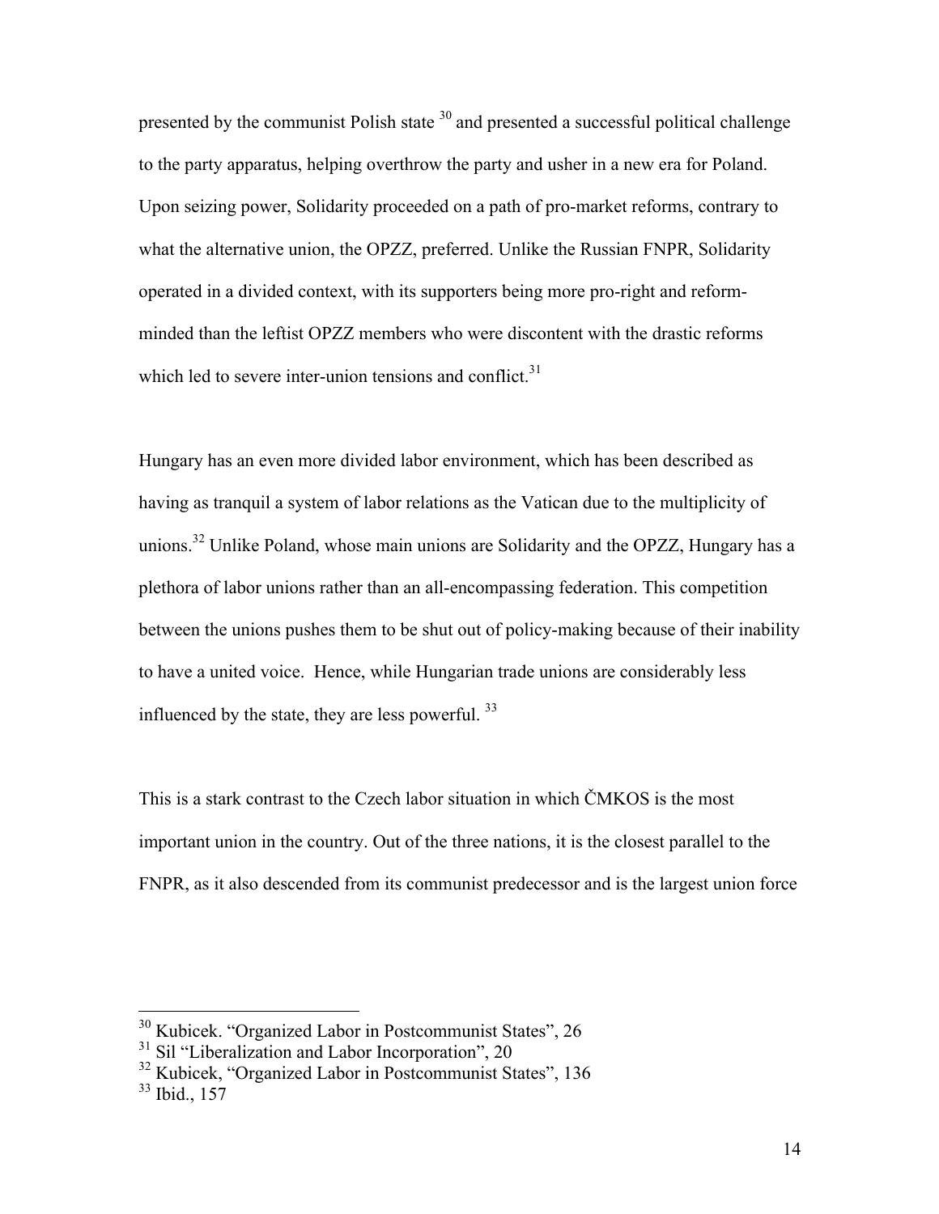presented by the communist Polish state [30] and presented a successful political challenge to the party apparatus, helping overthrow the party and usher in a new era for Poland. Upon seizing power, Solidarity proceeded on a path of pro-market reforms, contrary to what the alternative union, the OPZZ, preferred. Unlike the Russian FNPR, Solidarity operated in a divided context, with its supporters being more pro-right and reform-minded than the leftist OPZZ members who were discontent with the drastic reforms which led to severe inter-union tensions and conflict.[31]

Hungary has an even more divided labor environment, which has been described as having as tranquil a system of labor relations as the Vatican due to the multiplicity of unions.[32] Unlike Poland, whose main unions are Solidarity and the OPZZ, Hungary has a plethora of labor unions rather than an all-encompassing federation. This competition between the unions pushes them to be shut out of policy-making because of their inability to have a united voice. Hence, while Hungarian trade unions are considerably less influenced by the state, they are less powerful. [33]

This is a stark contrast to the Czech labor situation in which ČMKOS is the most important union in the country. Out of the three nations, it is the closest parallel to the FNPR, as it also descended from its communist predecessor and is the largest union force

---

[30] Kubicek. "Organized Labor in Postcommunist States", 26

[31] Sil "Liberalization and Labor Incorporation", 20

[32] Kubicek, "Organized Labor in Postcommunist States", 136

[33] Ibid., 157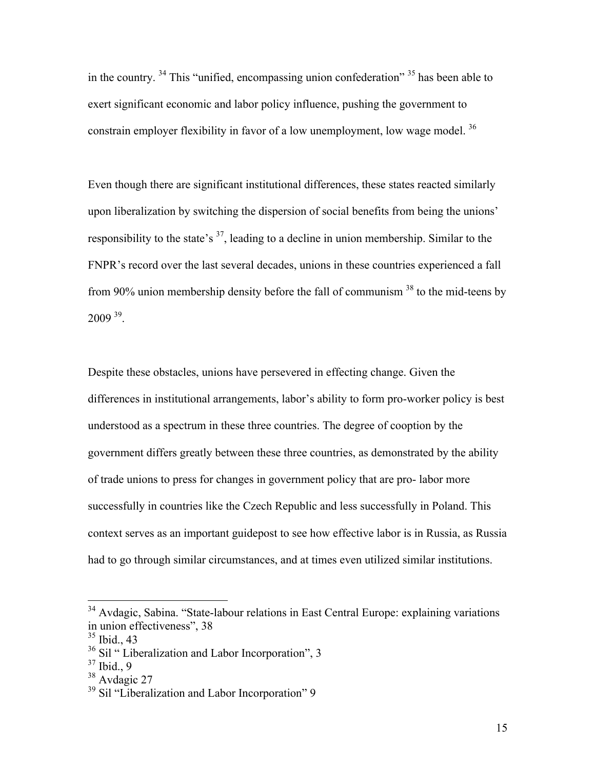in the country. [34] This "unified, encompassing union confederation" [35] has been able to exert significant economic and labor policy influence, pushing the government to constrain employer flexibility in favor of a low unemployment, low wage model. [36]

Even though there are significant institutional differences, these states reacted similarly upon liberalization by switching the dispersion of social benefits from being the unions' responsibility to the state's [37], leading to a decline in union membership. Similar to the FNPR's record over the last several decades, unions in these countries experienced a fall from 90% union membership density before the fall of communism [38] to the mid-teens by 2009 [39].

Despite these obstacles, unions have persevered in effecting change. Given the differences in institutional arrangements, labor's ability to form pro-worker policy is best understood as a spectrum in these three countries. The degree of cooption by the government differs greatly between these three countries, as demonstrated by the ability of trade unions to press for changes in government policy that are pro- labor more successfully in countries like the Czech Republic and less successfully in Poland. This context serves as an important guidepost to see how effective labor is in Russia, as Russia had to go through similar circumstances, and at times even utilized similar institutions.

---

[34] Avdagic, Sabina. "State-labour relations in East Central Europe: explaining variations in union effectiveness", 38

[35] Ibid., 43

[36] Sil " Liberalization and Labor Incorporation", 3

[37] Ibid., 9

[38] Avdagic 27

[39] Sil "Liberalization and Labor Incorporation" 9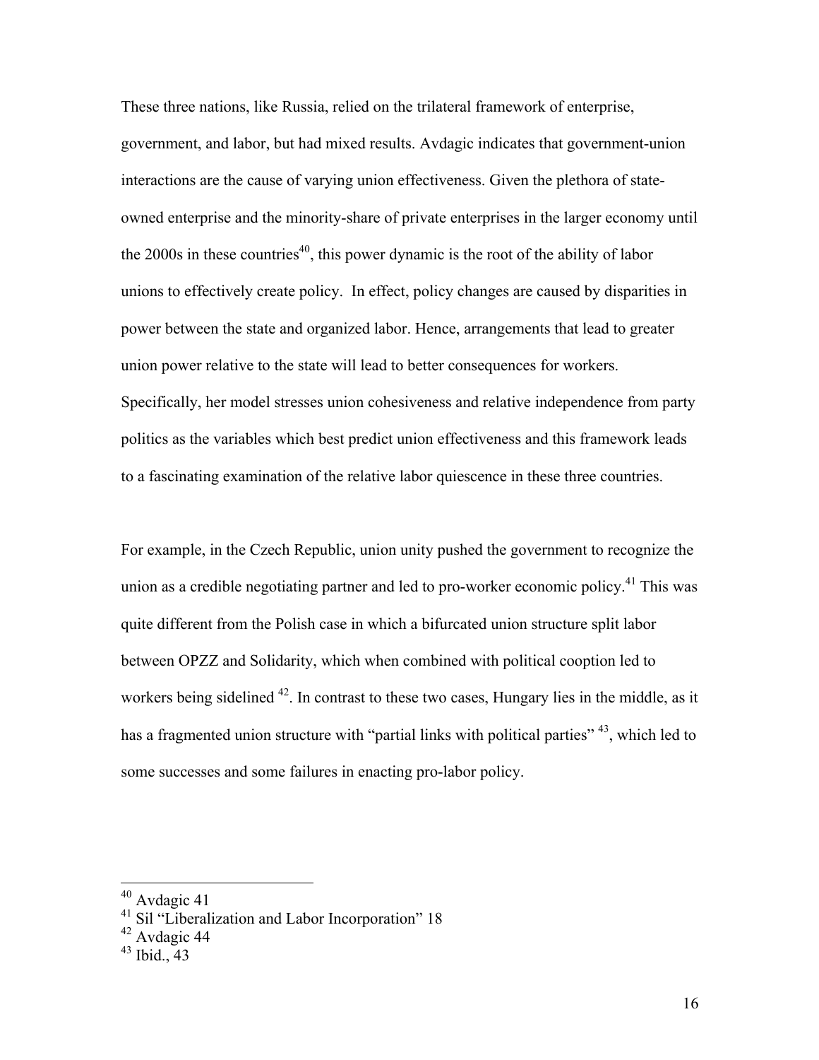These three nations, like Russia, relied on the trilateral framework of enterprise, government, and labor, but had mixed results. Avdagic indicates that government-union interactions are the cause of varying union effectiveness. Given the plethora of state-owned enterprise and the minority-share of private enterprises in the larger economy until the 2000s in these countries[40], this power dynamic is the root of the ability of labor unions to effectively create policy. In effect, policy changes are caused by disparities in power between the state and organized labor. Hence, arrangements that lead to greater union power relative to the state will lead to better consequences for workers. Specifically, her model stresses union cohesiveness and relative independence from party politics as the variables which best predict union effectiveness and this framework leads to a fascinating examination of the relative labor quiescence in these three countries.

For example, in the Czech Republic, union unity pushed the government to recognize the union as a credible negotiating partner and led to pro-worker economic policy.[41] This was quite different from the Polish case in which a bifurcated union structure split labor between OPZZ and Solidarity, which when combined with political cooption led to workers being sidelined [42]. In contrast to these two cases, Hungary lies in the middle, as it has a fragmented union structure with "partial links with political parties" [43], which led to some successes and some failures in enacting pro-labor policy.

---

[40] Avdagic 41
[41] Sil "Liberalization and Labor Incorporation" 18
[42] Avdagic 44
[43] Ibid., 43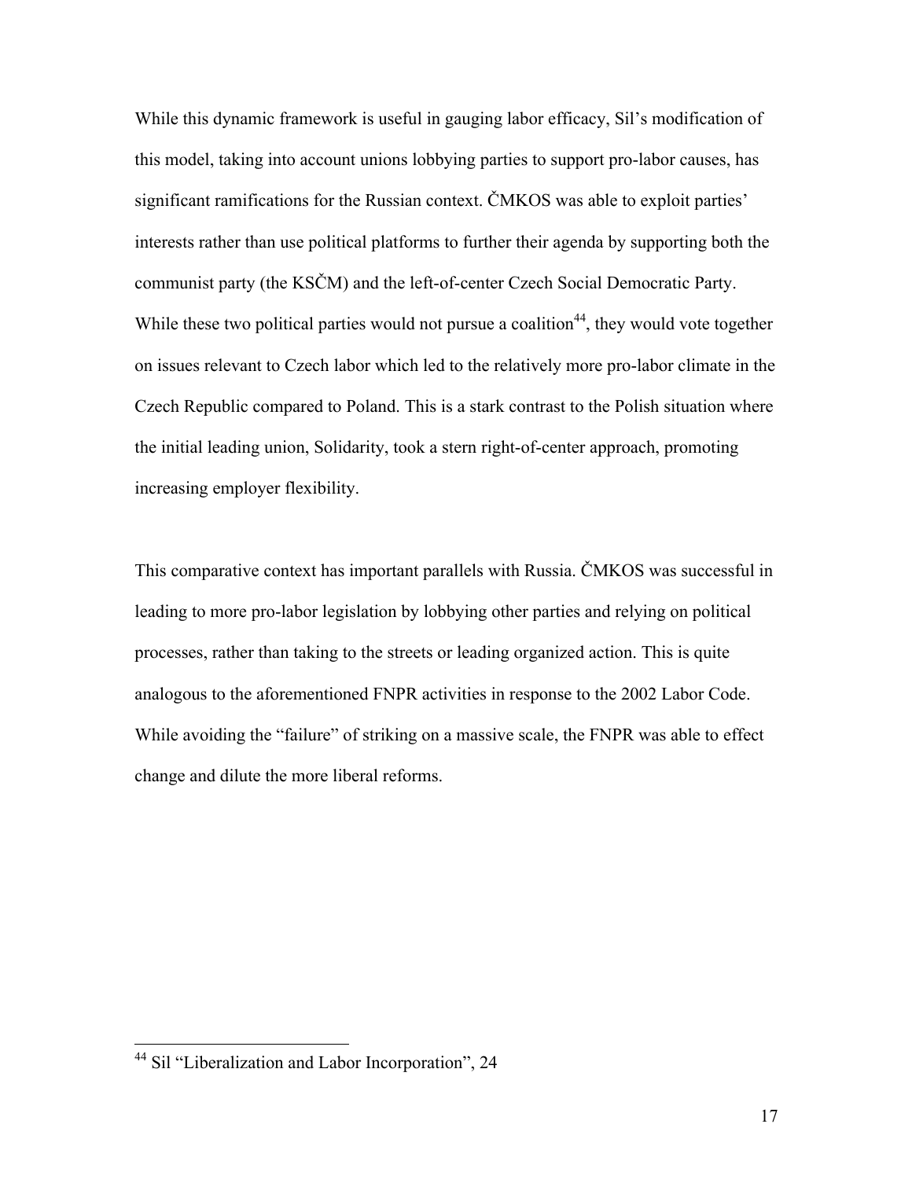While this dynamic framework is useful in gauging labor efficacy, Sil's modification of this model, taking into account unions lobbying parties to support pro-labor causes, has significant ramifications for the Russian context. ČMKOS was able to exploit parties' interests rather than use political platforms to further their agenda by supporting both the communist party (the KSČM) and the left-of-center Czech Social Democratic Party. While these two political parties would not pursue a coalition[44], they would vote together on issues relevant to Czech labor which led to the relatively more pro-labor climate in the Czech Republic compared to Poland. This is a stark contrast to the Polish situation where the initial leading union, Solidarity, took a stern right-of-center approach, promoting increasing employer flexibility.

This comparative context has important parallels with Russia. ČMKOS was successful in leading to more pro-labor legislation by lobbying other parties and relying on political processes, rather than taking to the streets or leading organized action. This is quite analogous to the aforementioned FNPR activities in response to the 2002 Labor Code. While avoiding the "failure" of striking on a massive scale, the FNPR was able to effect change and dilute the more liberal reforms.

---

[44] Sil "Liberalization and Labor Incorporation", 24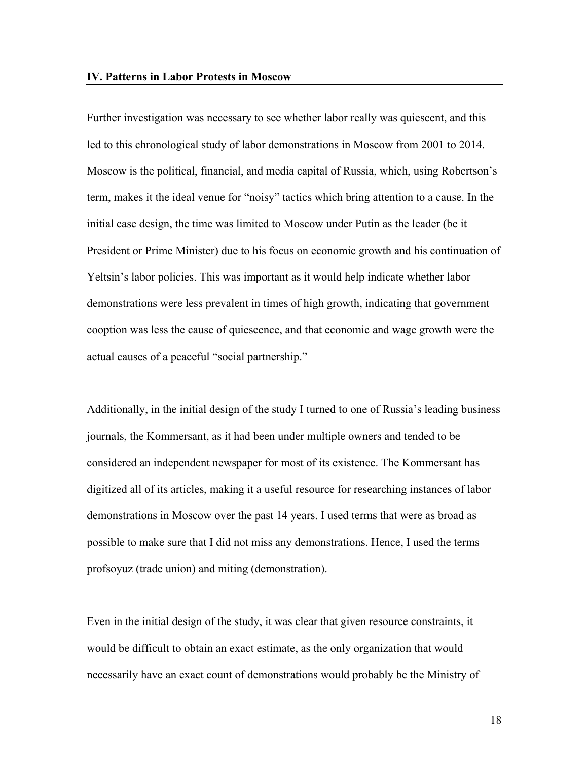**IV. Patterns in Labor Protests in Moscow**

Further investigation was necessary to see whether labor really was quiescent, and this led to this chronological study of labor demonstrations in Moscow from 2001 to 2014. Moscow is the political, financial, and media capital of Russia, which, using Robertson's term, makes it the ideal venue for "noisy" tactics which bring attention to a cause. In the initial case design, the time was limited to Moscow under Putin as the leader (be it President or Prime Minister) due to his focus on economic growth and his continuation of Yeltsin's labor policies. This was important as it would help indicate whether labor demonstrations were less prevalent in times of high growth, indicating that government cooption was less the cause of quiescence, and that economic and wage growth were the actual causes of a peaceful "social partnership."

Additionally, in the initial design of the study I turned to one of Russia's leading business journals, the Kommersant, as it had been under multiple owners and tended to be considered an independent newspaper for most of its existence. The Kommersant has digitized all of its articles, making it a useful resource for researching instances of labor demonstrations in Moscow over the past 14 years. I used terms that were as broad as possible to make sure that I did not miss any demonstrations. Hence, I used the terms profsoyuz (trade union) and miting (demonstration).

Even in the initial design of the study, it was clear that given resource constraints, it would be difficult to obtain an exact estimate, as the only organization that would necessarily have an exact count of demonstrations would probably be the Ministry of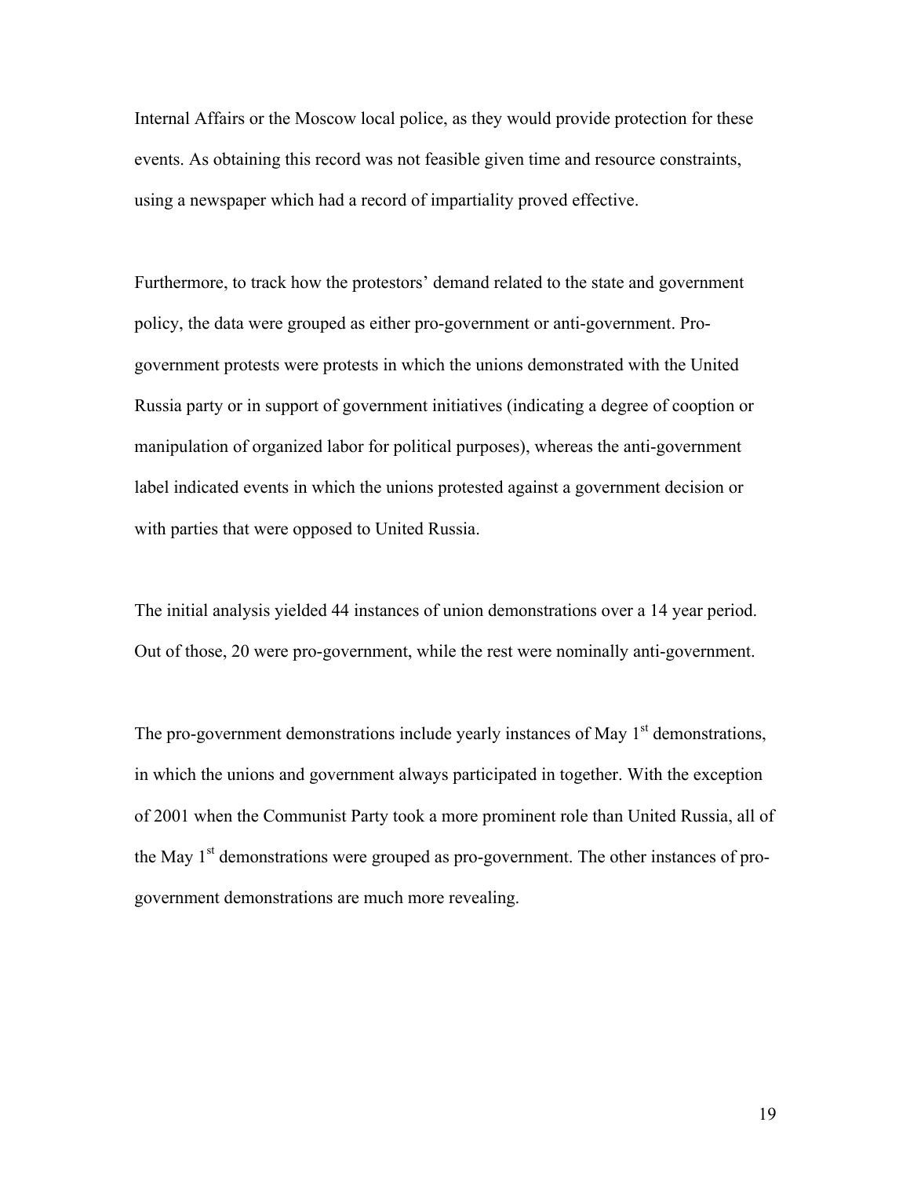Internal Affairs or the Moscow local police, as they would provide protection for these events. As obtaining this record was not feasible given time and resource constraints, using a newspaper which had a record of impartiality proved effective.

Furthermore, to track how the protestors' demand related to the state and government policy, the data were grouped as either pro-government or anti-government. Pro-government protests were protests in which the unions demonstrated with the United Russia party or in support of government initiatives (indicating a degree of cooption or manipulation of organized labor for political purposes), whereas the anti-government label indicated events in which the unions protested against a government decision or with parties that were opposed to United Russia.

The initial analysis yielded 44 instances of union demonstrations over a 14 year period. Out of those, 20 were pro-government, while the rest were nominally anti-government.

The pro-government demonstrations include yearly instances of May 1st demonstrations, in which the unions and government always participated in together. With the exception of 2001 when the Communist Party took a more prominent role than United Russia, all of the May 1st demonstrations were grouped as pro-government. The other instances of pro-government demonstrations are much more revealing.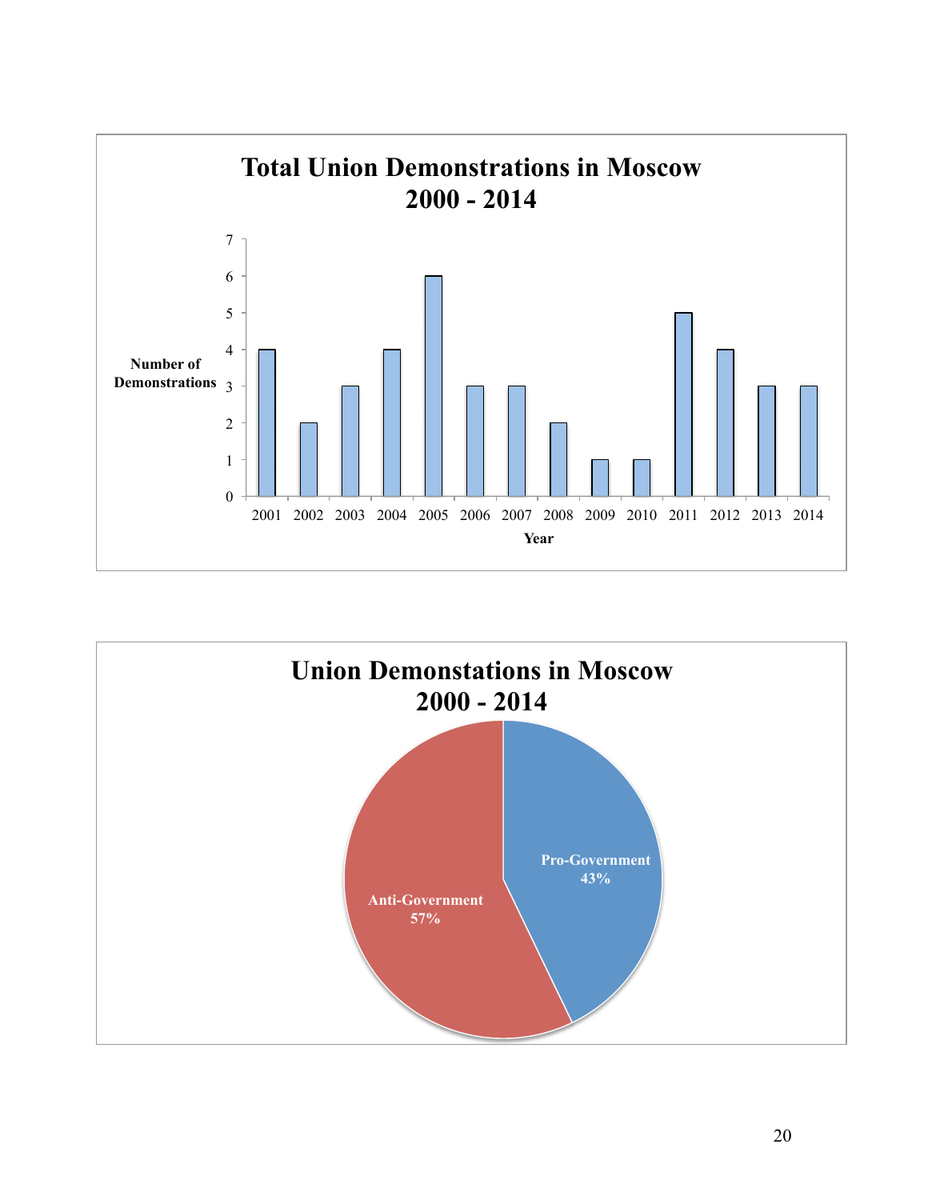**Total Union Demonstrations in Moscow 2000 - 2014**

| Year | Number of Demonstrations |
|---|---|
| 2001 | 4 |
| 2002 | 2 |
| 2003 | 3 |
| 2004 | 4 |
| 2005 | 6 |
| 2006 | 3 |
| 2007 | 3 |
| 2008 | 2 |
| 2009 | 1 |
| 2010 | 1 |
| 2011 | 5 |
| 2012 | 4 |
| 2013 | 3 |
| 2014 | 3 |

**Union Demonstations in Moscow 2000 - 2014**

| Type | Share |
|---|---|
| Pro-Government | 43% |
| Anti-Government | 57% |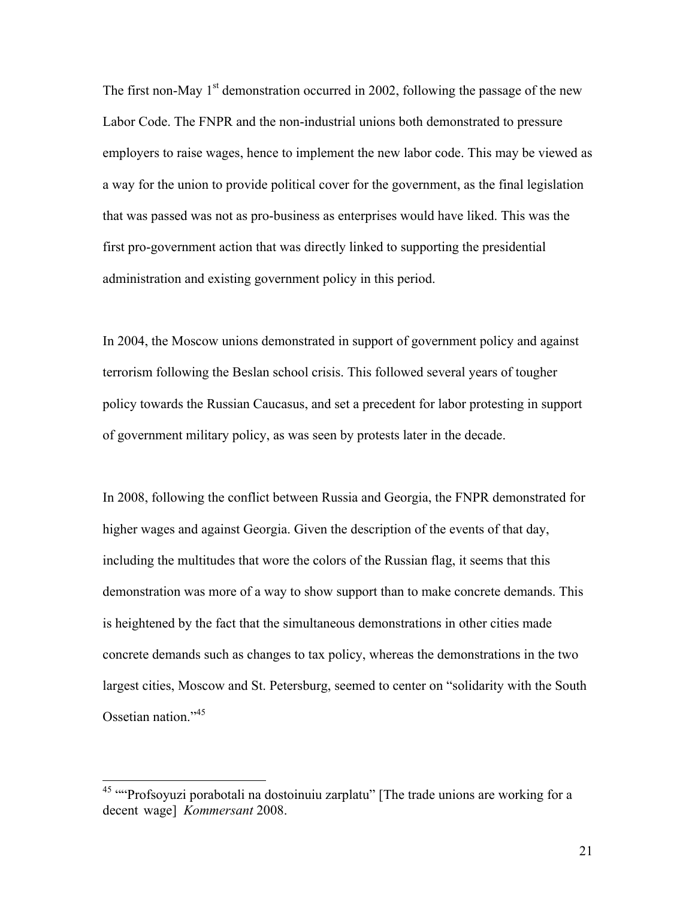The first non-May 1st demonstration occurred in 2002, following the passage of the new Labor Code. The FNPR and the non-industrial unions both demonstrated to pressure employers to raise wages, hence to implement the new labor code. This may be viewed as a way for the union to provide political cover for the government, as the final legislation that was passed was not as pro-business as enterprises would have liked. This was the first pro-government action that was directly linked to supporting the presidential administration and existing government policy in this period.

In 2004, the Moscow unions demonstrated in support of government policy and against terrorism following the Beslan school crisis. This followed several years of tougher policy towards the Russian Caucasus, and set a precedent for labor protesting in support of government military policy, as was seen by protests later in the decade.

In 2008, following the conflict between Russia and Georgia, the FNPR demonstrated for higher wages and against Georgia. Given the description of the events of that day, including the multitudes that wore the colors of the Russian flag, it seems that this demonstration was more of a way to show support than to make concrete demands. This is heightened by the fact that the simultaneous demonstrations in other cities made concrete demands such as changes to tax policy, whereas the demonstrations in the two largest cities, Moscow and St. Petersburg, seemed to center on "solidarity with the South Ossetian nation."[45]

---

[45] ""Profsoyuzi porabotali na dostoinuiu zarplatu" [The trade unions are working for a decent wage] *Kommersant* 2008.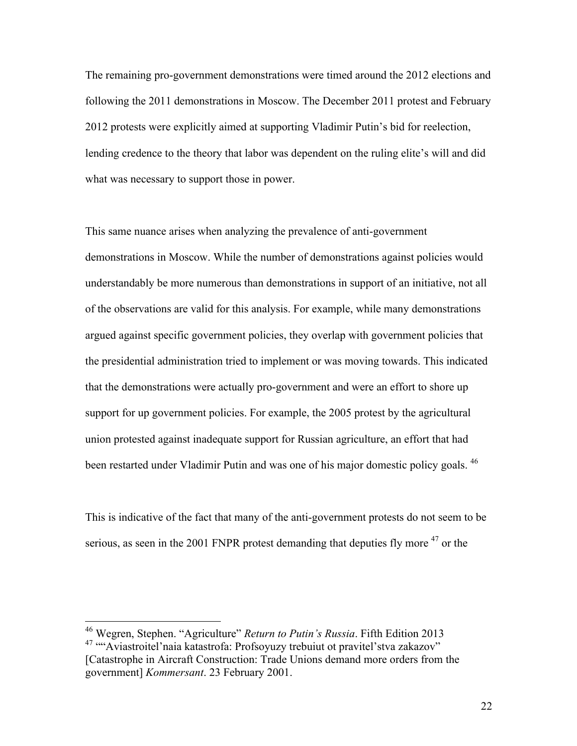The remaining pro-government demonstrations were timed around the 2012 elections and following the 2011 demonstrations in Moscow. The December 2011 protest and February 2012 protests were explicitly aimed at supporting Vladimir Putin's bid for reelection, lending credence to the theory that labor was dependent on the ruling elite's will and did what was necessary to support those in power.

This same nuance arises when analyzing the prevalence of anti-government demonstrations in Moscow. While the number of demonstrations against policies would understandably be more numerous than demonstrations in support of an initiative, not all of the observations are valid for this analysis. For example, while many demonstrations argued against specific government policies, they overlap with government policies that the presidential administration tried to implement or was moving towards. This indicated that the demonstrations were actually pro-government and were an effort to shore up support for up government policies. For example, the 2005 protest by the agricultural union protested against inadequate support for Russian agriculture, an effort that had been restarted under Vladimir Putin and was one of his major domestic policy goals. [46]

This is indicative of the fact that many of the anti-government protests do not seem to be serious, as seen in the 2001 FNPR protest demanding that deputies fly more [47] or the

---

[46] Wegren, Stephen. "Agriculture" *Return to Putin's Russia*. Fifth Edition 2013

[47] ""Aviastroitel'naia katastrofa: Profsoyuzy trebuiut ot pravitel'stva zakazov" [Catastrophe in Aircraft Construction: Trade Unions demand more orders from the government] *Kommersant*. 23 February 2001.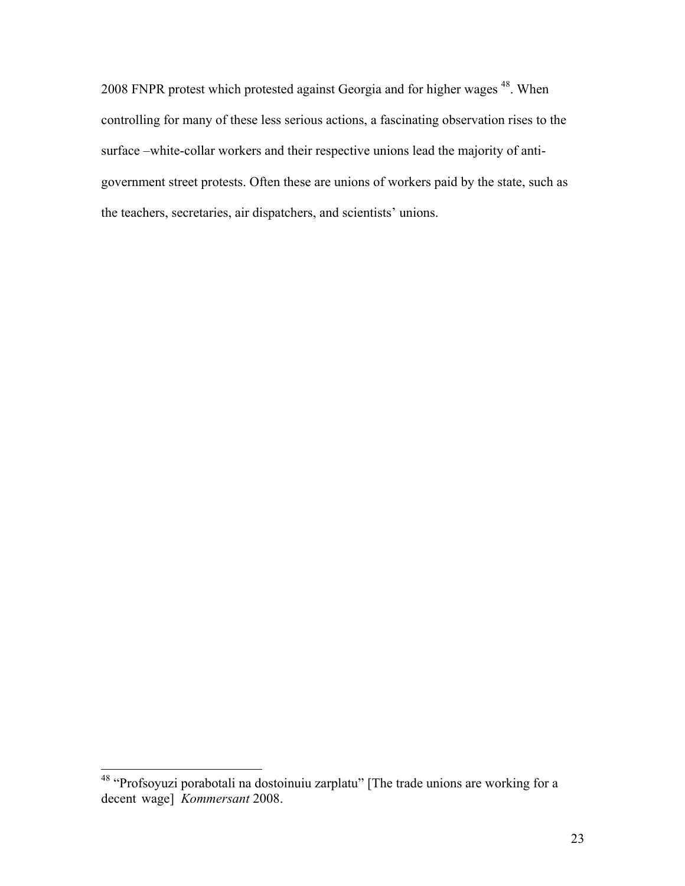2008 FNPR protest which protested against Georgia and for higher wages [48]. When controlling for many of these less serious actions, a fascinating observation rises to the surface –white-collar workers and their respective unions lead the majority of anti-government street protests. Often these are unions of workers paid by the state, such as the teachers, secretaries, air dispatchers, and scientists' unions.

---

[48] "Profsoyuzi porabotali na dostoinuiu zarplatu" [The trade unions are working for a decent wage] *Kommersant* 2008.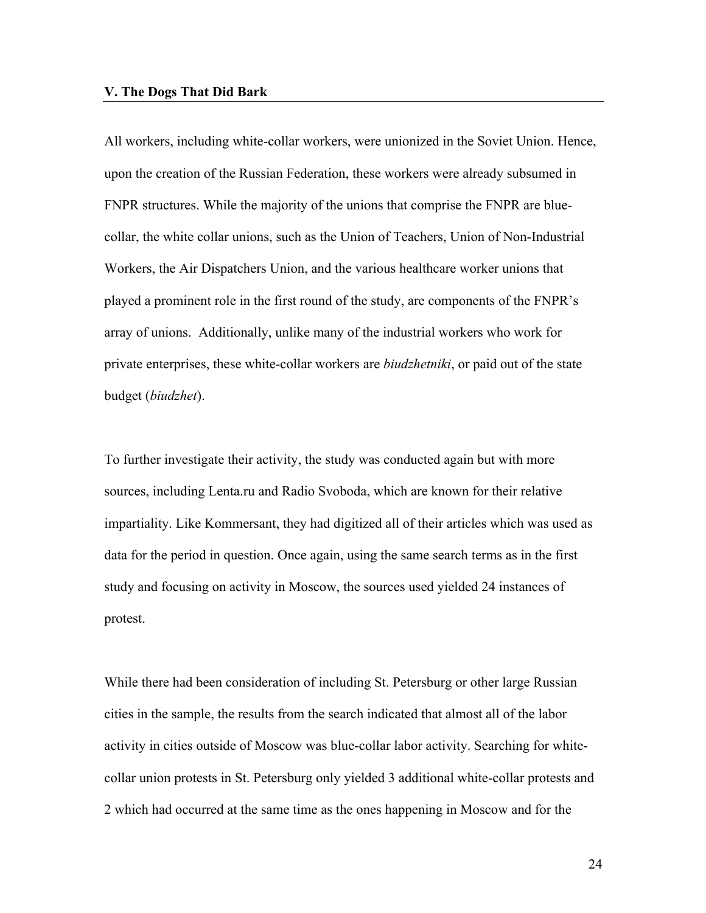## V. The Dogs That Did Bark

All workers, including white-collar workers, were unionized in the Soviet Union. Hence, upon the creation of the Russian Federation, these workers were already subsumed in FNPR structures. While the majority of the unions that comprise the FNPR are blue-collar, the white collar unions, such as the Union of Teachers, Union of Non-Industrial Workers, the Air Dispatchers Union, and the various healthcare worker unions that played a prominent role in the first round of the study, are components of the FNPR's array of unions. Additionally, unlike many of the industrial workers who work for private enterprises, these white-collar workers are *biudzhetniki*, or paid out of the state budget (*biudzhet*).

To further investigate their activity, the study was conducted again but with more sources, including Lenta.ru and Radio Svoboda, which are known for their relative impartiality. Like Kommersant, they had digitized all of their articles which was used as data for the period in question. Once again, using the same search terms as in the first study and focusing on activity in Moscow, the sources used yielded 24 instances of protest.

While there had been consideration of including St. Petersburg or other large Russian cities in the sample, the results from the search indicated that almost all of the labor activity in cities outside of Moscow was blue-collar labor activity. Searching for white-collar union protests in St. Petersburg only yielded 3 additional white-collar protests and 2 which had occurred at the same time as the ones happening in Moscow and for the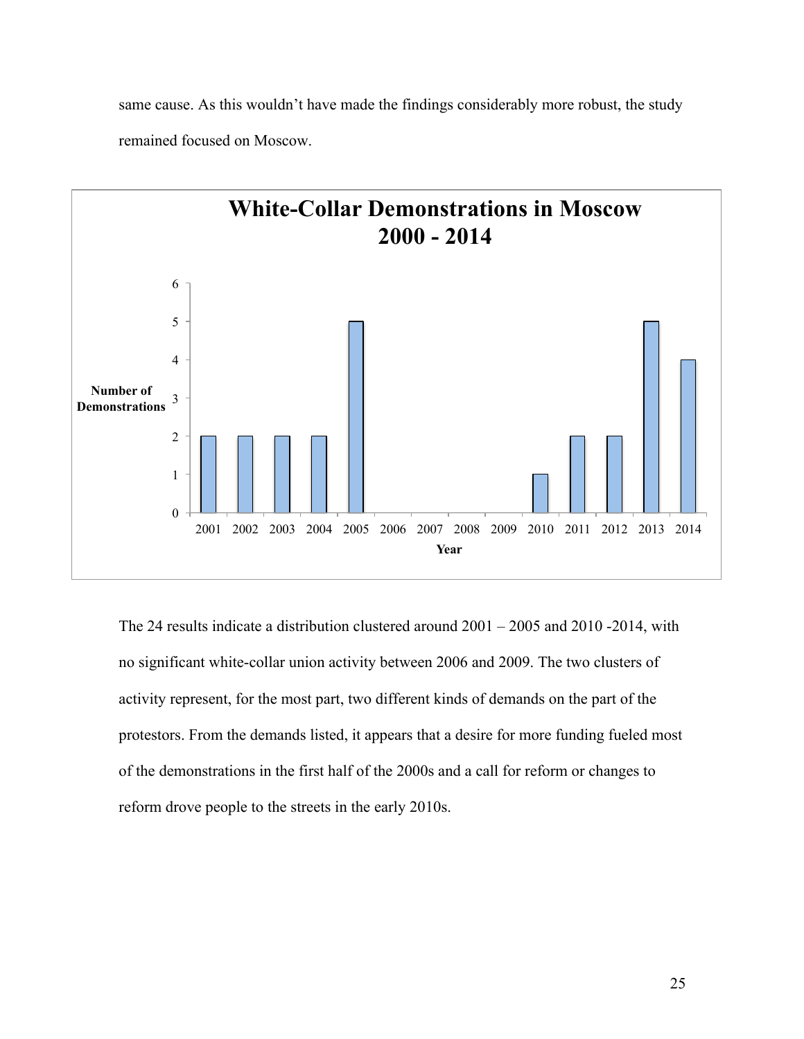same cause. As this wouldn't have made the findings considerably more robust, the study remained focused on Moscow.

**White-Collar Demonstrations in Moscow 2000 - 2014**

| Year | Number of Demonstrations |
|---|---|
| 2001 | 2 |
| 2002 | 2 |
| 2003 | 2 |
| 2004 | 2 |
| 2005 | 5 |
| 2006 | 0 |
| 2007 | 0 |
| 2008 | 0 |
| 2009 | 0 |
| 2010 | 1 |
| 2011 | 2 |
| 2012 | 2 |
| 2013 | 5 |
| 2014 | 4 |

The 24 results indicate a distribution clustered around 2001 – 2005 and 2010 -2014, with no significant white-collar union activity between 2006 and 2009. The two clusters of activity represent, for the most part, two different kinds of demands on the part of the protestors. From the demands listed, it appears that a desire for more funding fueled most of the demonstrations in the first half of the 2000s and a call for reform or changes to reform drove people to the streets in the early 2010s.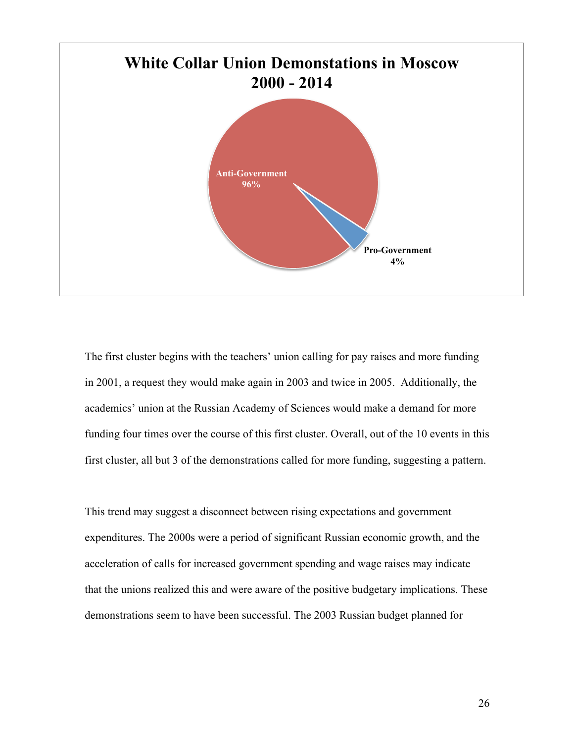**White Collar Union Demonstations in Moscow 2000 - 2014**

Anti-Government 96%

Pro-Government 4%

The first cluster begins with the teachers' union calling for pay raises and more funding in 2001, a request they would make again in 2003 and twice in 2005. Additionally, the academics' union at the Russian Academy of Sciences would make a demand for more funding four times over the course of this first cluster. Overall, out of the 10 events in this first cluster, all but 3 of the demonstrations called for more funding, suggesting a pattern.

This trend may suggest a disconnect between rising expectations and government expenditures. The 2000s were a period of significant Russian economic growth, and the acceleration of calls for increased government spending and wage raises may indicate that the unions realized this and were aware of the positive budgetary implications. These demonstrations seem to have been successful. The 2003 Russian budget planned for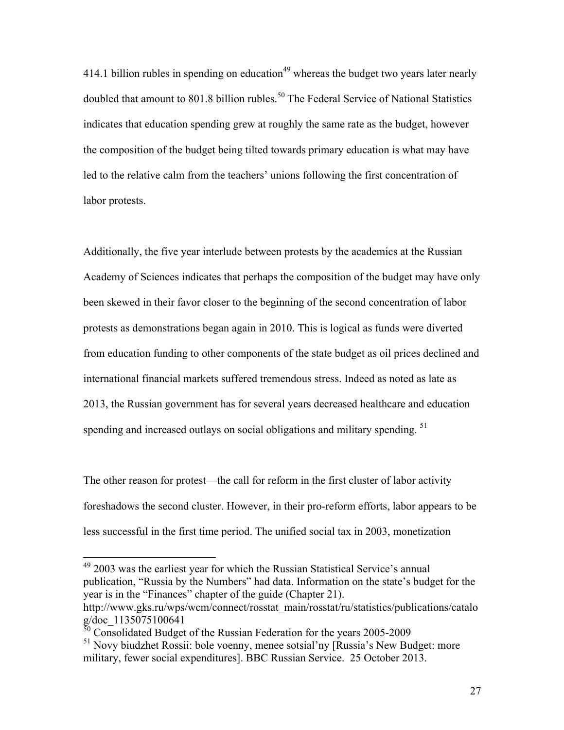414.1 billion rubles in spending on education[49] whereas the budget two years later nearly doubled that amount to 801.8 billion rubles.[50] The Federal Service of National Statistics indicates that education spending grew at roughly the same rate as the budget, however the composition of the budget being tilted towards primary education is what may have led to the relative calm from the teachers' unions following the first concentration of labor protests.

Additionally, the five year interlude between protests by the academics at the Russian Academy of Sciences indicates that perhaps the composition of the budget may have only been skewed in their favor closer to the beginning of the second concentration of labor protests as demonstrations began again in 2010. This is logical as funds were diverted from education funding to other components of the state budget as oil prices declined and international financial markets suffered tremendous stress. Indeed as noted as late as 2013, the Russian government has for several years decreased healthcare and education spending and increased outlays on social obligations and military spending. [51]

The other reason for protest—the call for reform in the first cluster of labor activity foreshadows the second cluster. However, in their pro-reform efforts, labor appears to be less successful in the first time period. The unified social tax in 2003, monetization

---

[49] 2003 was the earliest year for which the Russian Statistical Service's annual publication, "Russia by the Numbers" had data. Information on the state's budget for the year is in the "Finances" chapter of the guide (Chapter 21). http://www.gks.ru/wps/wcm/connect/rosstat_main/rosstat/ru/statistics/publications/catalog/doc_1135075100641

[50] Consolidated Budget of the Russian Federation for the years 2005-2009

[51] Novy biudzhet Rossii: bole voenny, menee sotsial'ny [Russia's New Budget: more military, fewer social expenditures]. BBC Russian Service. 25 October 2013.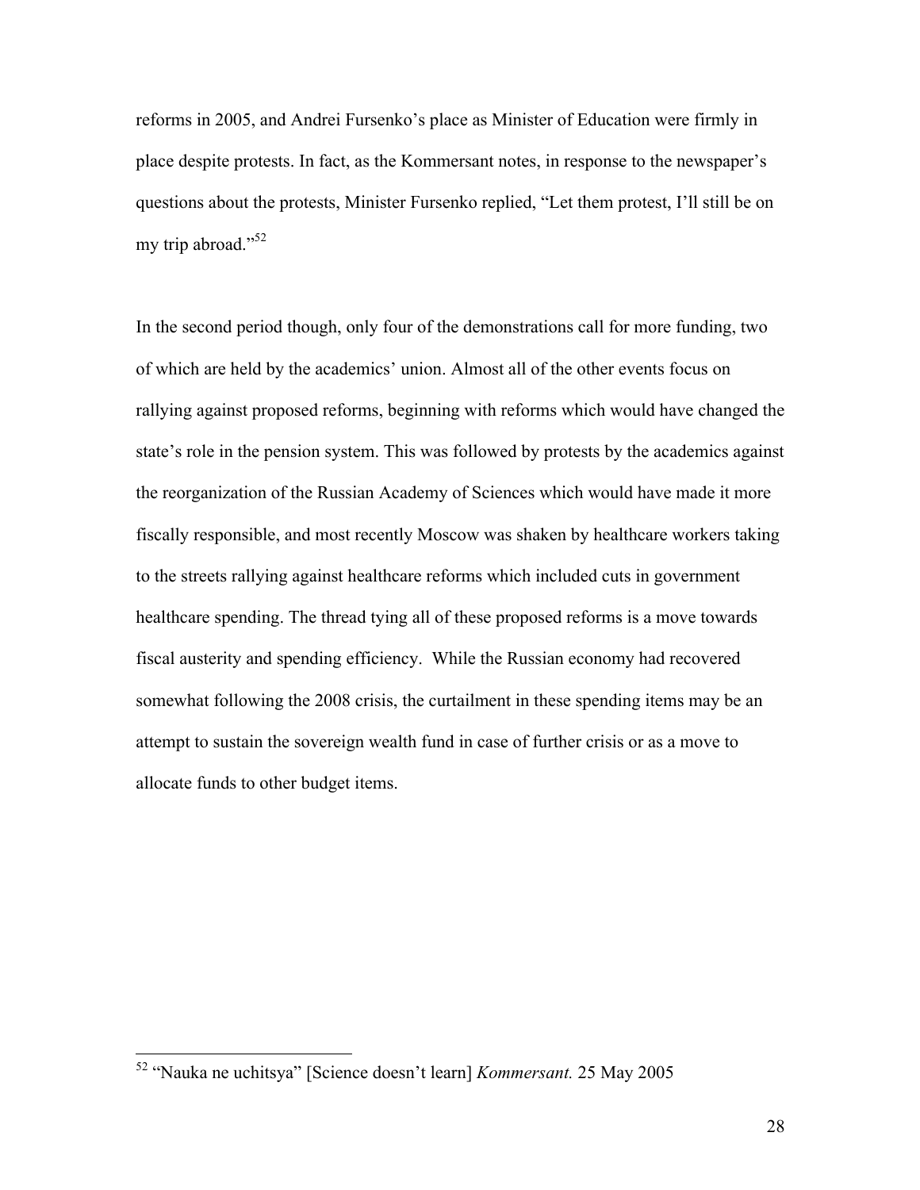reforms in 2005, and Andrei Fursenko's place as Minister of Education were firmly in place despite protests. In fact, as the Kommersant notes, in response to the newspaper's questions about the protests, Minister Fursenko replied, "Let them protest, I'll still be on my trip abroad."[52]

In the second period though, only four of the demonstrations call for more funding, two of which are held by the academics' union. Almost all of the other events focus on rallying against proposed reforms, beginning with reforms which would have changed the state's role in the pension system. This was followed by protests by the academics against the reorganization of the Russian Academy of Sciences which would have made it more fiscally responsible, and most recently Moscow was shaken by healthcare workers taking to the streets rallying against healthcare reforms which included cuts in government healthcare spending. The thread tying all of these proposed reforms is a move towards fiscal austerity and spending efficiency. While the Russian economy had recovered somewhat following the 2008 crisis, the curtailment in these spending items may be an attempt to sustain the sovereign wealth fund in case of further crisis or as a move to allocate funds to other budget items.

---

[52] "Nauka ne uchitsya" [Science doesn't learn] *Kommersant.* 25 May 2005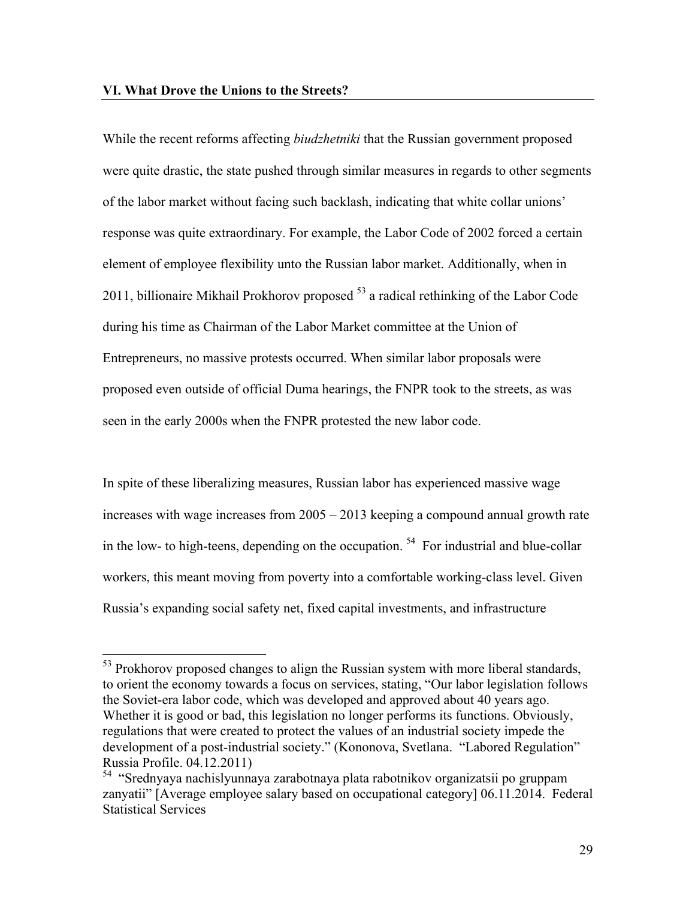#### VI. What Drove the Unions to the Streets?

While the recent reforms affecting *biudzhetniki* that the Russian government proposed were quite drastic, the state pushed through similar measures in regards to other segments of the labor market without facing such backlash, indicating that white collar unions' response was quite extraordinary. For example, the Labor Code of 2002 forced a certain element of employee flexibility unto the Russian labor market. Additionally, when in 2011, billionaire Mikhail Prokhorov proposed [53] a radical rethinking of the Labor Code during his time as Chairman of the Labor Market committee at the Union of Entrepreneurs, no massive protests occurred. When similar labor proposals were proposed even outside of official Duma hearings, the FNPR took to the streets, as was seen in the early 2000s when the FNPR protested the new labor code.

In spite of these liberalizing measures, Russian labor has experienced massive wage increases with wage increases from 2005 – 2013 keeping a compound annual growth rate in the low- to high-teens, depending on the occupation. [54] For industrial and blue-collar workers, this meant moving from poverty into a comfortable working-class level. Given Russia's expanding social safety net, fixed capital investments, and infrastructure

---

[53] Prokhorov proposed changes to align the Russian system with more liberal standards, to orient the economy towards a focus on services, stating, "Our labor legislation follows the Soviet-era labor code, which was developed and approved about 40 years ago. Whether it is good or bad, this legislation no longer performs its functions. Obviously, regulations that were created to protect the values of an industrial society impede the development of a post-industrial society." (Kononova, Svetlana. "Labored Regulation" Russia Profile. 04.12.2011)

[54] "Srednyaya nachislyunnaya zarabotnaya plata rabotnikov organizatsii po gruppam zanyatii" [Average employee salary based on occupational category] 06.11.2014. Federal Statistical Services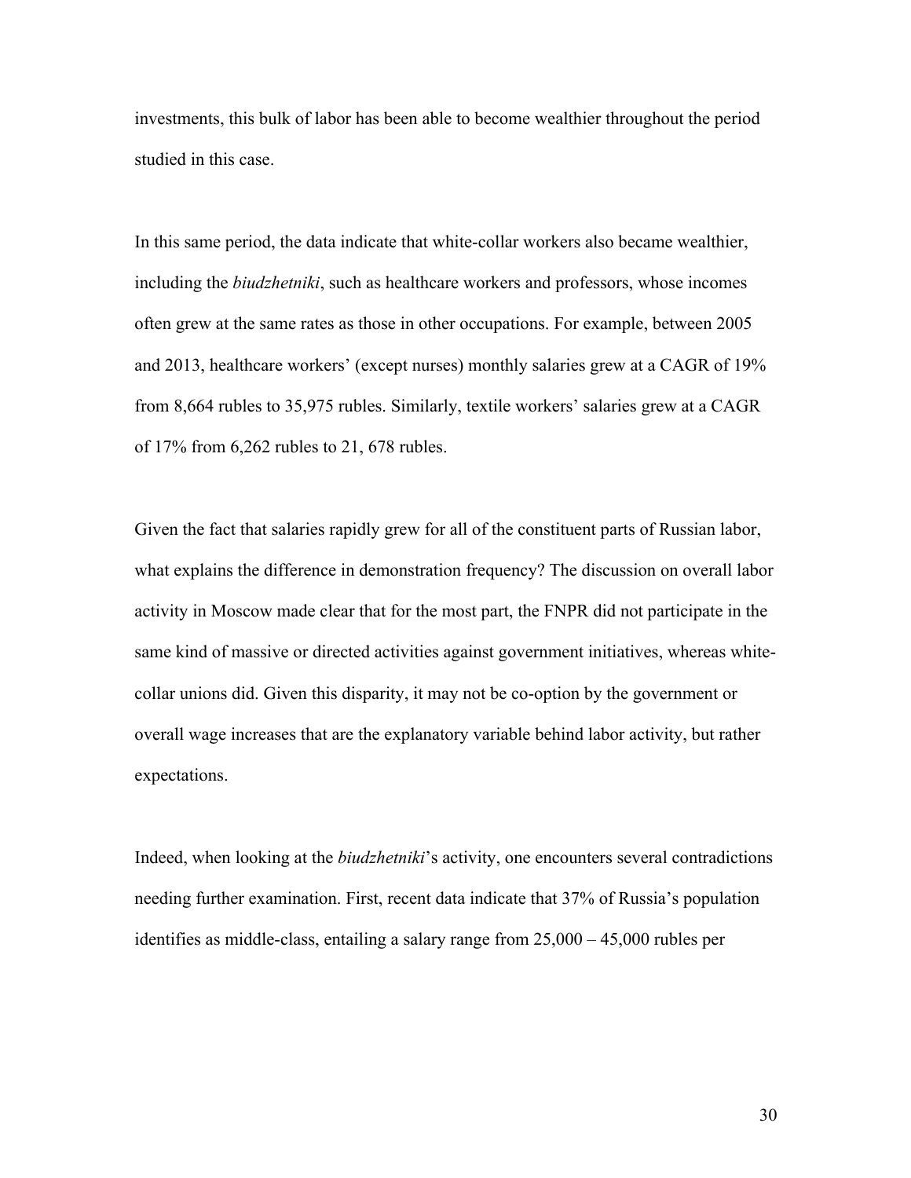investments, this bulk of labor has been able to become wealthier throughout the period studied in this case.

In this same period, the data indicate that white-collar workers also became wealthier, including the *biudzhetniki*, such as healthcare workers and professors, whose incomes often grew at the same rates as those in other occupations. For example, between 2005 and 2013, healthcare workers' (except nurses) monthly salaries grew at a CAGR of 19% from 8,664 rubles to 35,975 rubles. Similarly, textile workers' salaries grew at a CAGR of 17% from 6,262 rubles to 21, 678 rubles.

Given the fact that salaries rapidly grew for all of the constituent parts of Russian labor, what explains the difference in demonstration frequency? The discussion on overall labor activity in Moscow made clear that for the most part, the FNPR did not participate in the same kind of massive or directed activities against government initiatives, whereas white-collar unions did. Given this disparity, it may not be co-option by the government or overall wage increases that are the explanatory variable behind labor activity, but rather expectations.

Indeed, when looking at the *biudzhetniki*'s activity, one encounters several contradictions needing further examination. First, recent data indicate that 37% of Russia's population identifies as middle-class, entailing a salary range from 25,000 – 45,000 rubles per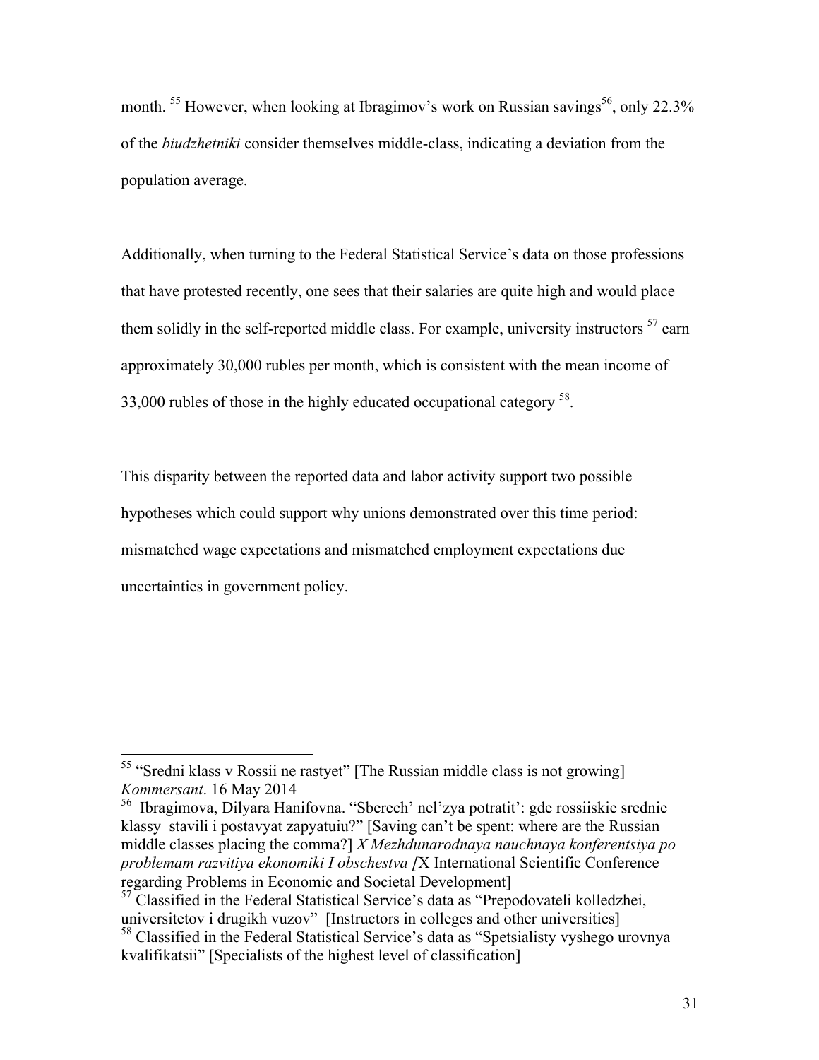month. [55] However, when looking at Ibragimov's work on Russian savings[56], only 22.3% of the *biudzhetniki* consider themselves middle-class, indicating a deviation from the population average.

Additionally, when turning to the Federal Statistical Service's data on those professions that have protested recently, one sees that their salaries are quite high and would place them solidly in the self-reported middle class. For example, university instructors [57] earn approximately 30,000 rubles per month, which is consistent with the mean income of 33,000 rubles of those in the highly educated occupational category [58].

This disparity between the reported data and labor activity support two possible hypotheses which could support why unions demonstrated over this time period: mismatched wage expectations and mismatched employment expectations due uncertainties in government policy.

---

[55] "Sredni klass v Rossii ne rastyet" [The Russian middle class is not growing] *Kommersant*. 16 May 2014

[56] Ibragimova, Dilyara Hanifovna. "Sberech' nel'zya potratit': gde rossiiskie srednie klassy stavili i postavyat zapyatuiu?" [Saving can't be spent: where are the Russian middle classes placing the comma?] *X Mezhdunarodnaya nauchnaya konferentsiya po problemam razvitiya ekonomiki I obschestva [*X International Scientific Conference regarding Problems in Economic and Societal Development]

[57] Classified in the Federal Statistical Service's data as "Prepodovateli kolledzhei, universitetov i drugikh vuzov" [Instructors in colleges and other universities]

[58] Classified in the Federal Statistical Service's data as "Spetsialisty vyshego urovnya kvalifikatsii" [Specialists of the highest level of classification]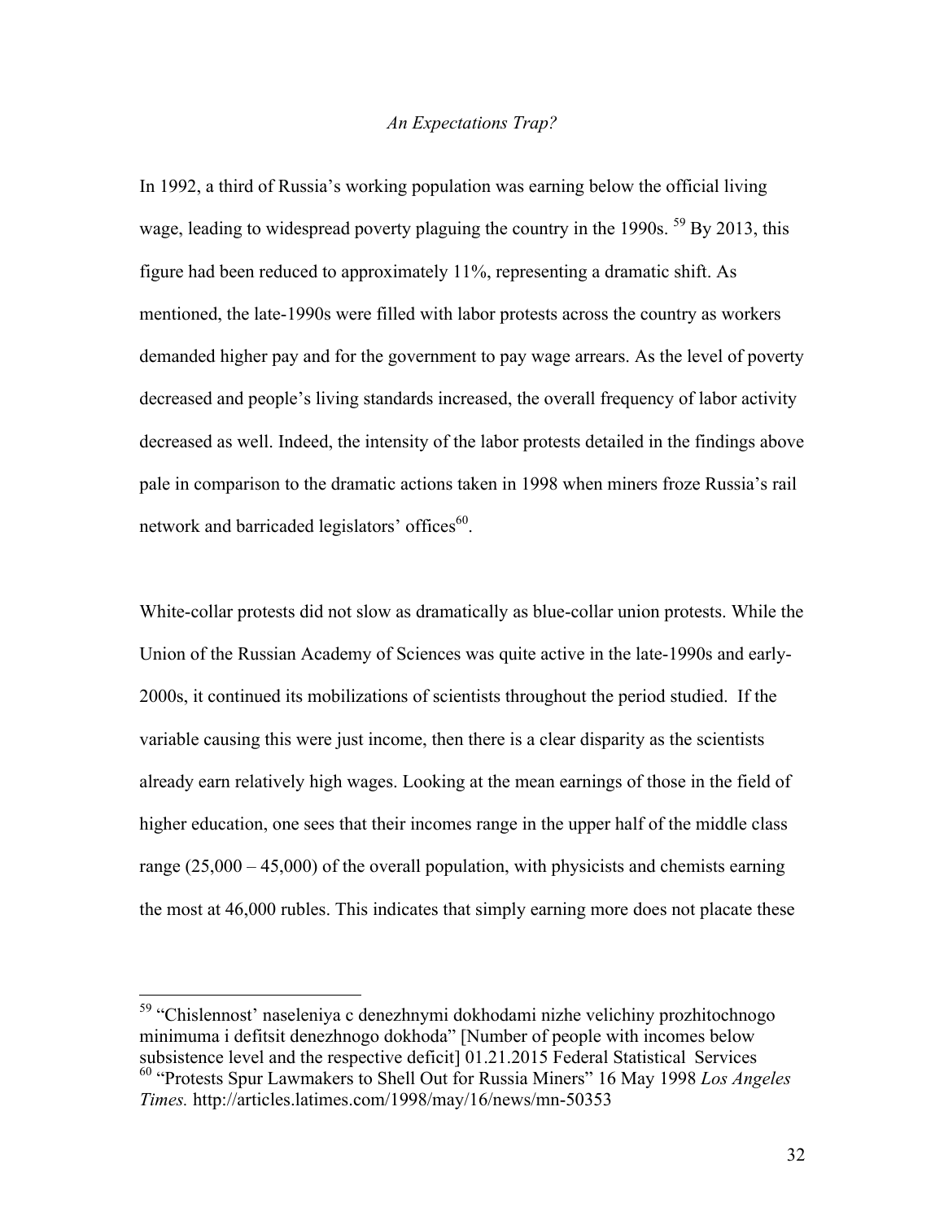*An Expectations Trap?*

In 1992, a third of Russia's working population was earning below the official living wage, leading to widespread poverty plaguing the country in the 1990s. [59] By 2013, this figure had been reduced to approximately 11%, representing a dramatic shift. As mentioned, the late-1990s were filled with labor protests across the country as workers demanded higher pay and for the government to pay wage arrears. As the level of poverty decreased and people's living standards increased, the overall frequency of labor activity decreased as well. Indeed, the intensity of the labor protests detailed in the findings above pale in comparison to the dramatic actions taken in 1998 when miners froze Russia's rail network and barricaded legislators' offices[60].

White-collar protests did not slow as dramatically as blue-collar union protests. While the Union of the Russian Academy of Sciences was quite active in the late-1990s and early-2000s, it continued its mobilizations of scientists throughout the period studied. If the variable causing this were just income, then there is a clear disparity as the scientists already earn relatively high wages. Looking at the mean earnings of those in the field of higher education, one sees that their incomes range in the upper half of the middle class range (25,000 – 45,000) of the overall population, with physicists and chemists earning the most at 46,000 rubles. This indicates that simply earning more does not placate these

---

[59] "Chislennost' naseleniya c denezhnymi dokhodami nizhe velichiny prozhitochnogo minimuma i defitsit denezhnogo dokhoda" [Number of people with incomes below subsistence level and the respective deficit] 01.21.2015 Federal Statistical Services

[60] "Protests Spur Lawmakers to Shell Out for Russia Miners" 16 May 1998 *Los Angeles Times.* http://articles.latimes.com/1998/may/16/news/mn-50353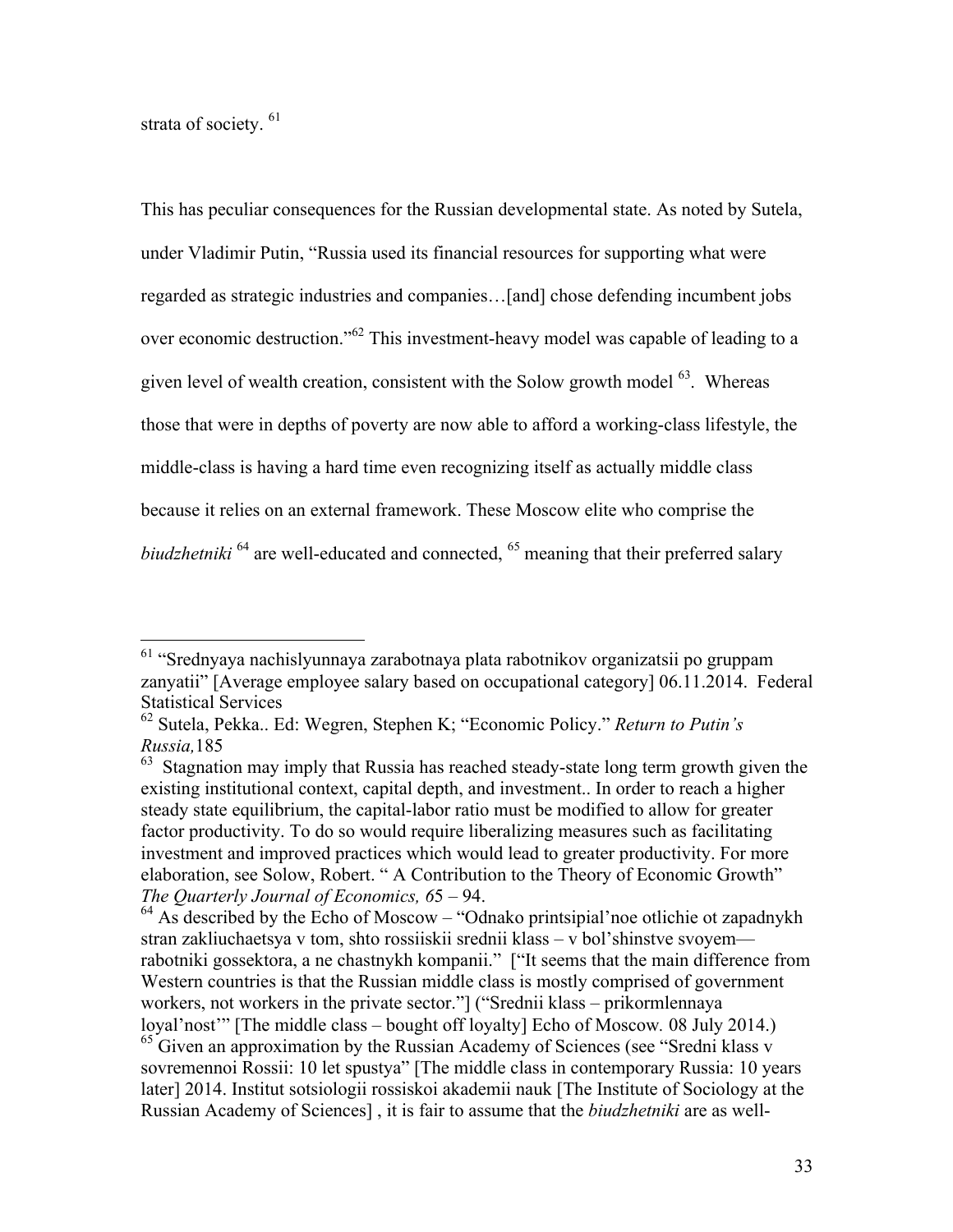strata of society. [61]

This has peculiar consequences for the Russian developmental state. As noted by Sutela, under Vladimir Putin, "Russia used its financial resources for supporting what were regarded as strategic industries and companies…[and] chose defending incumbent jobs over economic destruction."[62] This investment-heavy model was capable of leading to a given level of wealth creation, consistent with the Solow growth model [63]. Whereas those that were in depths of poverty are now able to afford a working-class lifestyle, the middle-class is having a hard time even recognizing itself as actually middle class because it relies on an external framework. These Moscow elite who comprise the *biudzhetniki* [64] are well-educated and connected, [65] meaning that their preferred salary

---

[61] "Srednyaya nachislyunnaya zarabotnaya plata rabotnikov organizatsii po gruppam zanyatii" [Average employee salary based on occupational category] 06.11.2014. Federal Statistical Services

[62] Sutela, Pekka.. Ed: Wegren, Stephen K; "Economic Policy." *Return to Putin's Russia,*185

[63] Stagnation may imply that Russia has reached steady-state long term growth given the existing institutional context, capital depth, and investment.. In order to reach a higher steady state equilibrium, the capital-labor ratio must be modified to allow for greater factor productivity. To do so would require liberalizing measures such as facilitating investment and improved practices which would lead to greater productivity. For more elaboration, see Solow, Robert. " A Contribution to the Theory of Economic Growth" *The Quarterly Journal of Economics, 6*5 – 94.

[64] As described by the Echo of Moscow – "Odnako printsipial'noe otlichie ot zapadnykh stran zakliuchaetsya v tom, shto rossiiskii srednii klass – v bol'shinstve svoyem— rabotniki gossektora, a ne chastnykh kompanii." ["It seems that the main difference from Western countries is that the Russian middle class is mostly comprised of government workers, not workers in the private sector."] ("Srednii klass – prikormlennaya loyal'nost'" [The middle class – bought off loyalty] Echo of Moscow*.* 08 July 2014.)

[65] Given an approximation by the Russian Academy of Sciences (see "Sredni klass v sovremennoi Rossii: 10 let spustya" [The middle class in contemporary Russia: 10 years later] 2014. Institut sotsiologii rossiskoi akademii nauk [The Institute of Sociology at the Russian Academy of Sciences] , it is fair to assume that the *biudzhetniki* are as well-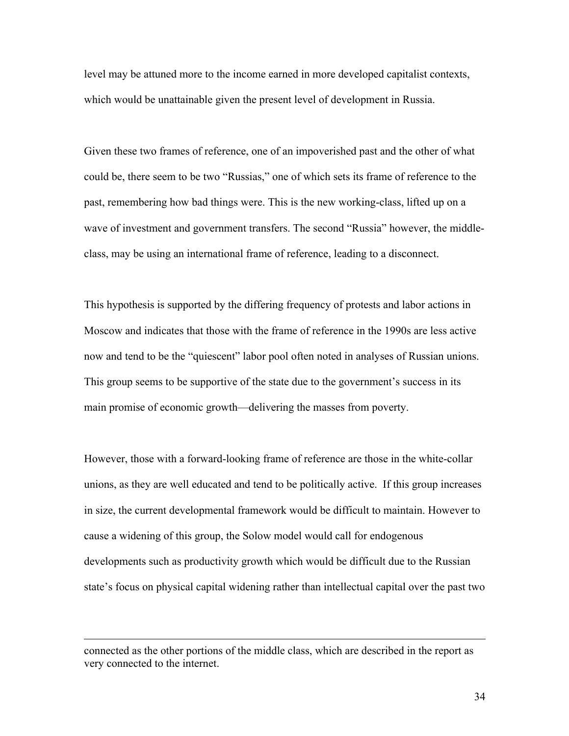level may be attuned more to the income earned in more developed capitalist contexts, which would be unattainable given the present level of development in Russia.

Given these two frames of reference, one of an impoverished past and the other of what could be, there seem to be two "Russias," one of which sets its frame of reference to the past, remembering how bad things were. This is the new working-class, lifted up on a wave of investment and government transfers. The second "Russia" however, the middle-class, may be using an international frame of reference, leading to a disconnect.

This hypothesis is supported by the differing frequency of protests and labor actions in Moscow and indicates that those with the frame of reference in the 1990s are less active now and tend to be the "quiescent" labor pool often noted in analyses of Russian unions. This group seems to be supportive of the state due to the government's success in its main promise of economic growth—delivering the masses from poverty.

However, those with a forward-looking frame of reference are those in the white-collar unions, as they are well educated and tend to be politically active. If this group increases in size, the current developmental framework would be difficult to maintain. However to cause a widening of this group, the Solow model would call for endogenous developments such as productivity growth which would be difficult due to the Russian state's focus on physical capital widening rather than intellectual capital over the past two

---

connected as the other portions of the middle class, which are described in the report as very connected to the internet.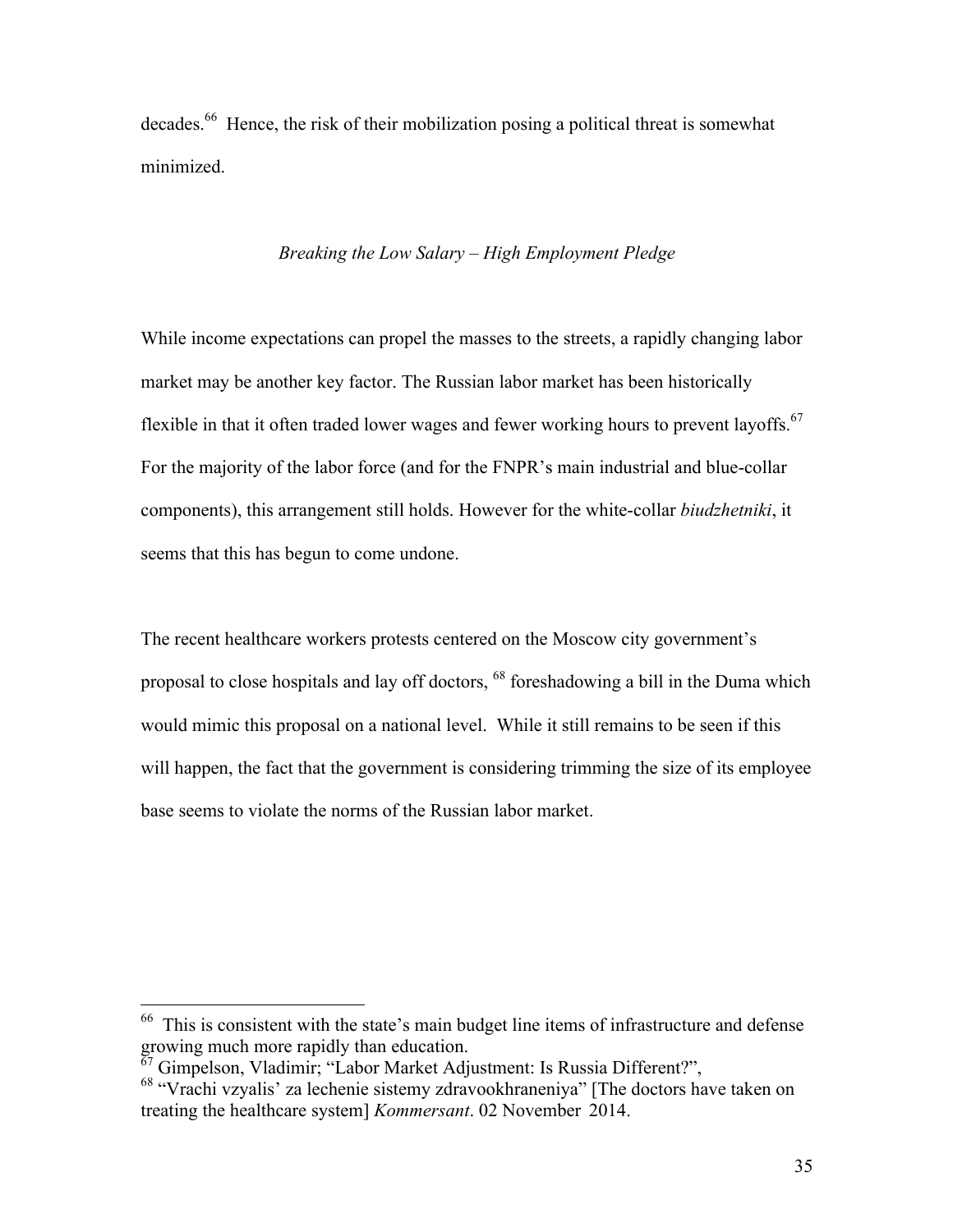decades.[66] Hence, the risk of their mobilization posing a political threat is somewhat minimized.

### *Breaking the Low Salary – High Employment Pledge*

While income expectations can propel the masses to the streets, a rapidly changing labor market may be another key factor. The Russian labor market has been historically flexible in that it often traded lower wages and fewer working hours to prevent layoffs.[67] For the majority of the labor force (and for the FNPR's main industrial and blue-collar components), this arrangement still holds. However for the white-collar *biudzhetniki*, it seems that this has begun to come undone.

The recent healthcare workers protests centered on the Moscow city government's proposal to close hospitals and lay off doctors, [68] foreshadowing a bill in the Duma which would mimic this proposal on a national level. While it still remains to be seen if this will happen, the fact that the government is considering trimming the size of its employee base seems to violate the norms of the Russian labor market.

---

[66] This is consistent with the state's main budget line items of infrastructure and defense growing much more rapidly than education.

[67] Gimpelson, Vladimir; "Labor Market Adjustment: Is Russia Different?",

[68] "Vrachi vzyalis' za lechenie sistemy zdravookhraneniya" [The doctors have taken on treating the healthcare system] *Kommersant*. 02 November 2014.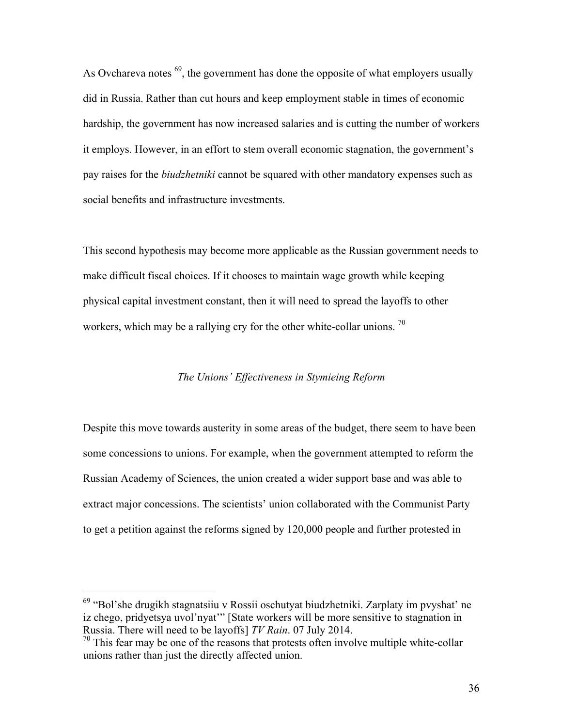As Ovchareva notes [69], the government has done the opposite of what employers usually did in Russia. Rather than cut hours and keep employment stable in times of economic hardship, the government has now increased salaries and is cutting the number of workers it employs. However, in an effort to stem overall economic stagnation, the government's pay raises for the *biudzhetniki* cannot be squared with other mandatory expenses such as social benefits and infrastructure investments.

This second hypothesis may become more applicable as the Russian government needs to make difficult fiscal choices. If it chooses to maintain wage growth while keeping physical capital investment constant, then it will need to spread the layoffs to other workers, which may be a rallying cry for the other white-collar unions. [70]

*The Unions' Effectiveness in Stymieing Reform*

Despite this move towards austerity in some areas of the budget, there seem to have been some concessions to unions. For example, when the government attempted to reform the Russian Academy of Sciences, the union created a wider support base and was able to extract major concessions. The scientists' union collaborated with the Communist Party to get a petition against the reforms signed by 120,000 people and further protested in

---

[69] "Bol'she drugikh stagnatsiiu v Rossii oschutyat biudzhetniki. Zarplaty im pvyshat' ne iz chego, pridyetsya uvol'nyat'" [State workers will be more sensitive to stagnation in Russia. There will need to be layoffs] *TV Rain*. 07 July 2014.

[70] This fear may be one of the reasons that protests often involve multiple white-collar unions rather than just the directly affected union.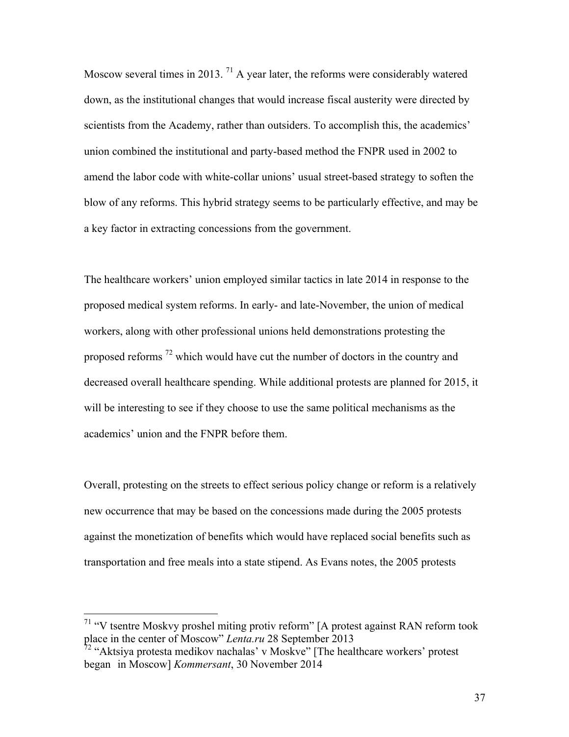Moscow several times in 2013. [71] A year later, the reforms were considerably watered down, as the institutional changes that would increase fiscal austerity were directed by scientists from the Academy, rather than outsiders. To accomplish this, the academics' union combined the institutional and party-based method the FNPR used in 2002 to amend the labor code with white-collar unions' usual street-based strategy to soften the blow of any reforms. This hybrid strategy seems to be particularly effective, and may be a key factor in extracting concessions from the government.

The healthcare workers' union employed similar tactics in late 2014 in response to the proposed medical system reforms. In early- and late-November, the union of medical workers, along with other professional unions held demonstrations protesting the proposed reforms [72] which would have cut the number of doctors in the country and decreased overall healthcare spending. While additional protests are planned for 2015, it will be interesting to see if they choose to use the same political mechanisms as the academics' union and the FNPR before them.

Overall, protesting on the streets to effect serious policy change or reform is a relatively new occurrence that may be based on the concessions made during the 2005 protests against the monetization of benefits which would have replaced social benefits such as transportation and free meals into a state stipend. As Evans notes, the 2005 protests

[71] "V tsentre Moskvy proshel miting protiv reform" [A protest against RAN reform took place in the center of Moscow" *Lenta.ru* 28 September 2013

[72] "Aktsiya protesta medikov nachalas' v Moskve" [The healthcare workers' protest began in Moscow] *Kommersant*, 30 November 2014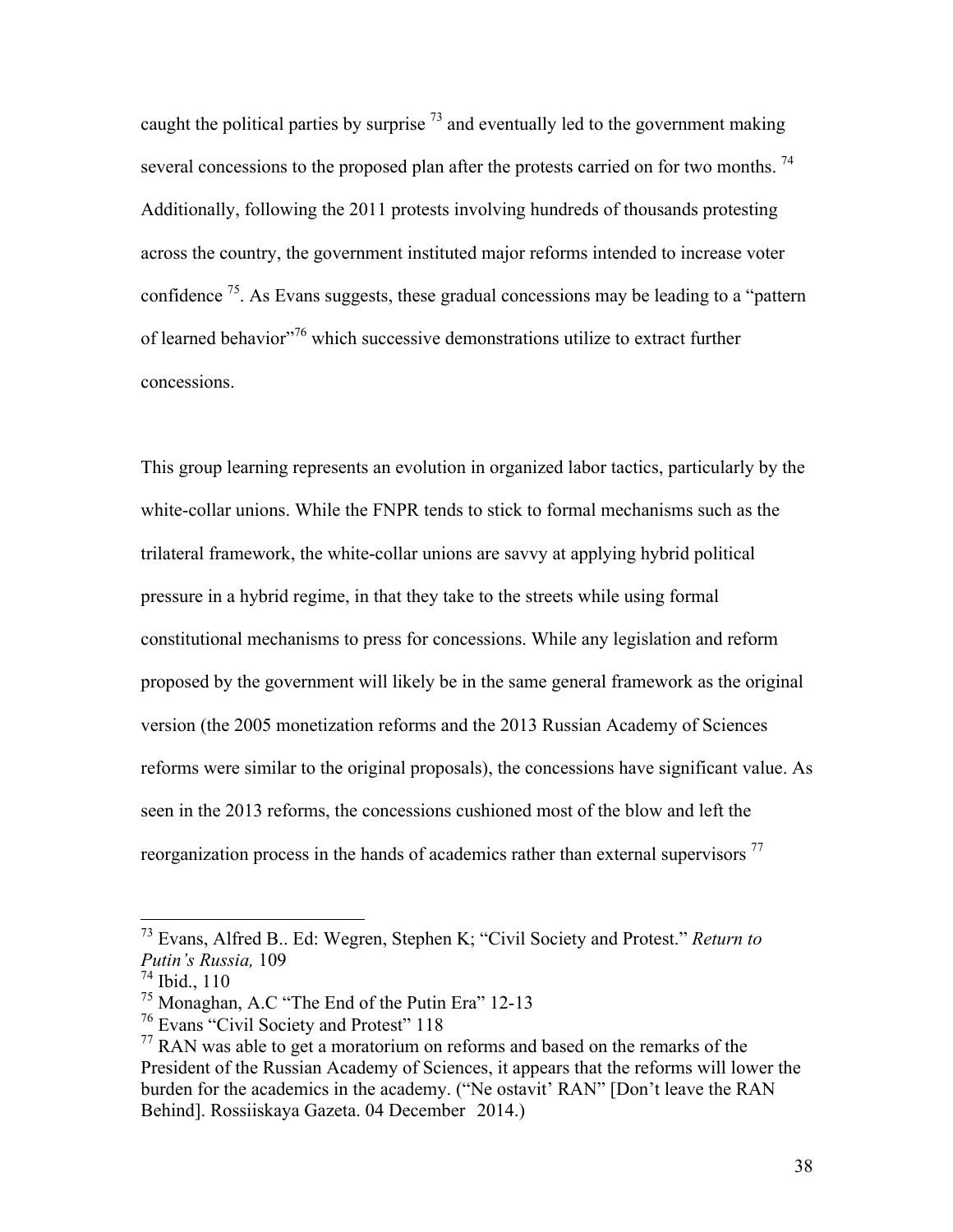caught the political parties by surprise [73] and eventually led to the government making several concessions to the proposed plan after the protests carried on for two months. [74] Additionally, following the 2011 protests involving hundreds of thousands protesting across the country, the government instituted major reforms intended to increase voter confidence [75]. As Evans suggests, these gradual concessions may be leading to a "pattern of learned behavior"[76] which successive demonstrations utilize to extract further concessions.

This group learning represents an evolution in organized labor tactics, particularly by the white-collar unions. While the FNPR tends to stick to formal mechanisms such as the trilateral framework, the white-collar unions are savvy at applying hybrid political pressure in a hybrid regime, in that they take to the streets while using formal constitutional mechanisms to press for concessions. While any legislation and reform proposed by the government will likely be in the same general framework as the original version (the 2005 monetization reforms and the 2013 Russian Academy of Sciences reforms were similar to the original proposals), the concessions have significant value. As seen in the 2013 reforms, the concessions cushioned most of the blow and left the reorganization process in the hands of academics rather than external supervisors [77]

---

[73] Evans, Alfred B.. Ed: Wegren, Stephen K; "Civil Society and Protest." *Return to Putin's Russia,* 109

[74] Ibid., 110

[75] Monaghan, A.C "The End of the Putin Era" 12-13

[76] Evans "Civil Society and Protest" 118

[77] RAN was able to get a moratorium on reforms and based on the remarks of the President of the Russian Academy of Sciences, it appears that the reforms will lower the burden for the academics in the academy. ("Ne ostavit' RAN" [Don't leave the RAN Behind]. Rossiiskaya Gazeta. 04 December 2014.)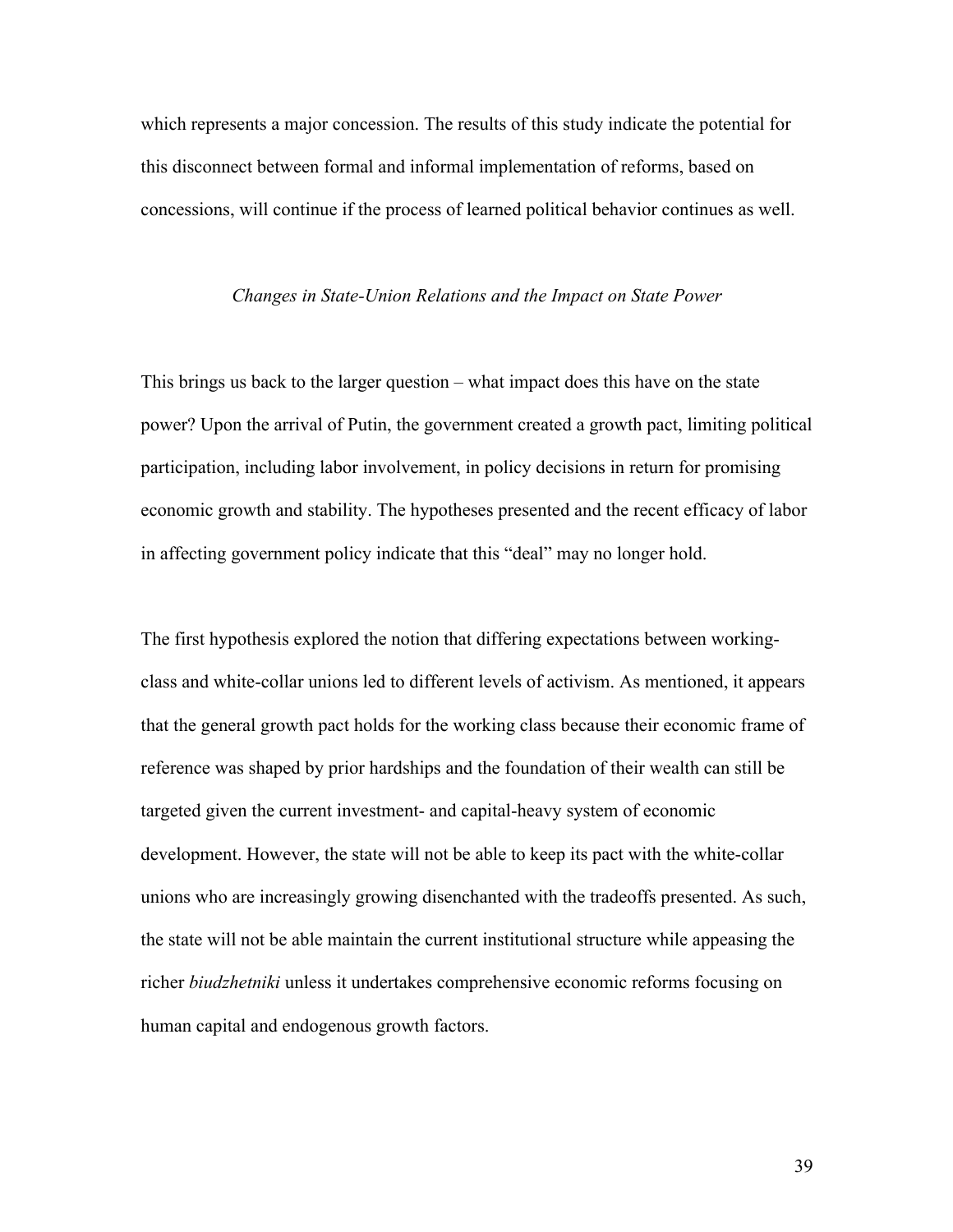which represents a major concession. The results of this study indicate the potential for this disconnect between formal and informal implementation of reforms, based on concessions, will continue if the process of learned political behavior continues as well.

### *Changes in State-Union Relations and the Impact on State Power*

This brings us back to the larger question – what impact does this have on the state power? Upon the arrival of Putin, the government created a growth pact, limiting political participation, including labor involvement, in policy decisions in return for promising economic growth and stability. The hypotheses presented and the recent efficacy of labor in affecting government policy indicate that this "deal" may no longer hold.

The first hypothesis explored the notion that differing expectations between working-class and white-collar unions led to different levels of activism. As mentioned, it appears that the general growth pact holds for the working class because their economic frame of reference was shaped by prior hardships and the foundation of their wealth can still be targeted given the current investment- and capital-heavy system of economic development. However, the state will not be able to keep its pact with the white-collar unions who are increasingly growing disenchanted with the tradeoffs presented. As such, the state will not be able maintain the current institutional structure while appeasing the richer *biudzhetniki* unless it undertakes comprehensive economic reforms focusing on human capital and endogenous growth factors.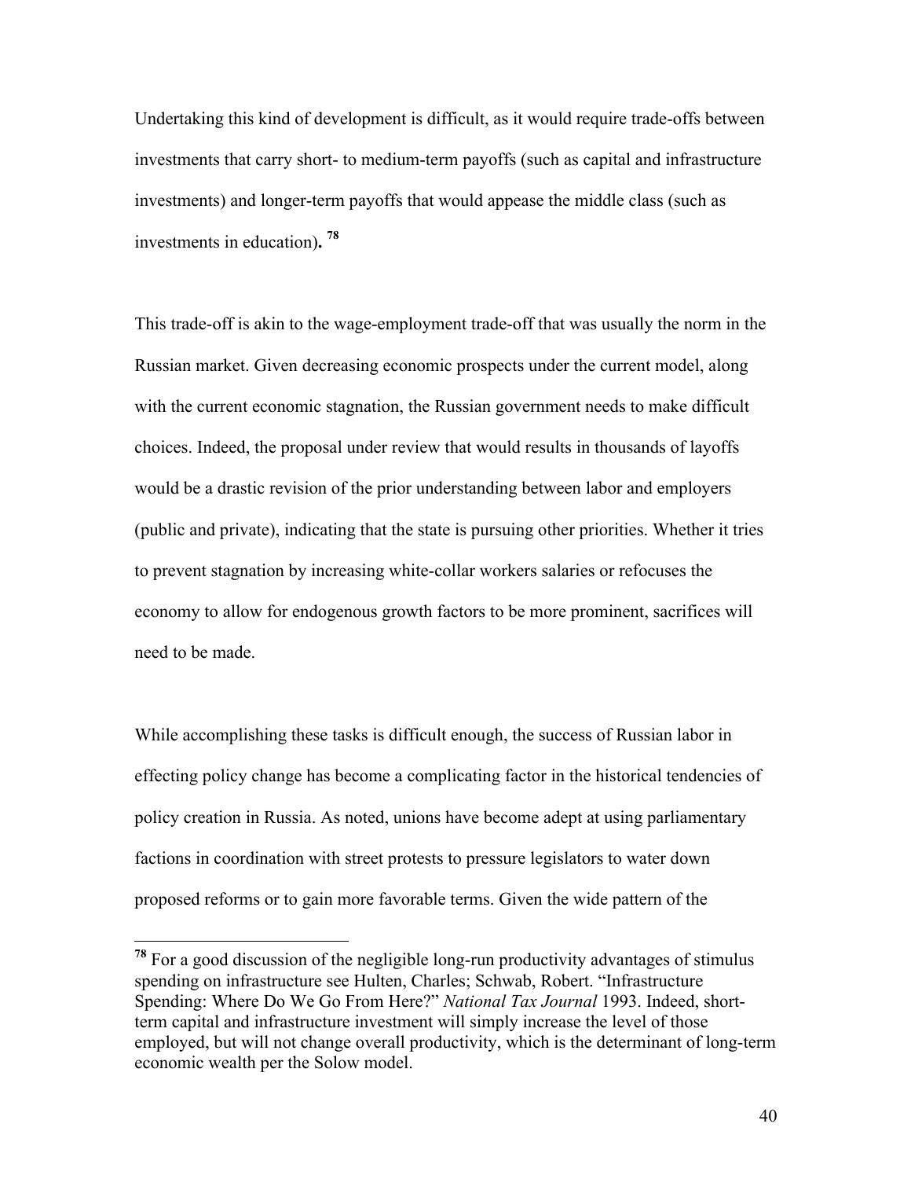Undertaking this kind of development is difficult, as it would require trade-offs between investments that carry short- to medium-term payoffs (such as capital and infrastructure investments) and longer-term payoffs that would appease the middle class (such as investments in education)**.** [78]

This trade-off is akin to the wage-employment trade-off that was usually the norm in the Russian market. Given decreasing economic prospects under the current model, along with the current economic stagnation, the Russian government needs to make difficult choices. Indeed, the proposal under review that would results in thousands of layoffs would be a drastic revision of the prior understanding between labor and employers (public and private), indicating that the state is pursuing other priorities. Whether it tries to prevent stagnation by increasing white-collar workers salaries or refocuses the economy to allow for endogenous growth factors to be more prominent, sacrifices will need to be made.

While accomplishing these tasks is difficult enough, the success of Russian labor in effecting policy change has become a complicating factor in the historical tendencies of policy creation in Russia. As noted, unions have become adept at using parliamentary factions in coordination with street protests to pressure legislators to water down proposed reforms or to gain more favorable terms. Given the wide pattern of the

---

[78] For a good discussion of the negligible long-run productivity advantages of stimulus spending on infrastructure see Hulten, Charles; Schwab, Robert. "Infrastructure Spending: Where Do We Go From Here?" *National Tax Journal* 1993. Indeed, short-term capital and infrastructure investment will simply increase the level of those employed, but will not change overall productivity, which is the determinant of long-term economic wealth per the Solow model.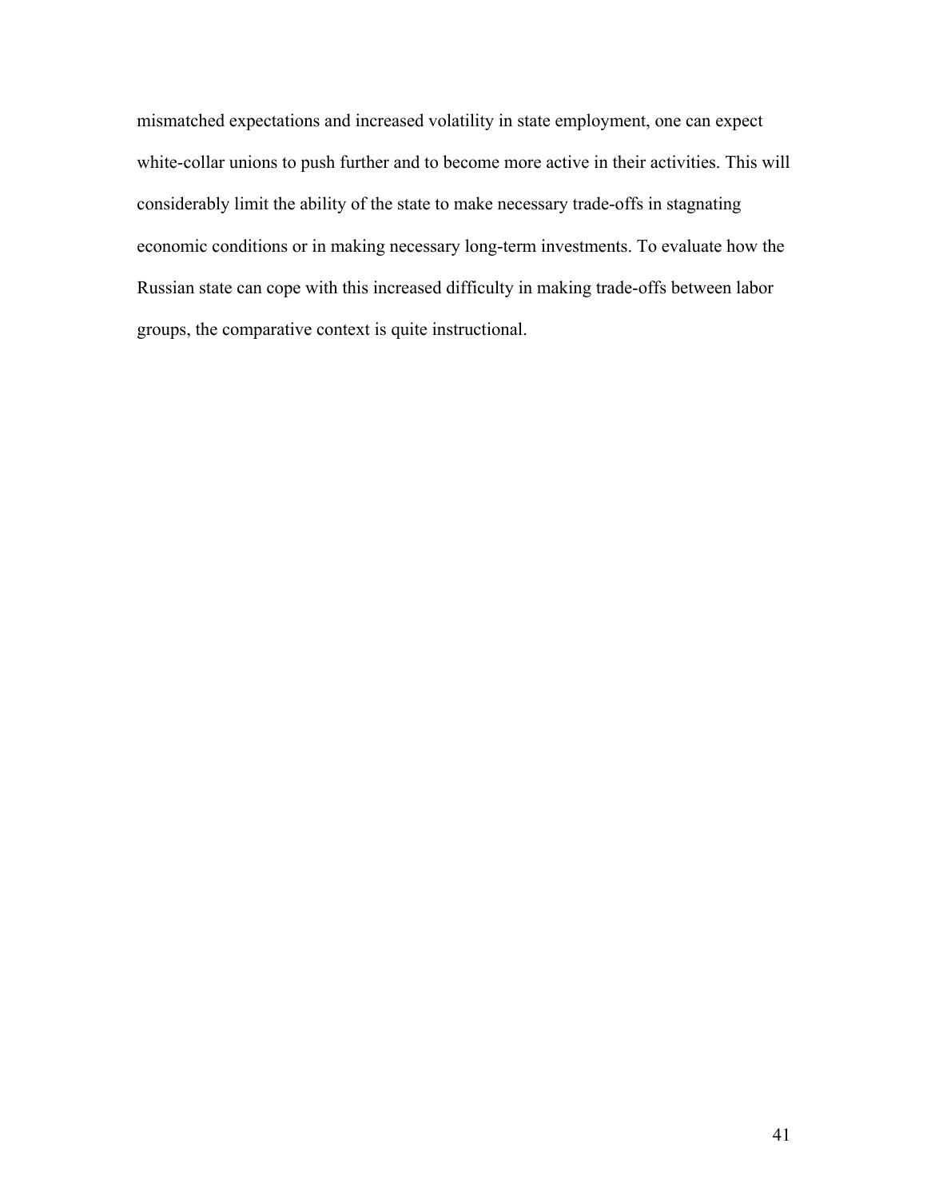mismatched expectations and increased volatility in state employment, one can expect white-collar unions to push further and to become more active in their activities. This will considerably limit the ability of the state to make necessary trade-offs in stagnating economic conditions or in making necessary long-term investments. To evaluate how the Russian state can cope with this increased difficulty in making trade-offs between labor groups, the comparative context is quite instructional.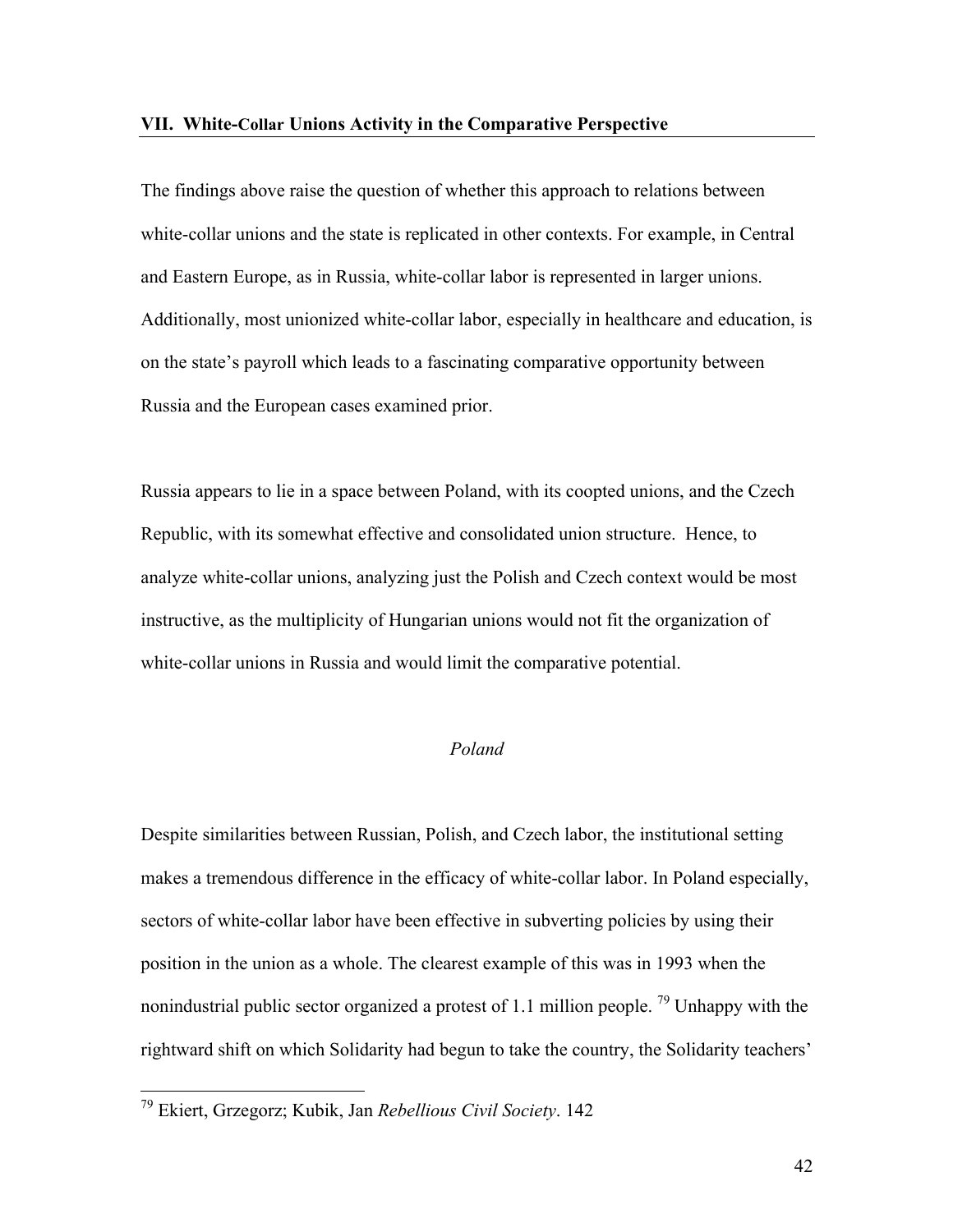## VII. White-Collar Unions Activity in the Comparative Perspective

The findings above raise the question of whether this approach to relations between white-collar unions and the state is replicated in other contexts. For example, in Central and Eastern Europe, as in Russia, white-collar labor is represented in larger unions. Additionally, most unionized white-collar labor, especially in healthcare and education, is on the state's payroll which leads to a fascinating comparative opportunity between Russia and the European cases examined prior.

Russia appears to lie in a space between Poland, with its coopted unions, and the Czech Republic, with its somewhat effective and consolidated union structure. Hence, to analyze white-collar unions, analyzing just the Polish and Czech context would be most instructive, as the multiplicity of Hungarian unions would not fit the organization of white-collar unions in Russia and would limit the comparative potential.

### *Poland*

Despite similarities between Russian, Polish, and Czech labor, the institutional setting makes a tremendous difference in the efficacy of white-collar labor. In Poland especially, sectors of white-collar labor have been effective in subverting policies by using their position in the union as a whole. The clearest example of this was in 1993 when the nonindustrial public sector organized a protest of 1.1 million people. [79] Unhappy with the rightward shift on which Solidarity had begun to take the country, the Solidarity teachers'

[79] Ekiert, Grzegorz; Kubik, Jan *Rebellious Civil Society*. 142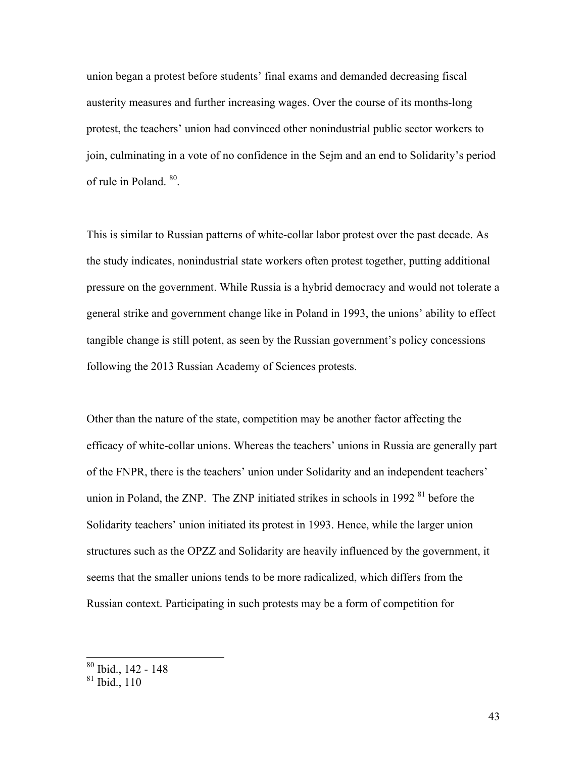union began a protest before students' final exams and demanded decreasing fiscal austerity measures and further increasing wages. Over the course of its months-long protest, the teachers' union had convinced other nonindustrial public sector workers to join, culminating in a vote of no confidence in the Sejm and an end to Solidarity's period of rule in Poland. [80].

This is similar to Russian patterns of white-collar labor protest over the past decade. As the study indicates, nonindustrial state workers often protest together, putting additional pressure on the government. While Russia is a hybrid democracy and would not tolerate a general strike and government change like in Poland in 1993, the unions' ability to effect tangible change is still potent, as seen by the Russian government's policy concessions following the 2013 Russian Academy of Sciences protests.

Other than the nature of the state, competition may be another factor affecting the efficacy of white-collar unions. Whereas the teachers' unions in Russia are generally part of the FNPR, there is the teachers' union under Solidarity and an independent teachers' union in Poland, the ZNP. The ZNP initiated strikes in schools in 1992 [81] before the Solidarity teachers' union initiated its protest in 1993. Hence, while the larger union structures such as the OPZZ and Solidarity are heavily influenced by the government, it seems that the smaller unions tends to be more radicalized, which differs from the Russian context. Participating in such protests may be a form of competition for

---

[80] Ibid., 142 - 148

[81] Ibid., 110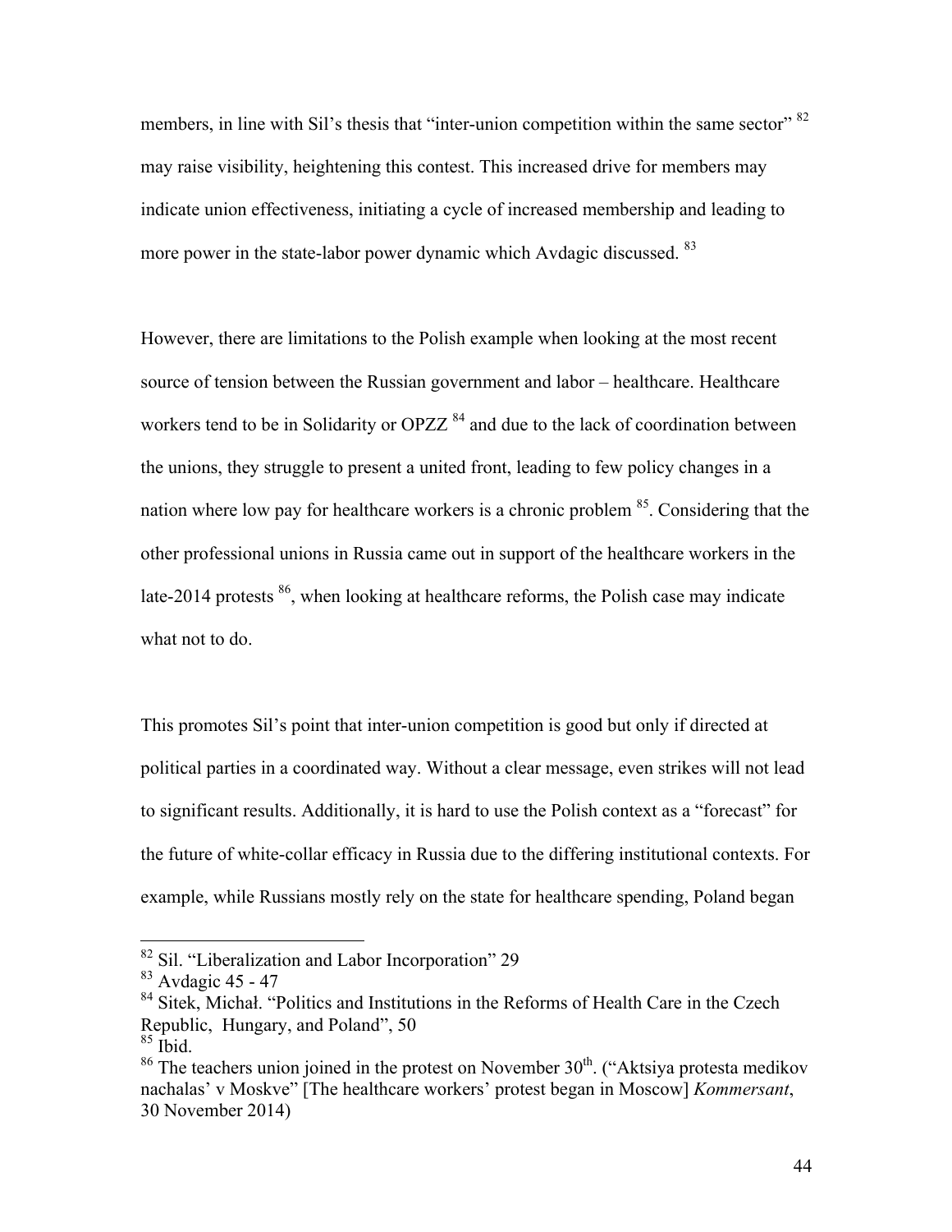members, in line with Sil's thesis that "inter-union competition within the same sector" [82] may raise visibility, heightening this contest. This increased drive for members may indicate union effectiveness, initiating a cycle of increased membership and leading to more power in the state-labor power dynamic which Avdagic discussed. [83]

However, there are limitations to the Polish example when looking at the most recent source of tension between the Russian government and labor – healthcare. Healthcare workers tend to be in Solidarity or OPZZ [84] and due to the lack of coordination between the unions, they struggle to present a united front, leading to few policy changes in a nation where low pay for healthcare workers is a chronic problem [85]. Considering that the other professional unions in Russia came out in support of the healthcare workers in the late-2014 protests [86], when looking at healthcare reforms, the Polish case may indicate what not to do.

This promotes Sil's point that inter-union competition is good but only if directed at political parties in a coordinated way. Without a clear message, even strikes will not lead to significant results. Additionally, it is hard to use the Polish context as a "forecast" for the future of white-collar efficacy in Russia due to the differing institutional contexts. For example, while Russians mostly rely on the state for healthcare spending, Poland began

---

[82] Sil. "Liberalization and Labor Incorporation" 29

[83] Avdagic 45 - 47

[84] Sitek, Michał. "Politics and Institutions in the Reforms of Health Care in the Czech Republic, Hungary, and Poland", 50

[85] Ibid.

[86] The teachers union joined in the protest on November 30th. ("Aktsiya protesta medikov nachalas' v Moskve" [The healthcare workers' protest began in Moscow] *Kommersant*, 30 November 2014)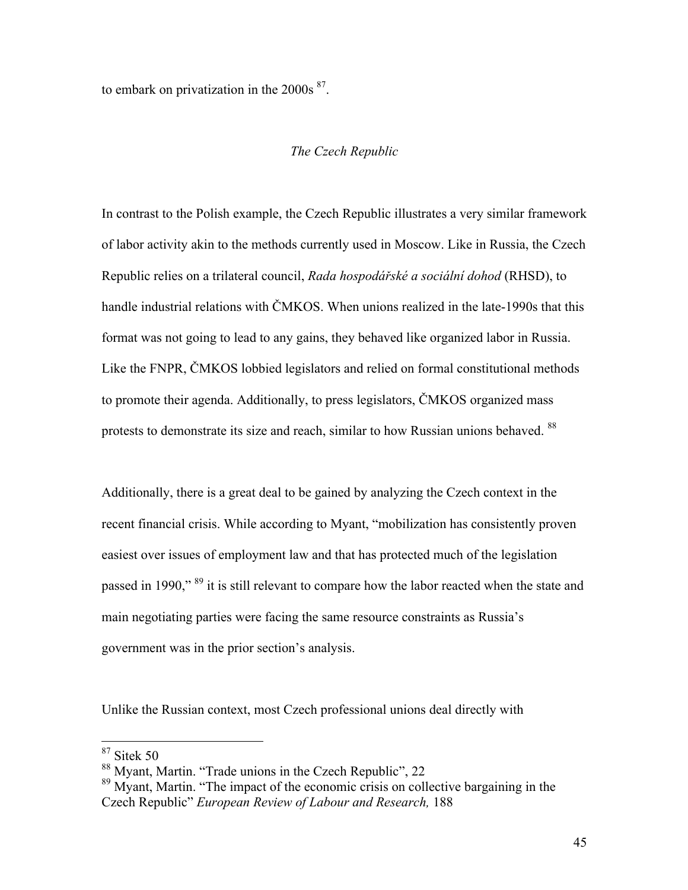to embark on privatization in the 2000s [87].

### *The Czech Republic*

In contrast to the Polish example, the Czech Republic illustrates a very similar framework of labor activity akin to the methods currently used in Moscow. Like in Russia, the Czech Republic relies on a trilateral council, *Rada hospodářské a sociální dohod* (RHSD), to handle industrial relations with ČMKOS. When unions realized in the late-1990s that this format was not going to lead to any gains, they behaved like organized labor in Russia. Like the FNPR, ČMKOS lobbied legislators and relied on formal constitutional methods to promote their agenda. Additionally, to press legislators, ČMKOS organized mass protests to demonstrate its size and reach, similar to how Russian unions behaved. [88]

Additionally, there is a great deal to be gained by analyzing the Czech context in the recent financial crisis. While according to Myant, "mobilization has consistently proven easiest over issues of employment law and that has protected much of the legislation passed in 1990," [89] it is still relevant to compare how the labor reacted when the state and main negotiating parties were facing the same resource constraints as Russia's government was in the prior section's analysis.

Unlike the Russian context, most Czech professional unions deal directly with

---

[87] Sitek 50

[88] Myant, Martin. "Trade unions in the Czech Republic", 22

[89] Myant, Martin. "The impact of the economic crisis on collective bargaining in the Czech Republic" *European Review of Labour and Research,* 188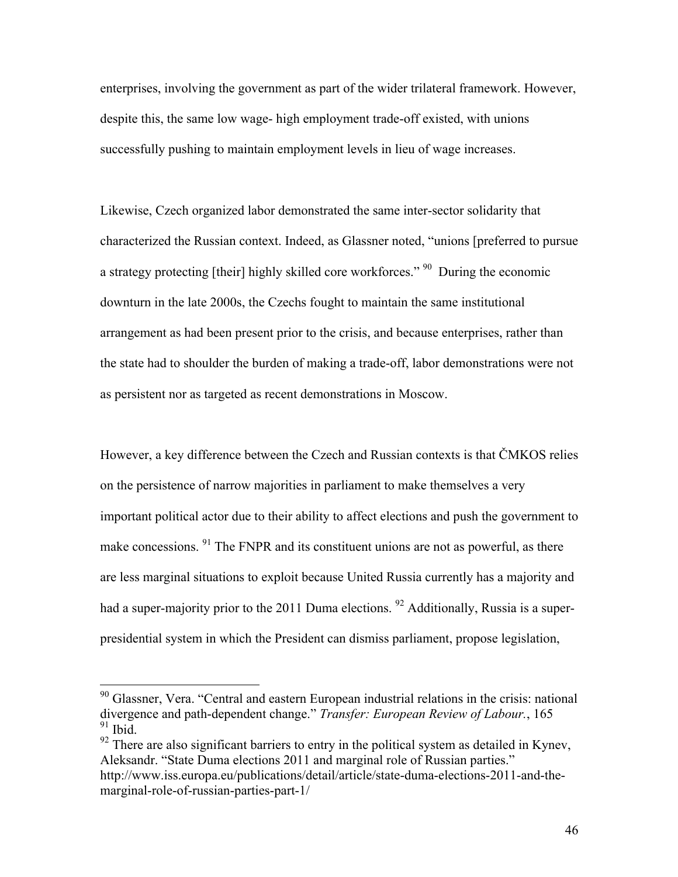enterprises, involving the government as part of the wider trilateral framework. However, despite this, the same low wage- high employment trade-off existed, with unions successfully pushing to maintain employment levels in lieu of wage increases.

Likewise, Czech organized labor demonstrated the same inter-sector solidarity that characterized the Russian context. Indeed, as Glassner noted, "unions [preferred to pursue a strategy protecting [their] highly skilled core workforces." [90] During the economic downturn in the late 2000s, the Czechs fought to maintain the same institutional arrangement as had been present prior to the crisis, and because enterprises, rather than the state had to shoulder the burden of making a trade-off, labor demonstrations were not as persistent nor as targeted as recent demonstrations in Moscow.

However, a key difference between the Czech and Russian contexts is that ČMKOS relies on the persistence of narrow majorities in parliament to make themselves a very important political actor due to their ability to affect elections and push the government to make concessions. [91] The FNPR and its constituent unions are not as powerful, as there are less marginal situations to exploit because United Russia currently has a majority and had a super-majority prior to the 2011 Duma elections. [92] Additionally, Russia is a super-presidential system in which the President can dismiss parliament, propose legislation,

---

[90] Glassner, Vera. "Central and eastern European industrial relations in the crisis: national divergence and path-dependent change." *Transfer: European Review of Labour.*, 165

[91] Ibid.

[92] There are also significant barriers to entry in the political system as detailed in Kynev, Aleksandr. "State Duma elections 2011 and marginal role of Russian parties." http://www.iss.europa.eu/publications/detail/article/state-duma-elections-2011-and-the-marginal-role-of-russian-parties-part-1/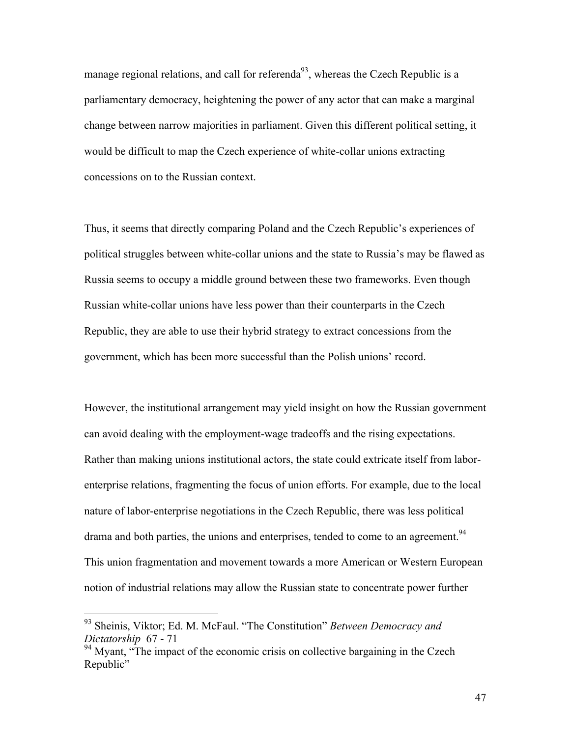manage regional relations, and call for referenda[93], whereas the Czech Republic is a parliamentary democracy, heightening the power of any actor that can make a marginal change between narrow majorities in parliament. Given this different political setting, it would be difficult to map the Czech experience of white-collar unions extracting concessions on to the Russian context.

Thus, it seems that directly comparing Poland and the Czech Republic's experiences of political struggles between white-collar unions and the state to Russia's may be flawed as Russia seems to occupy a middle ground between these two frameworks. Even though Russian white-collar unions have less power than their counterparts in the Czech Republic, they are able to use their hybrid strategy to extract concessions from the government, which has been more successful than the Polish unions' record.

However, the institutional arrangement may yield insight on how the Russian government can avoid dealing with the employment-wage tradeoffs and the rising expectations. Rather than making unions institutional actors, the state could extricate itself from labor-enterprise relations, fragmenting the focus of union efforts. For example, due to the local nature of labor-enterprise negotiations in the Czech Republic, there was less political drama and both parties, the unions and enterprises, tended to come to an agreement.[94] This union fragmentation and movement towards a more American or Western European notion of industrial relations may allow the Russian state to concentrate power further

---

[93] Sheinis, Viktor; Ed. M. McFaul. "The Constitution" *Between Democracy and Dictatorship* 67 - 71

[94] Myant, "The impact of the economic crisis on collective bargaining in the Czech Republic"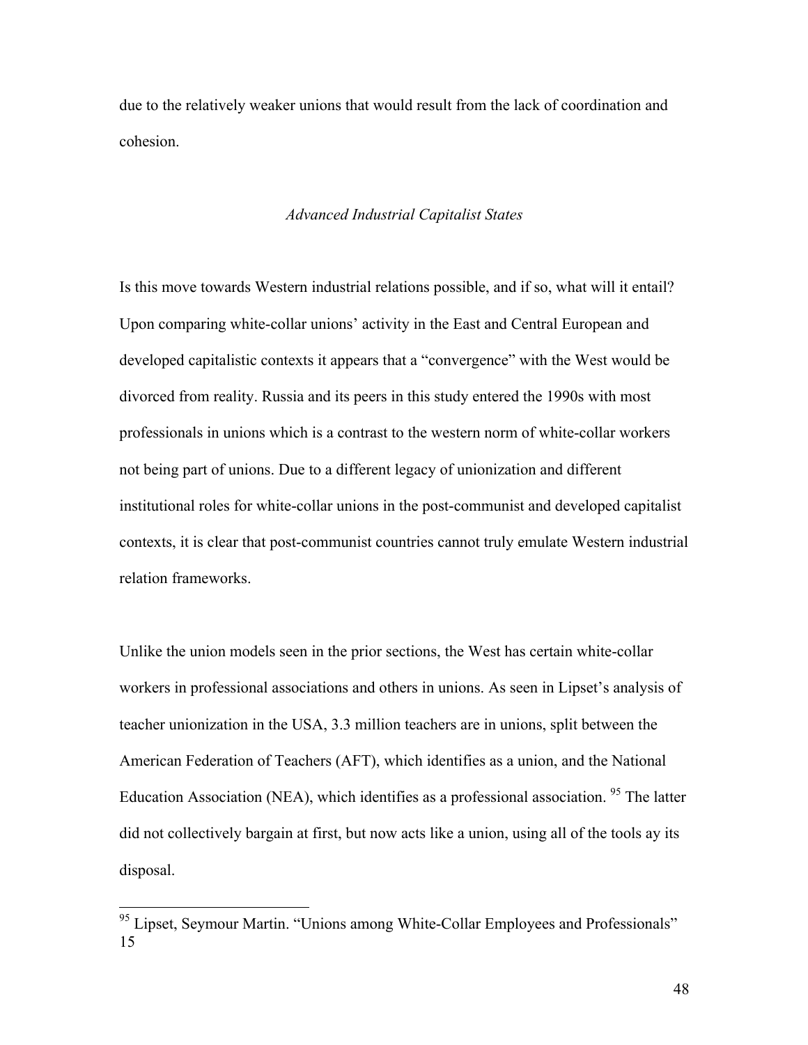due to the relatively weaker unions that would result from the lack of coordination and cohesion.

### *Advanced Industrial Capitalist States*

Is this move towards Western industrial relations possible, and if so, what will it entail? Upon comparing white-collar unions' activity in the East and Central European and developed capitalistic contexts it appears that a "convergence" with the West would be divorced from reality. Russia and its peers in this study entered the 1990s with most professionals in unions which is a contrast to the western norm of white-collar workers not being part of unions. Due to a different legacy of unionization and different institutional roles for white-collar unions in the post-communist and developed capitalist contexts, it is clear that post-communist countries cannot truly emulate Western industrial relation frameworks.

Unlike the union models seen in the prior sections, the West has certain white-collar workers in professional associations and others in unions. As seen in Lipset's analysis of teacher unionization in the USA, 3.3 million teachers are in unions, split between the American Federation of Teachers (AFT), which identifies as a union, and the National Education Association (NEA), which identifies as a professional association. [95] The latter did not collectively bargain at first, but now acts like a union, using all of the tools ay its disposal.

---

[95] Lipset, Seymour Martin. "Unions among White-Collar Employees and Professionals" 15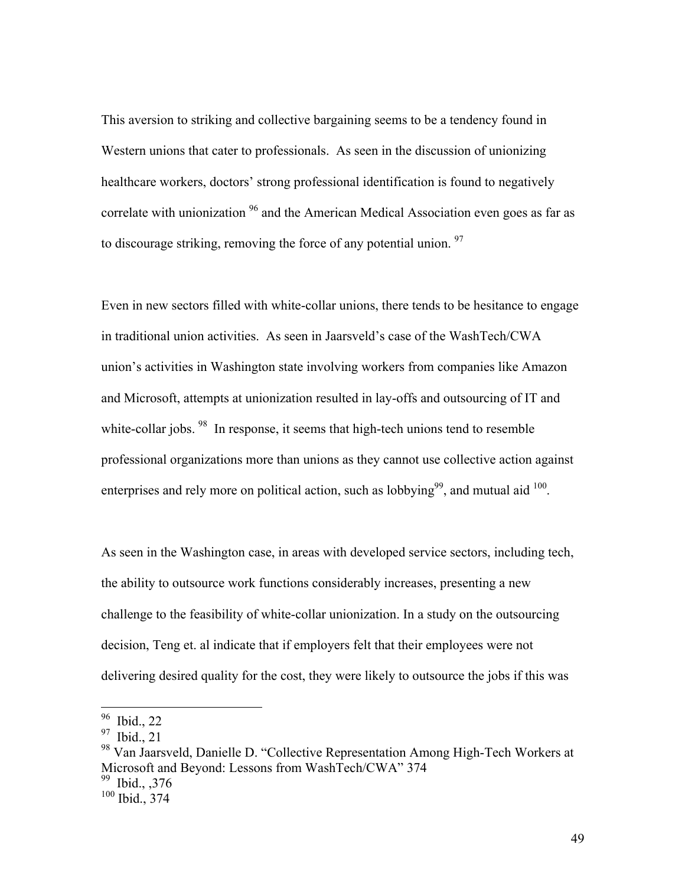This aversion to striking and collective bargaining seems to be a tendency found in Western unions that cater to professionals. As seen in the discussion of unionizing healthcare workers, doctors' strong professional identification is found to negatively correlate with unionization [96] and the American Medical Association even goes as far as to discourage striking, removing the force of any potential union. [97]

Even in new sectors filled with white-collar unions, there tends to be hesitance to engage in traditional union activities. As seen in Jaarsveld's case of the WashTech/CWA union's activities in Washington state involving workers from companies like Amazon and Microsoft, attempts at unionization resulted in lay-offs and outsourcing of IT and white-collar jobs. [98] In response, it seems that high-tech unions tend to resemble professional organizations more than unions as they cannot use collective action against enterprises and rely more on political action, such as lobbying[99], and mutual aid [100].

As seen in the Washington case, in areas with developed service sectors, including tech, the ability to outsource work functions considerably increases, presenting a new challenge to the feasibility of white-collar unionization. In a study on the outsourcing decision, Teng et. al indicate that if employers felt that their employees were not delivering desired quality for the cost, they were likely to outsource the jobs if this was

---

[96] Ibid., 22

[97] Ibid., 21

[98] Van Jaarsveld, Danielle D. "Collective Representation Among High-Tech Workers at Microsoft and Beyond: Lessons from WashTech/CWA" 374

[99] Ibid., ,376

[100] Ibid., 374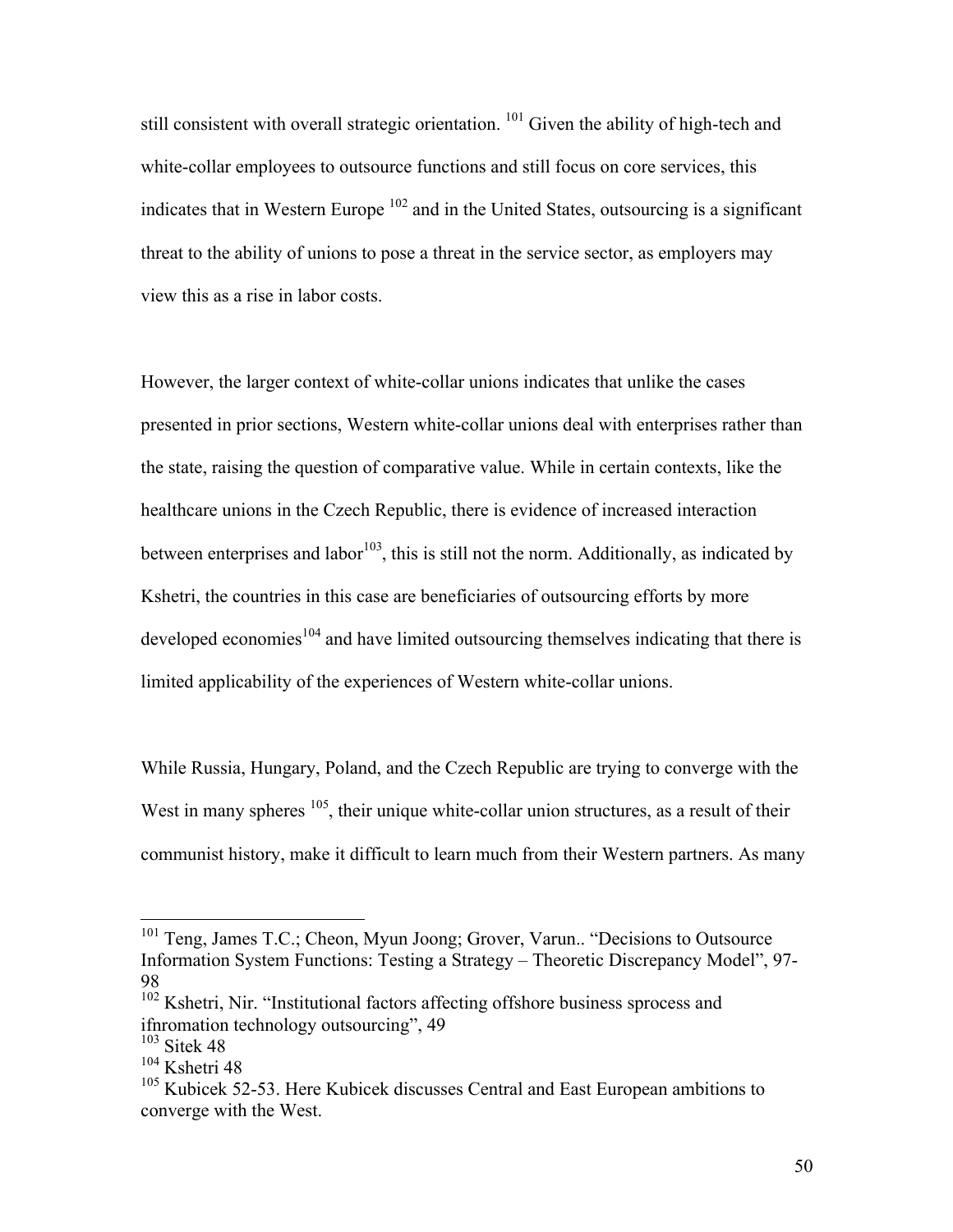still consistent with overall strategic orientation. [101] Given the ability of high-tech and white-collar employees to outsource functions and still focus on core services, this indicates that in Western Europe [102] and in the United States, outsourcing is a significant threat to the ability of unions to pose a threat in the service sector, as employers may view this as a rise in labor costs.

However, the larger context of white-collar unions indicates that unlike the cases presented in prior sections, Western white-collar unions deal with enterprises rather than the state, raising the question of comparative value. While in certain contexts, like the healthcare unions in the Czech Republic, there is evidence of increased interaction between enterprises and labor[103], this is still not the norm. Additionally, as indicated by Kshetri, the countries in this case are beneficiaries of outsourcing efforts by more developed economies[104] and have limited outsourcing themselves indicating that there is limited applicability of the experiences of Western white-collar unions.

While Russia, Hungary, Poland, and the Czech Republic are trying to converge with the West in many spheres [105], their unique white-collar union structures, as a result of their communist history, make it difficult to learn much from their Western partners. As many

---

[101] Teng, James T.C.; Cheon, Myun Joong; Grover, Varun.. "Decisions to Outsource Information System Functions: Testing a Strategy – Theoretic Discrepancy Model", 97-98

[102] Kshetri, Nir. "Institutional factors affecting offshore business sprocess and ifnromation technology outsourcing", 49

[103] Sitek 48

[104] Kshetri 48

[105] Kubicek 52-53. Here Kubicek discusses Central and East European ambitions to converge with the West.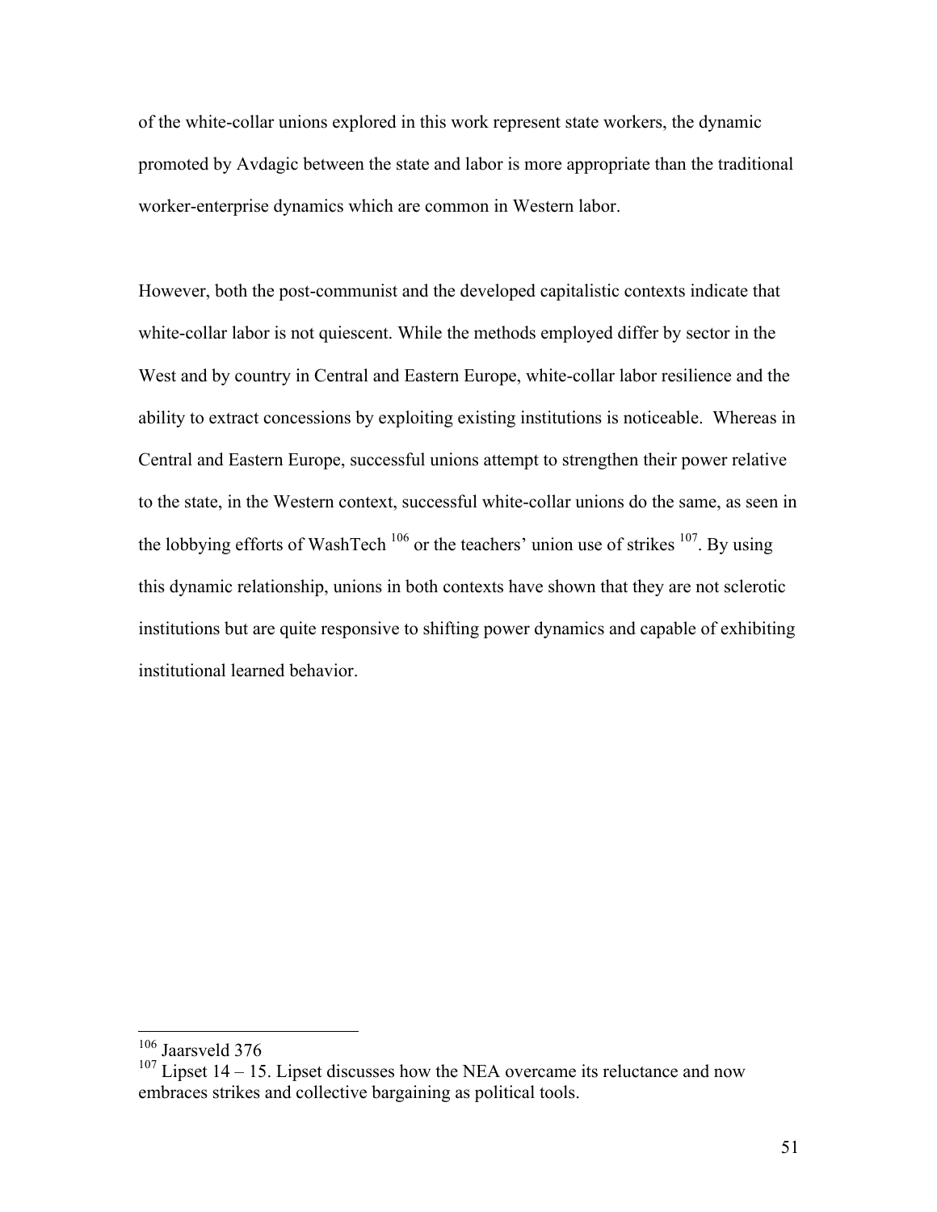of the white-collar unions explored in this work represent state workers, the dynamic promoted by Avdagic between the state and labor is more appropriate than the traditional worker-enterprise dynamics which are common in Western labor.

However, both the post-communist and the developed capitalistic contexts indicate that white-collar labor is not quiescent. While the methods employed differ by sector in the West and by country in Central and Eastern Europe, white-collar labor resilience and the ability to extract concessions by exploiting existing institutions is noticeable. Whereas in Central and Eastern Europe, successful unions attempt to strengthen their power relative to the state, in the Western context, successful white-collar unions do the same, as seen in the lobbying efforts of WashTech [106] or the teachers' union use of strikes [107]. By using this dynamic relationship, unions in both contexts have shown that they are not sclerotic institutions but are quite responsive to shifting power dynamics and capable of exhibiting institutional learned behavior.

---

[106] Jaarsveld 376

[107] Lipset 14 – 15. Lipset discusses how the NEA overcame its reluctance and now embraces strikes and collective bargaining as political tools.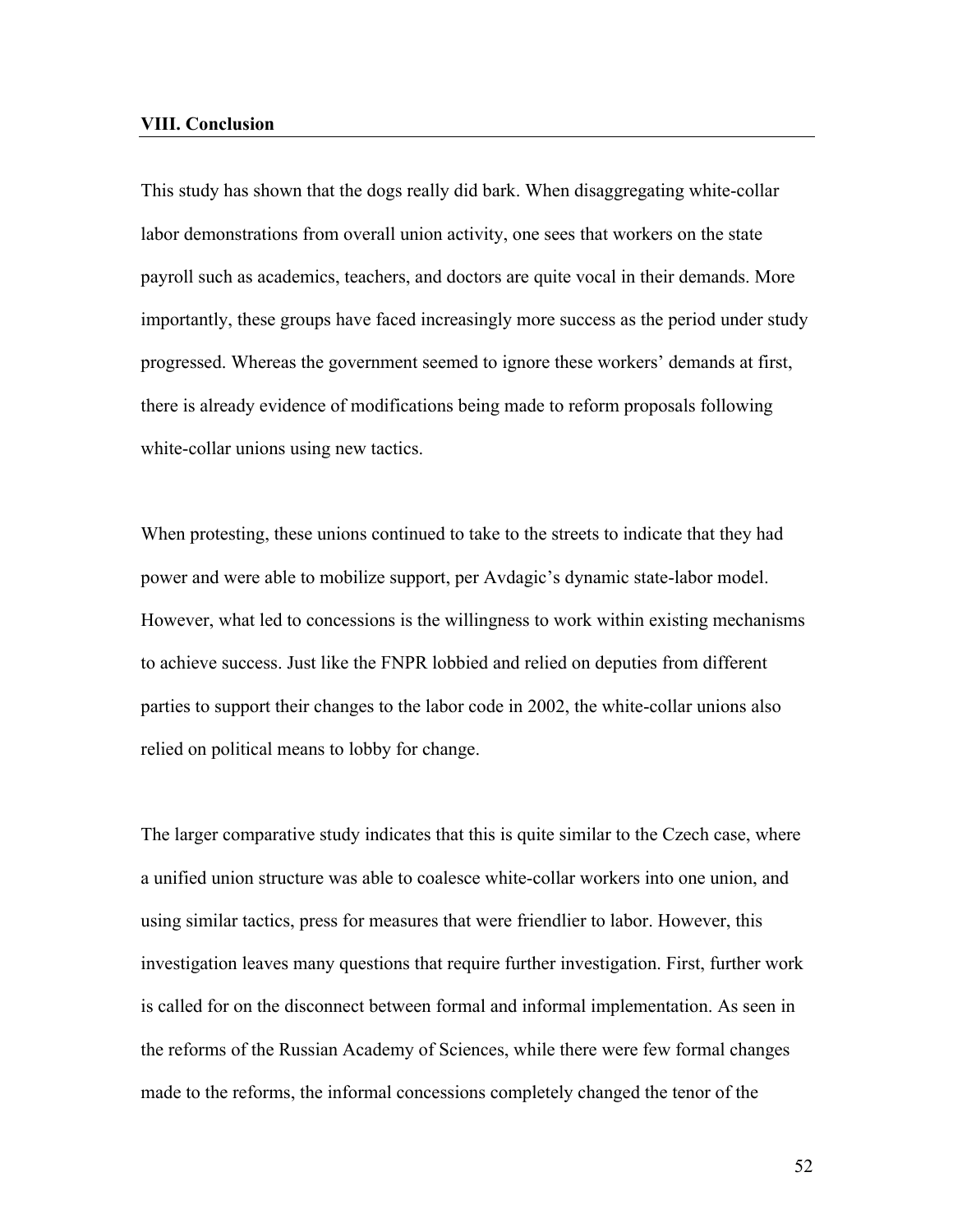## VIII. Conclusion

This study has shown that the dogs really did bark. When disaggregating white-collar labor demonstrations from overall union activity, one sees that workers on the state payroll such as academics, teachers, and doctors are quite vocal in their demands. More importantly, these groups have faced increasingly more success as the period under study progressed. Whereas the government seemed to ignore these workers' demands at first, there is already evidence of modifications being made to reform proposals following white-collar unions using new tactics.

When protesting, these unions continued to take to the streets to indicate that they had power and were able to mobilize support, per Avdagic's dynamic state-labor model. However, what led to concessions is the willingness to work within existing mechanisms to achieve success. Just like the FNPR lobbied and relied on deputies from different parties to support their changes to the labor code in 2002, the white-collar unions also relied on political means to lobby for change.

The larger comparative study indicates that this is quite similar to the Czech case, where a unified union structure was able to coalesce white-collar workers into one union, and using similar tactics, press for measures that were friendlier to labor. However, this investigation leaves many questions that require further investigation. First, further work is called for on the disconnect between formal and informal implementation. As seen in the reforms of the Russian Academy of Sciences, while there were few formal changes made to the reforms, the informal concessions completely changed the tenor of the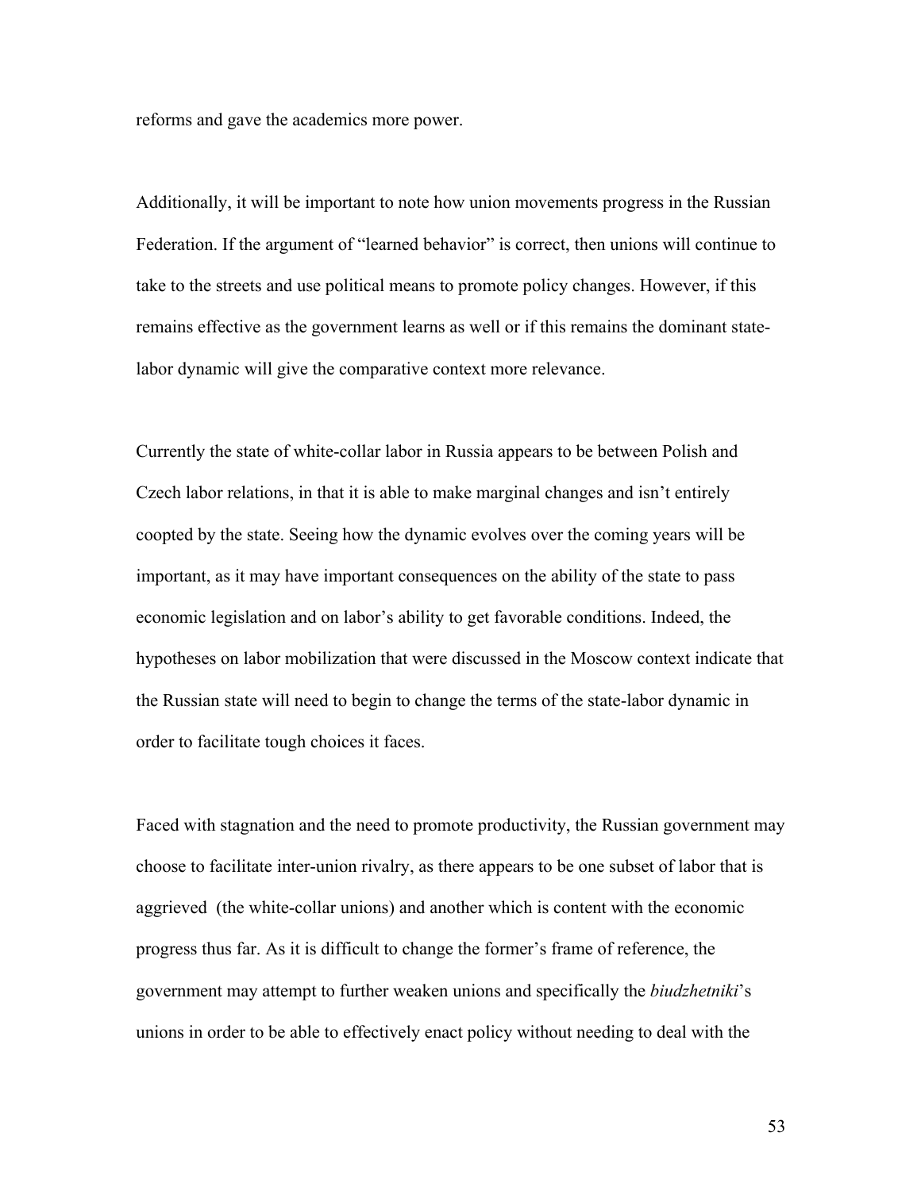reforms and gave the academics more power.

Additionally, it will be important to note how union movements progress in the Russian Federation. If the argument of "learned behavior" is correct, then unions will continue to take to the streets and use political means to promote policy changes. However, if this remains effective as the government learns as well or if this remains the dominant state-labor dynamic will give the comparative context more relevance.

Currently the state of white-collar labor in Russia appears to be between Polish and Czech labor relations, in that it is able to make marginal changes and isn't entirely coopted by the state. Seeing how the dynamic evolves over the coming years will be important, as it may have important consequences on the ability of the state to pass economic legislation and on labor's ability to get favorable conditions. Indeed, the hypotheses on labor mobilization that were discussed in the Moscow context indicate that the Russian state will need to begin to change the terms of the state-labor dynamic in order to facilitate tough choices it faces.

Faced with stagnation and the need to promote productivity, the Russian government may choose to facilitate inter-union rivalry, as there appears to be one subset of labor that is aggrieved (the white-collar unions) and another which is content with the economic progress thus far. As it is difficult to change the former's frame of reference, the government may attempt to further weaken unions and specifically the *biudzhetniki*'s unions in order to be able to effectively enact policy without needing to deal with the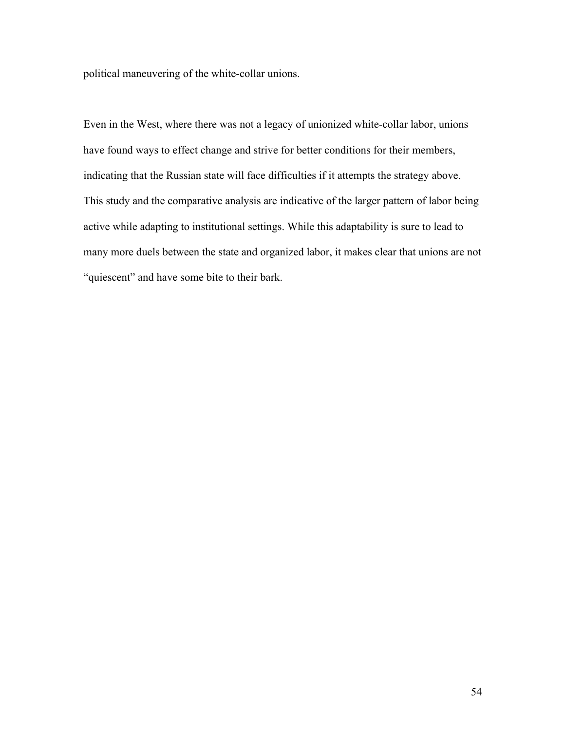political maneuvering of the white-collar unions.

Even in the West, where there was not a legacy of unionized white-collar labor, unions have found ways to effect change and strive for better conditions for their members, indicating that the Russian state will face difficulties if it attempts the strategy above. This study and the comparative analysis are indicative of the larger pattern of labor being active while adapting to institutional settings. While this adaptability is sure to lead to many more duels between the state and organized labor, it makes clear that unions are not "quiescent" and have some bite to their bark.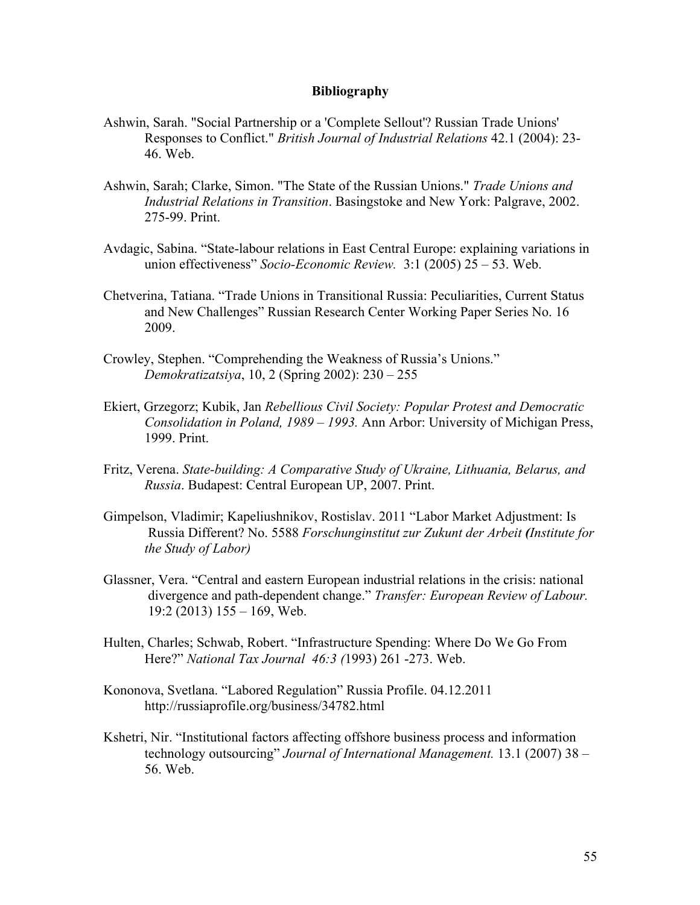# Bibliography

Ashwin, Sarah. "Social Partnership or a 'Complete Sellout'? Russian Trade Unions' Responses to Conflict." *British Journal of Industrial Relations* 42.1 (2004): 23-46. Web.

Ashwin, Sarah; Clarke, Simon. "The State of the Russian Unions." *Trade Unions and Industrial Relations in Transition*. Basingstoke and New York: Palgrave, 2002. 275-99. Print.

Avdagic, Sabina. "State-labour relations in East Central Europe: explaining variations in union effectiveness" *Socio-Economic Review.* 3:1 (2005) 25 – 53. Web.

Chetverina, Tatiana. "Trade Unions in Transitional Russia: Peculiarities, Current Status and New Challenges" Russian Research Center Working Paper Series No. 16 2009.

Crowley, Stephen. "Comprehending the Weakness of Russia's Unions." *Demokratizatsiya*, 10, 2 (Spring 2002): 230 – 255

Ekiert, Grzegorz; Kubik, Jan *Rebellious Civil Society: Popular Protest and Democratic Consolidation in Poland, 1989 – 1993.* Ann Arbor: University of Michigan Press, 1999. Print.

Fritz, Verena. *State-building: A Comparative Study of Ukraine, Lithuania, Belarus, and Russia*. Budapest: Central European UP, 2007. Print.

Gimpelson, Vladimir; Kapeliushnikov, Rostislav. 2011 "Labor Market Adjustment: Is Russia Different? No. 5588 *Forschunginstitut zur Zukunt der Arbeit **(**Institute for the Study of Labor)*

Glassner, Vera. "Central and eastern European industrial relations in the crisis: national divergence and path-dependent change." *Transfer: European Review of Labour.* 19:2 (2013) 155 – 169, Web.

Hulten, Charles; Schwab, Robert. "Infrastructure Spending: Where Do We Go From Here?" *National Tax Journal 46:3 (*1993) 261 -273. Web.

Kononova, Svetlana. "Labored Regulation" Russia Profile. 04.12.2011 http://russiaprofile.org/business/34782.html

Kshetri, Nir. "Institutional factors affecting offshore business process and information technology outsourcing" *Journal of International Management.* 13.1 (2007) 38 – 56. Web.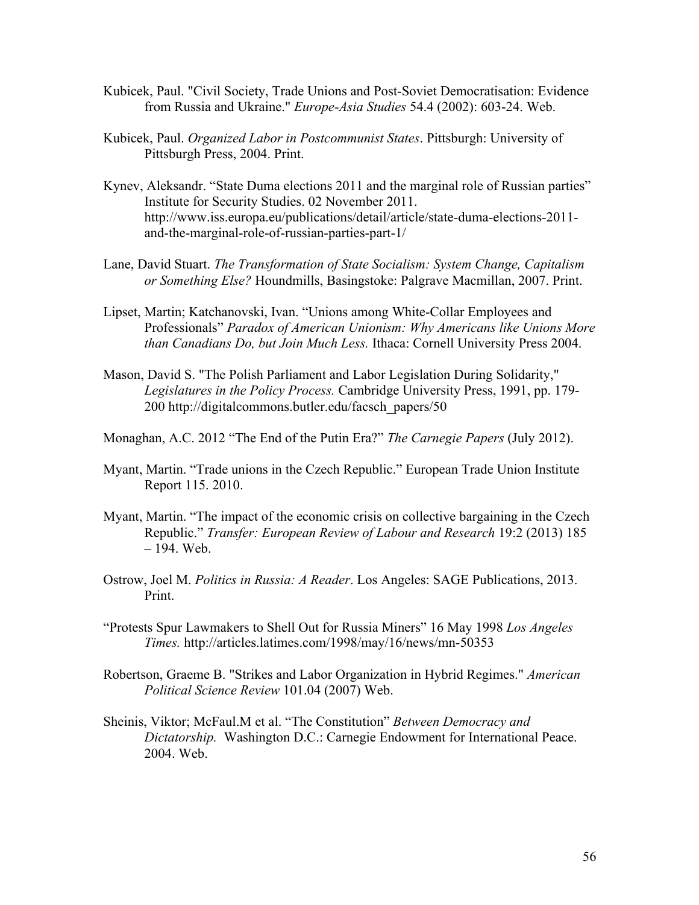Kubicek, Paul. "Civil Society, Trade Unions and Post-Soviet Democratisation: Evidence from Russia and Ukraine." *Europe-Asia Studies* 54.4 (2002): 603-24. Web.

Kubicek, Paul. *Organized Labor in Postcommunist States*. Pittsburgh: University of Pittsburgh Press, 2004. Print.

Kynev, Aleksandr. "State Duma elections 2011 and the marginal role of Russian parties" Institute for Security Studies. 02 November 2011. http://www.iss.europa.eu/publications/detail/article/state-duma-elections-2011-and-the-marginal-role-of-russian-parties-part-1/

Lane, David Stuart. *The Transformation of State Socialism: System Change, Capitalism or Something Else?* Houndmills, Basingstoke: Palgrave Macmillan, 2007. Print.

Lipset, Martin; Katchanovski, Ivan. "Unions among White-Collar Employees and Professionals" *Paradox of American Unionism: Why Americans like Unions More than Canadians Do, but Join Much Less.* Ithaca: Cornell University Press 2004.

Mason, David S. "The Polish Parliament and Labor Legislation During Solidarity," *Legislatures in the Policy Process.* Cambridge University Press, 1991, pp. 179-200 http://digitalcommons.butler.edu/facsch_papers/50

Monaghan, A.C. 2012 "The End of the Putin Era?" *The Carnegie Papers* (July 2012).

Myant, Martin. "Trade unions in the Czech Republic." European Trade Union Institute Report 115. 2010.

Myant, Martin. "The impact of the economic crisis on collective bargaining in the Czech Republic." *Transfer: European Review of Labour and Research* 19:2 (2013) 185 – 194. Web.

Ostrow, Joel M. *Politics in Russia: A Reader*. Los Angeles: SAGE Publications, 2013. Print.

"Protests Spur Lawmakers to Shell Out for Russia Miners" 16 May 1998 *Los Angeles Times.* http://articles.latimes.com/1998/may/16/news/mn-50353

Robertson, Graeme B. "Strikes and Labor Organization in Hybrid Regimes." *American Political Science Review* 101.04 (2007) Web.

Sheinis, Viktor; McFaul.M et al. "The Constitution" *Between Democracy and Dictatorship.* Washington D.C.: Carnegie Endowment for International Peace. 2004. Web.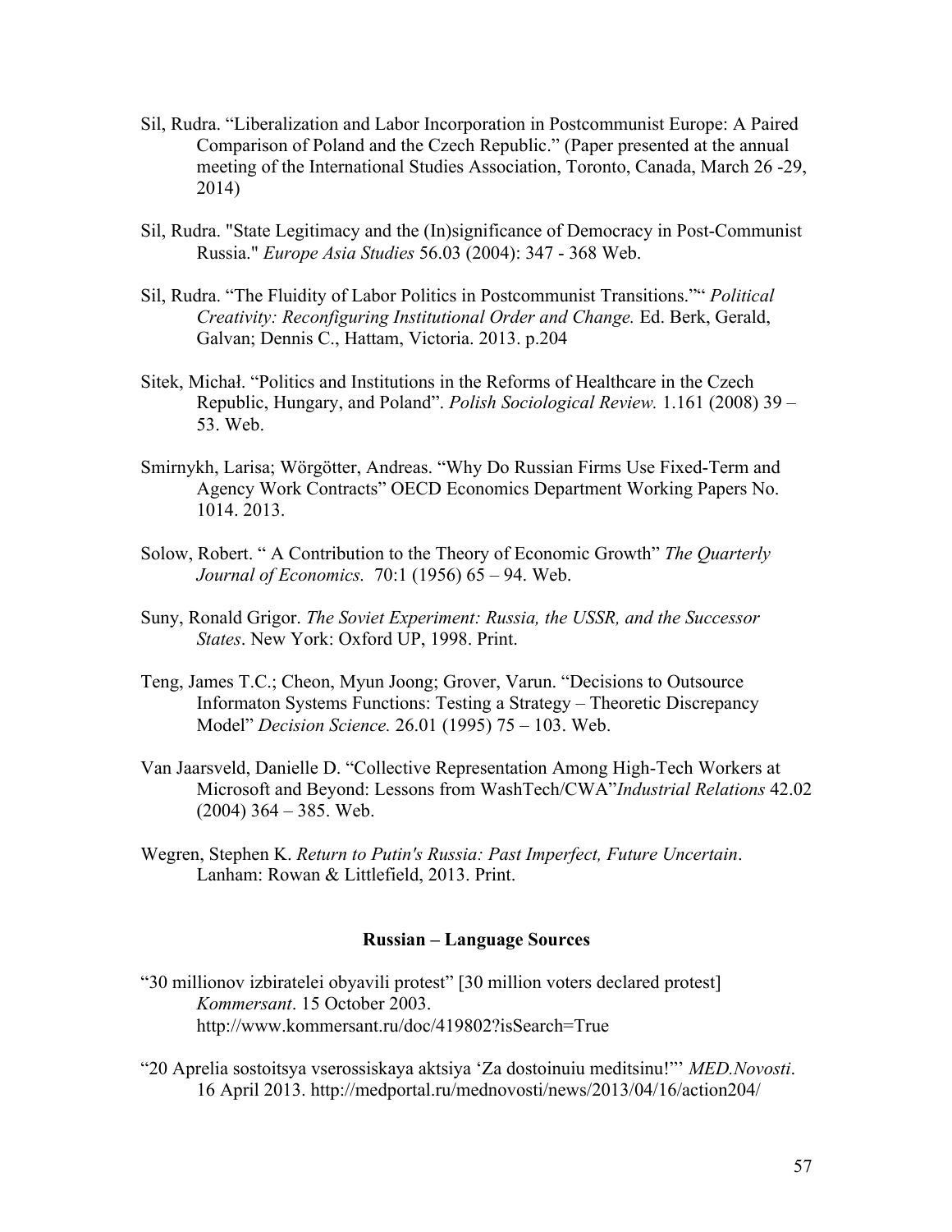Sil, Rudra. “Liberalization and Labor Incorporation in Postcommunist Europe: A Paired Comparison of Poland and the Czech Republic.” (Paper presented at the annual meeting of the International Studies Association, Toronto, Canada, March 26 -29, 2014)

Sil, Rudra. "State Legitimacy and the (In)significance of Democracy in Post-Communist Russia." *Europe Asia Studies* 56.03 (2004): 347 - 368 Web.

Sil, Rudra. “The Fluidity of Labor Politics in Postcommunist Transitions.”“ *Political Creativity: Reconfiguring Institutional Order and Change.* Ed. Berk, Gerald, Galvan; Dennis C., Hattam, Victoria. 2013. p.204

Sitek, Michał. “Politics and Institutions in the Reforms of Healthcare in the Czech Republic, Hungary, and Poland”. *Polish Sociological Review.* 1.161 (2008) 39 – 53. Web.

Smirnykh, Larisa; Wörgötter, Andreas. “Why Do Russian Firms Use Fixed-Term and Agency Work Contracts” OECD Economics Department Working Papers No. 1014. 2013.

Solow, Robert. “ A Contribution to the Theory of Economic Growth” *The Quarterly Journal of Economics.* 70:1 (1956) 65 – 94. Web.

Suny, Ronald Grigor. *The Soviet Experiment: Russia, the USSR, and the Successor States*. New York: Oxford UP, 1998. Print.

Teng, James T.C.; Cheon, Myun Joong; Grover, Varun. “Decisions to Outsource Informaton Systems Functions: Testing a Strategy – Theoretic Discrepancy Model” *Decision Science.* 26.01 (1995) 75 – 103. Web.

Van Jaarsveld, Danielle D. “Collective Representation Among High-Tech Workers at Microsoft and Beyond: Lessons from WashTech/CWA”*Industrial Relations* 42.02 (2004) 364 – 385. Web.

Wegren, Stephen K. *Return to Putin's Russia: Past Imperfect, Future Uncertain*. Lanham: Rowan & Littlefield, 2013. Print.

**Russian – Language Sources**

“30 millionov izbiratelei obyavili protest” [30 million voters declared protest] *Kommersant*. 15 October 2003. http://www.kommersant.ru/doc/419802?isSearch=True

“20 Aprelia sostoitsya vserossiskaya aktsiya ‘Za dostoinuiu meditsinu!”’ *MED.Novosti*. 16 April 2013. http://medportal.ru/mednovosti/news/2013/04/16/action204/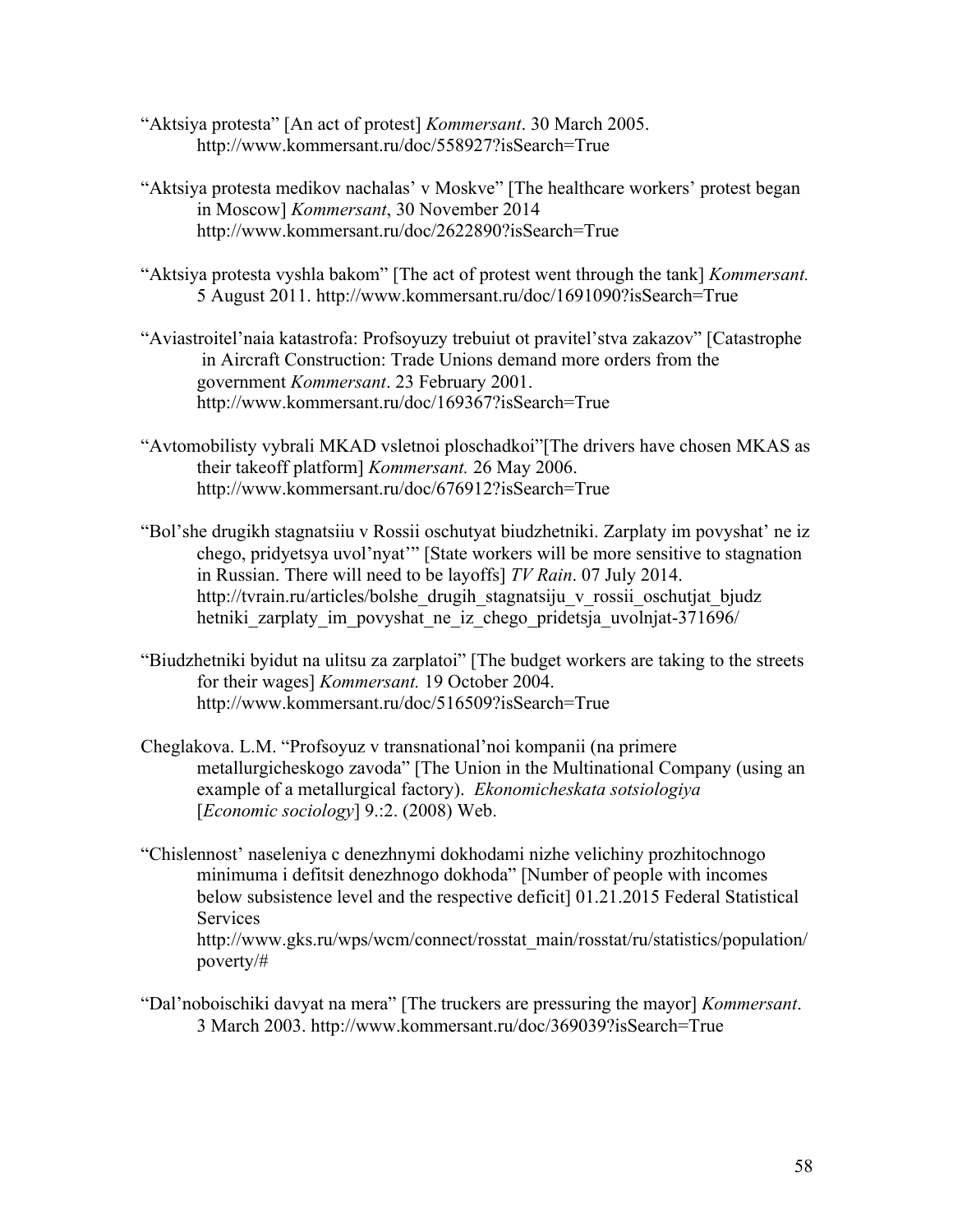"Aktsiya protesta" [An act of protest] *Kommersant*. 30 March 2005. http://www.kommersant.ru/doc/558927?isSearch=True

"Aktsiya protesta medikov nachalas' v Moskve" [The healthcare workers' protest began in Moscow] *Kommersant*, 30 November 2014 http://www.kommersant.ru/doc/2622890?isSearch=True

"Aktsiya protesta vyshla bakom" [The act of protest went through the tank] *Kommersant.* 5 August 2011. http://www.kommersant.ru/doc/1691090?isSearch=True

"Aviastroitel'naia katastrofa: Profsoyuzy trebuiut ot pravitel'stva zakazov" [Catastrophe in Aircraft Construction: Trade Unions demand more orders from the government *Kommersant*. 23 February 2001. http://www.kommersant.ru/doc/169367?isSearch=True

"Avtomobilisty vybrali MKAD vsletnoi ploschadkoi"[The drivers have chosen MKAS as their takeoff platform] *Kommersant.* 26 May 2006. http://www.kommersant.ru/doc/676912?isSearch=True

"Bol'she drugikh stagnatsiiu v Rossii oschutyat biudzhetniki. Zarplaty im povyshat' ne iz chego, pridyetsya uvol'nyat'" [State workers will be more sensitive to stagnation in Russian. There will need to be layoffs] *TV Rain*. 07 July 2014. http://tvrain.ru/articles/bolshe_drugih_stagnatsiju_v_rossii_oschutjat_bjudzhetniki_zarplaty_im_povyshat_ne_iz_chego_pridetsja_uvolnjat-371696/

"Biudzhetniki byidut na ulitsu za zarplatoi" [The budget workers are taking to the streets for their wages] *Kommersant.* 19 October 2004. http://www.kommersant.ru/doc/516509?isSearch=True

Cheglakova. L.M. "Profsoyuz v transnational'noi kompanii (na primere metallurgicheskogo zavoda" [The Union in the Multinational Company (using an example of a metallurgical factory). *Ekonomicheskata sotsiologiya* [*Economic sociology*] 9.:2. (2008) Web.

"Chislennost' naseleniya c denezhnymi dokhodami nizhe velichiny prozhitochnogo minimuma i defitsit denezhnogo dokhoda" [Number of people with incomes below subsistence level and the respective deficit] 01.21.2015 Federal Statistical Services http://www.gks.ru/wps/wcm/connect/rosstat_main/rosstat/ru/statistics/population/poverty/#

"Dal'noboischiki davyat na mera" [The truckers are pressuring the mayor] *Kommersant*. 3 March 2003. http://www.kommersant.ru/doc/369039?isSearch=True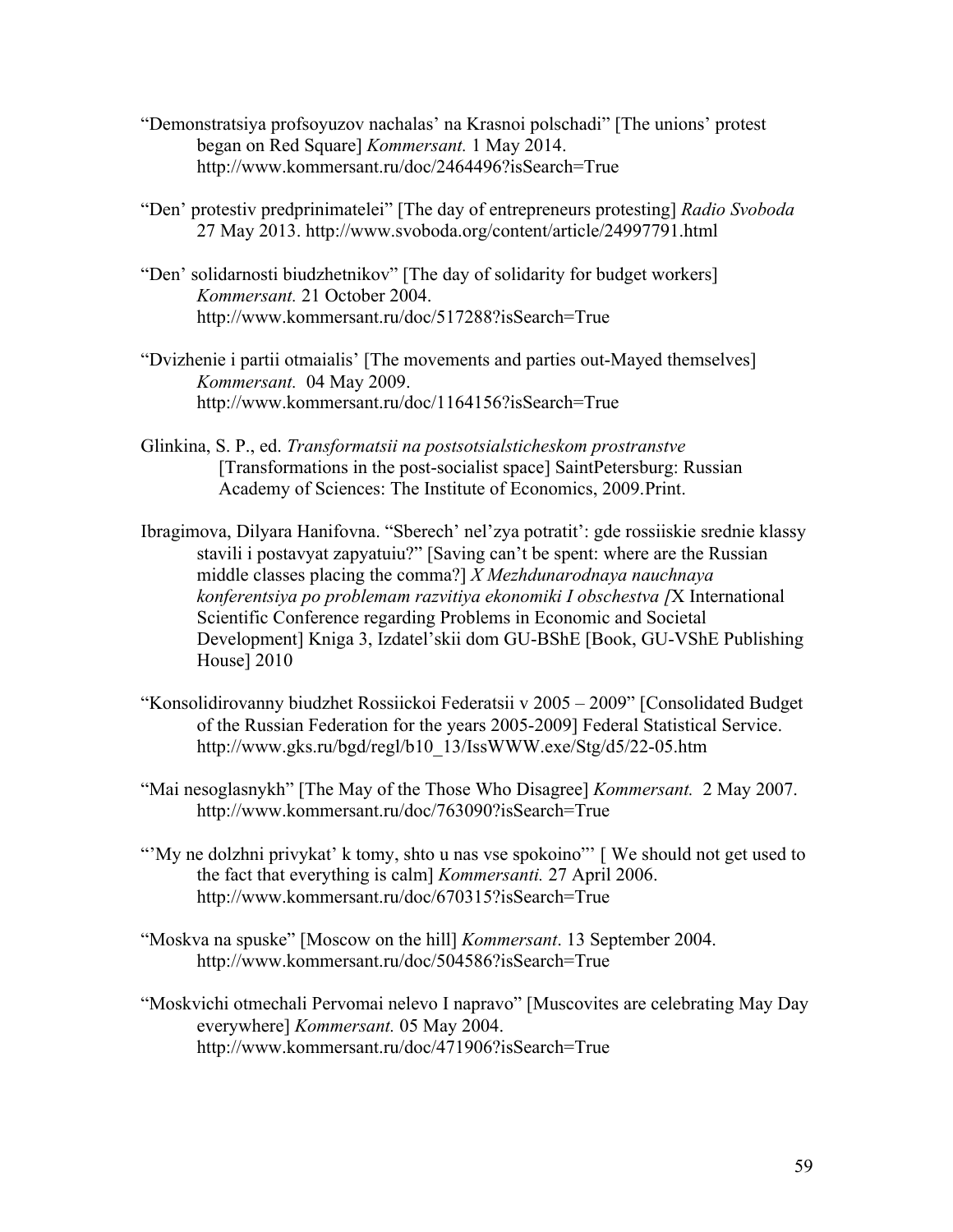"Demonstratsiya profsoyuzov nachalas' na Krasnoi polschadi" [The unions' protest began on Red Square] *Kommersant.* 1 May 2014. http://www.kommersant.ru/doc/2464496?isSearch=True

"Den' protestiv predprinimatelei" [The day of entrepreneurs protesting] *Radio Svoboda* 27 May 2013. http://www.svoboda.org/content/article/24997791.html

"Den' solidarnosti biudzhetnikov" [The day of solidarity for budget workers] *Kommersant.* 21 October 2004. http://www.kommersant.ru/doc/517288?isSearch=True

"Dvizhenie i partii otmaialis' [The movements and parties out-Mayed themselves] *Kommersant.* 04 May 2009. http://www.kommersant.ru/doc/1164156?isSearch=True

Glinkina, S. P., ed. *Transformatsii na postsotsialsticheskom prostranstve* [Transformations in the post-socialist space] SaintPetersburg: Russian Academy of Sciences: The Institute of Economics, 2009.Print.

Ibragimova, Dilyara Hanifovna. "Sberech' nel'zya potratit': gde rossiiskie srednie klassy stavili i postavyat zapyatuiu?" [Saving can't be spent: where are the Russian middle classes placing the comma?] *X Mezhdunarodnaya nauchnaya konferentsiya po problemam razvitiya ekonomiki I obschestva [*X International Scientific Conference regarding Problems in Economic and Societal Development] Kniga 3, Izdatel'skii dom GU-BShE [Book, GU-VShE Publishing House] 2010

"Konsolidirovanny biudzhet Rossiickoi Federatsii v 2005 – 2009" [Consolidated Budget of the Russian Federation for the years 2005-2009] Federal Statistical Service. http://www.gks.ru/bgd/regl/b10_13/IssWWW.exe/Stg/d5/22-05.htm

"Mai nesoglasnykh" [The May of the Those Who Disagree] *Kommersant.* 2 May 2007. http://www.kommersant.ru/doc/763090?isSearch=True

"'My ne dolzhni privykat' k tomy, shto u nas vse spokoino"' [ We should not get used to the fact that everything is calm] *Kommersanti.* 27 April 2006. http://www.kommersant.ru/doc/670315?isSearch=True

"Moskva na spuske" [Moscow on the hill] *Kommersant*. 13 September 2004. http://www.kommersant.ru/doc/504586?isSearch=True

"Moskvichi otmechali Pervomai nelevo I napravo" [Muscovites are celebrating May Day everywhere] *Kommersant.* 05 May 2004. http://www.kommersant.ru/doc/471906?isSearch=True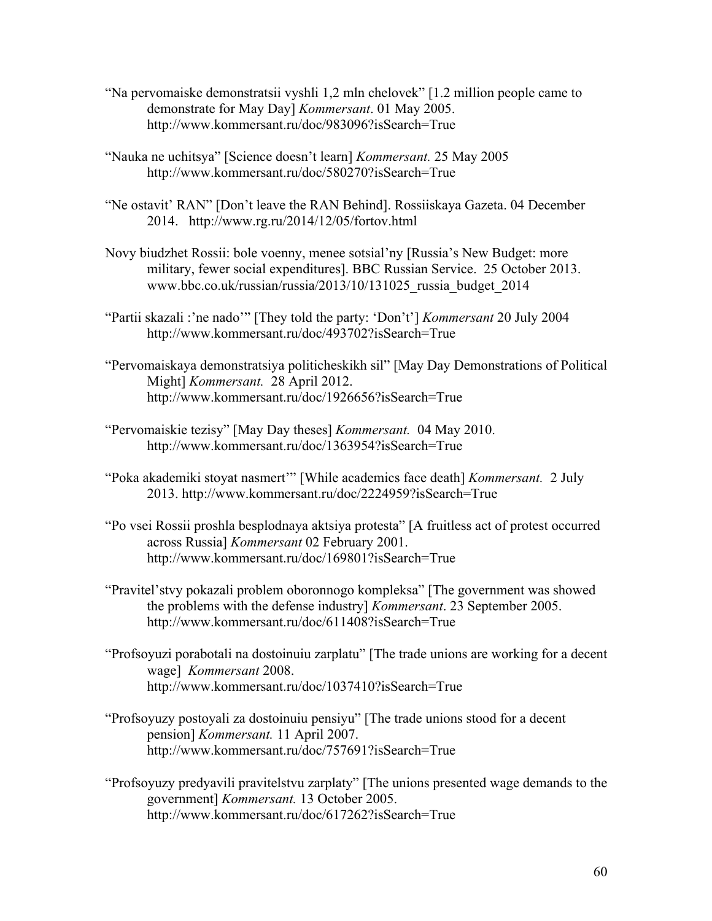"Na pervomaiske demonstratsii vyshli 1,2 mln chelovek" [1.2 million people came to demonstrate for May Day] *Kommersant*. 01 May 2005. http://www.kommersant.ru/doc/983096?isSearch=True

"Nauka ne uchitsya" [Science doesn't learn] *Kommersant.* 25 May 2005 http://www.kommersant.ru/doc/580270?isSearch=True

"Ne ostavit' RAN" [Don't leave the RAN Behind]. Rossiiskaya Gazeta. 04 December 2014. http://www.rg.ru/2014/12/05/fortov.html

Novy biudzhet Rossii: bole voenny, menee sotsial'ny [Russia's New Budget: more military, fewer social expenditures]. BBC Russian Service. 25 October 2013. www.bbc.co.uk/russian/russia/2013/10/131025_russia_budget_2014

"Partii skazali :'ne nado'" [They told the party: 'Don't'] *Kommersant* 20 July 2004 http://www.kommersant.ru/doc/493702?isSearch=True

"Pervomaiskaya demonstratsiya politicheskikh sil" [May Day Demonstrations of Political Might] *Kommersant.* 28 April 2012. http://www.kommersant.ru/doc/1926656?isSearch=True

"Pervomaiskie tezisy" [May Day theses] *Kommersant.* 04 May 2010. http://www.kommersant.ru/doc/1363954?isSearch=True

"Poka akademiki stoyat nasmert'" [While academics face death] *Kommersant.* 2 July 2013. http://www.kommersant.ru/doc/2224959?isSearch=True

"Po vsei Rossii proshla besplodnaya aktsiya protesta" [A fruitless act of protest occurred across Russia] *Kommersant* 02 February 2001. http://www.kommersant.ru/doc/169801?isSearch=True

"Pravitel'stvy pokazali problem oboronnogo kompleksa" [The government was showed the problems with the defense industry] *Kommersant*. 23 September 2005. http://www.kommersant.ru/doc/611408?isSearch=True

"Profsoyuzi porabotali na dostoinuiu zarplatu" [The trade unions are working for a decent wage] *Kommersant* 2008. http://www.kommersant.ru/doc/1037410?isSearch=True

"Profsoyuzy postoyali za dostoinuiu pensiyu" [The trade unions stood for a decent pension] *Kommersant.* 11 April 2007. http://www.kommersant.ru/doc/757691?isSearch=True

"Profsoyuzy predyavili pravitelstvu zarplaty" [The unions presented wage demands to the government] *Kommersant.* 13 October 2005. http://www.kommersant.ru/doc/617262?isSearch=True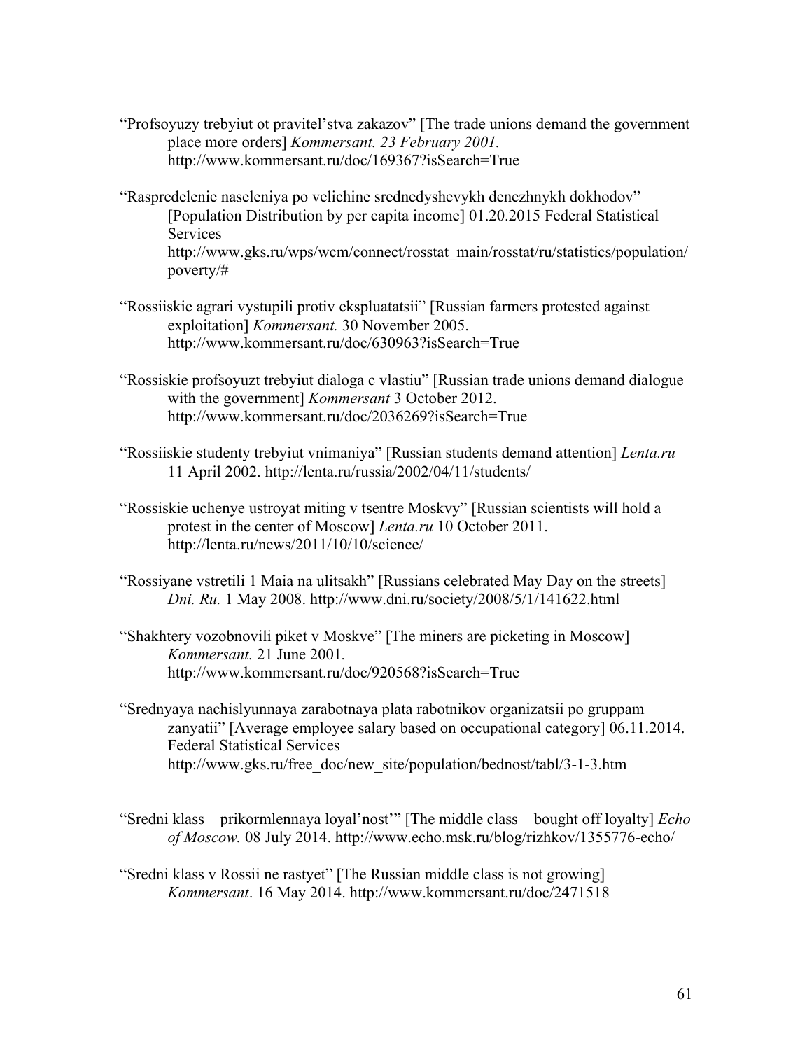"Profsoyuzy trebyiut ot pravitel'stva zakazov" [The trade unions demand the government place more orders] *Kommersant. 23 February 2001.* http://www.kommersant.ru/doc/169367?isSearch=True

"Raspredelenie naseleniya po velichine srednedyshevykh denezhnykh dokhodov" [Population Distribution by per capita income] 01.20.2015 Federal Statistical Services http://www.gks.ru/wps/wcm/connect/rosstat_main/rosstat/ru/statistics/population/poverty/#

"Rossiiskie agrari vystupili protiv ekspluatatsii" [Russian farmers protested against exploitation] *Kommersant.* 30 November 2005. http://www.kommersant.ru/doc/630963?isSearch=True

"Rossiskie profsoyuzt trebyiut dialoga c vlastiu" [Russian trade unions demand dialogue with the government] *Kommersant* 3 October 2012. http://www.kommersant.ru/doc/2036269?isSearch=True

"Rossiiskie studenty trebyiut vnimaniya" [Russian students demand attention] *Lenta.ru* 11 April 2002. http://lenta.ru/russia/2002/04/11/students/

"Rossiskie uchenye ustroyat miting v tsentre Moskvy" [Russian scientists will hold a protest in the center of Moscow] *Lenta.ru* 10 October 2011. http://lenta.ru/news/2011/10/10/science/

"Rossiyane vstretili 1 Maia na ulitsakh" [Russians celebrated May Day on the streets] *Dni. Ru.* 1 May 2008. http://www.dni.ru/society/2008/5/1/141622.html

"Shakhtery vozobnovili piket v Moskve" [The miners are picketing in Moscow] *Kommersant.* 21 June 2001. http://www.kommersant.ru/doc/920568?isSearch=True

"Srednyaya nachislyunnaya zarabotnaya plata rabotnikov organizatsii po gruppam zanyatii" [Average employee salary based on occupational category] 06.11.2014. Federal Statistical Services http://www.gks.ru/free_doc/new_site/population/bednost/tabl/3-1-3.htm

"Sredni klass – prikormlennaya loyal'nost'" [The middle class – bought off loyalty] *Echo of Moscow.* 08 July 2014. http://www.echo.msk.ru/blog/rizhkov/1355776-echo/

"Sredni klass v Rossii ne rastyet" [The Russian middle class is not growing] *Kommersant*. 16 May 2014. http://www.kommersant.ru/doc/2471518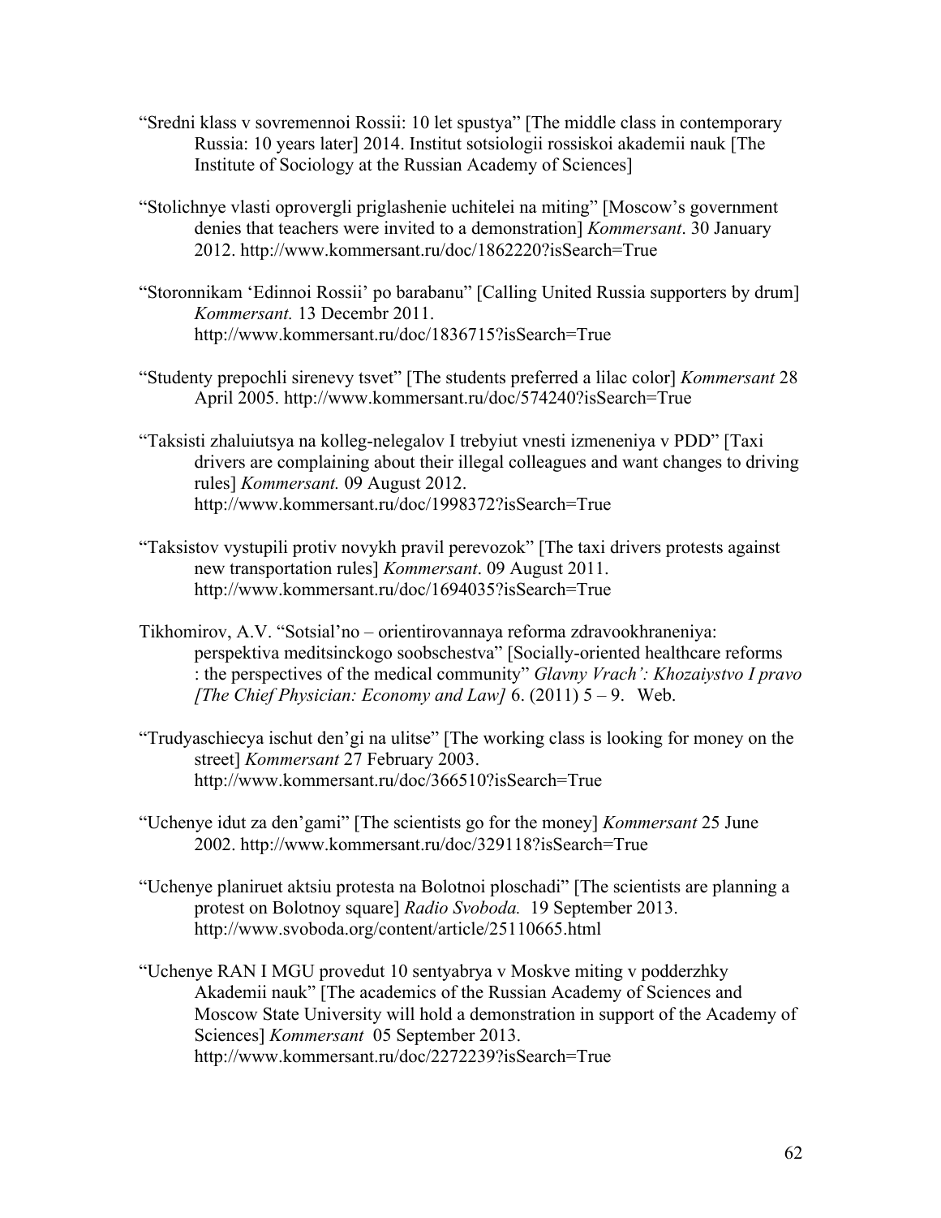"Sredni klass v sovremennoi Rossii: 10 let spustya" [The middle class in contemporary Russia: 10 years later] 2014. Institut sotsiologii rossiskoi akademii nauk [The Institute of Sociology at the Russian Academy of Sciences]

"Stolichnye vlasti oprovergli priglashenie uchitelei na miting" [Moscow's government denies that teachers were invited to a demonstration] *Kommersant*. 30 January 2012. http://www.kommersant.ru/doc/1862220?isSearch=True

"Storonnikam 'Edinnoi Rossii' po barabanu" [Calling United Russia supporters by drum] *Kommersant.* 13 Decembr 2011. http://www.kommersant.ru/doc/1836715?isSearch=True

"Studenty prepochli sirenevy tsvet" [The students preferred a lilac color] *Kommersant* 28 April 2005. http://www.kommersant.ru/doc/574240?isSearch=True

"Taksisti zhaluiutsya na kolleg-nelegalov I trebyiut vnesti izmeneniya v PDD" [Taxi drivers are complaining about their illegal colleagues and want changes to driving rules] *Kommersant.* 09 August 2012. http://www.kommersant.ru/doc/1998372?isSearch=True

"Taksistov vystupili protiv novykh pravil perevozok" [The taxi drivers protests against new transportation rules] *Kommersant*. 09 August 2011. http://www.kommersant.ru/doc/1694035?isSearch=True

Tikhomirov, A.V. "Sotsial'no – orientirovannaya reforma zdravookhraneniya: perspektiva meditsinckogo soobschestva" [Socially-oriented healthcare reforms : the perspectives of the medical community" *Glavny Vrach': Khozaiystvo I pravo [The Chief Physician: Economy and Law]* 6. (2011) 5 – 9. Web.

"Trudyaschiecya ischut den'gi na ulitse" [The working class is looking for money on the street] *Kommersant* 27 February 2003. http://www.kommersant.ru/doc/366510?isSearch=True

"Uchenye idut za den'gami" [The scientists go for the money] *Kommersant* 25 June 2002. http://www.kommersant.ru/doc/329118?isSearch=True

"Uchenye planiruet aktsiu protesta na Bolotnoi ploschadi" [The scientists are planning a protest on Bolotnoy square] *Radio Svoboda.* 19 September 2013. http://www.svoboda.org/content/article/25110665.html

"Uchenye RAN I MGU provedut 10 sentyabrya v Moskve miting v podderzhky Akademii nauk" [The academics of the Russian Academy of Sciences and Moscow State University will hold a demonstration in support of the Academy of Sciences] *Kommersant* 05 September 2013. http://www.kommersant.ru/doc/2272239?isSearch=True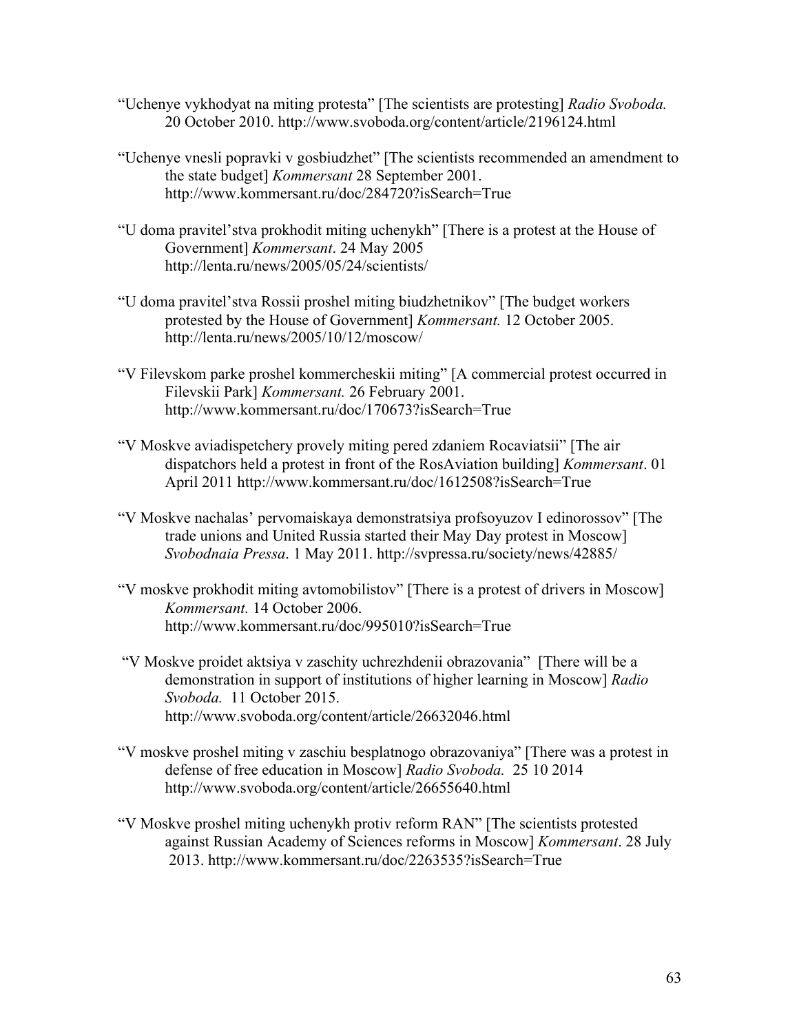"Uchenye vykhodyat na miting protesta" [The scientists are protesting] *Radio Svoboda.* 20 October 2010. http://www.svoboda.org/content/article/2196124.html

"Uchenye vnesli popravki v gosbiudzhet" [The scientists recommended an amendment to the state budget] *Kommersant* 28 September 2001. http://www.kommersant.ru/doc/284720?isSearch=True

"U doma pravitel'stva prokhodit miting uchenykh" [There is a protest at the House of Government] *Kommersant*. 24 May 2005 http://lenta.ru/news/2005/05/24/scientists/

"U doma pravitel'stva Rossii proshel miting biudzhetnikov" [The budget workers protested by the House of Government] *Kommersant.* 12 October 2005. http://lenta.ru/news/2005/10/12/moscow/

"V Filevskom parke proshel kommercheskii miting" [A commercial protest occurred in Filevskii Park] *Kommersant.* 26 February 2001. http://www.kommersant.ru/doc/170673?isSearch=True

"V Moskve aviadispetchery provely miting pered zdaniem Rocaviatsii" [The air dispatchors held a protest in front of the RosAviation building] *Kommersant*. 01 April 2011 http://www.kommersant.ru/doc/1612508?isSearch=True

"V Moskve nachalas' pervomaiskaya demonstratsiya profsoyuzov I edinorossov" [The trade unions and United Russia started their May Day protest in Moscow] *Svobodnaia Pressa*. 1 May 2011. http://svpressa.ru/society/news/42885/

"V moskve prokhodit miting avtomobilistov" [There is a protest of drivers in Moscow] *Kommersant.* 14 October 2006. http://www.kommersant.ru/doc/995010?isSearch=True

"V Moskve proidet aktsiya v zaschity uchrezhdenii obrazovania" [There will be a demonstration in support of institutions of higher learning in Moscow] *Radio Svoboda.* 11 October 2015. http://www.svoboda.org/content/article/26632046.html

"V moskve proshel miting v zaschiu besplatnogo obrazovaniya" [There was a protest in defense of free education in Moscow] *Radio Svoboda.* 25 10 2014 http://www.svoboda.org/content/article/26655640.html

"V Moskve proshel miting uchenykh protiv reform RAN" [The scientists protested against Russian Academy of Sciences reforms in Moscow] *Kommersant*. 28 July 2013. http://www.kommersant.ru/doc/2263535?isSearch=True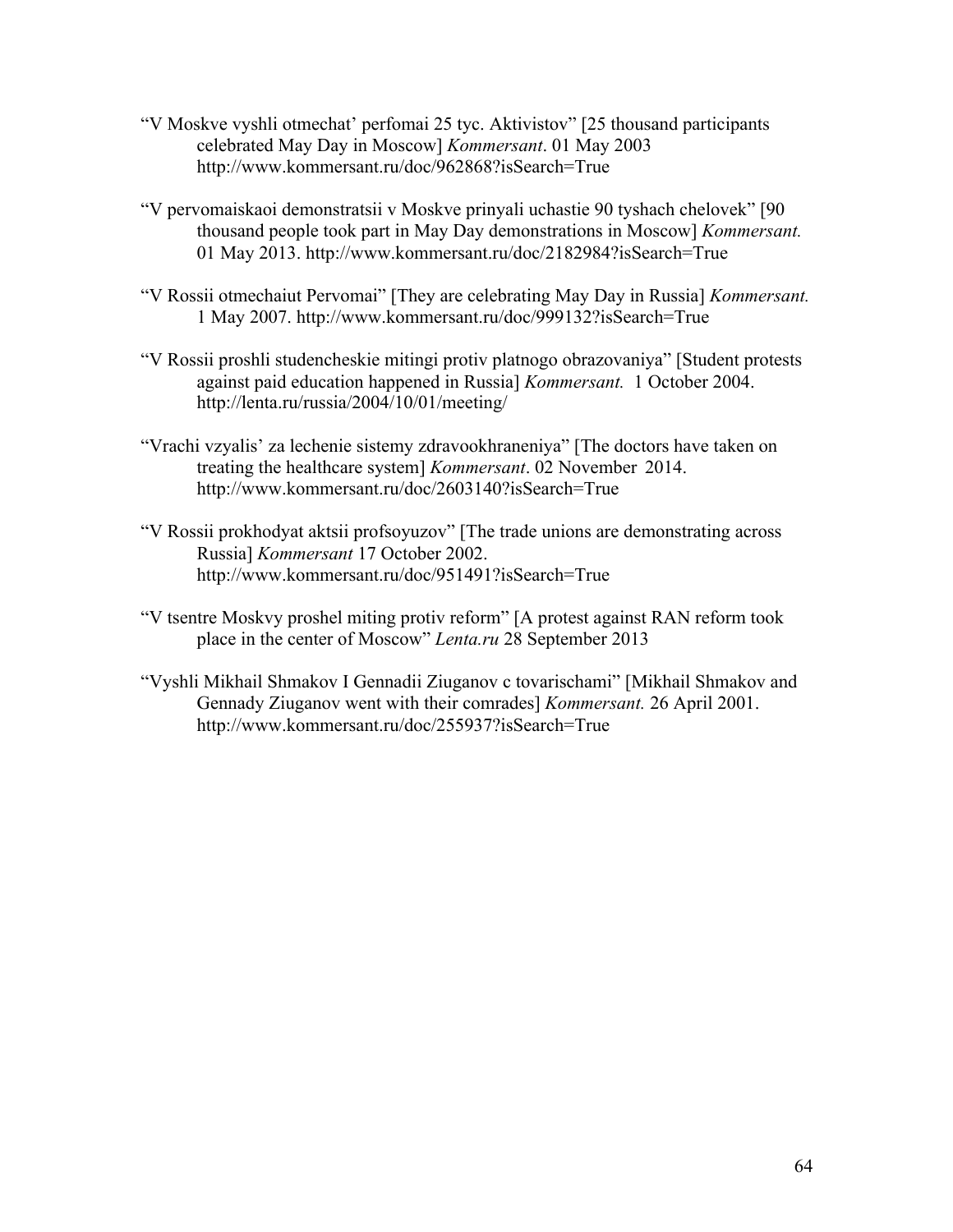"V Moskve vyshli otmechat' perfomai 25 tyc. Aktivistov" [25 thousand participants celebrated May Day in Moscow] *Kommersant*. 01 May 2003 http://www.kommersant.ru/doc/962868?isSearch=True

"V pervomaiskaoi demonstratsii v Moskve prinyali uchastie 90 tyshach chelovek" [90 thousand people took part in May Day demonstrations in Moscow] *Kommersant.* 01 May 2013. http://www.kommersant.ru/doc/2182984?isSearch=True

"V Rossii otmechaiut Pervomai" [They are celebrating May Day in Russia] *Kommersant.* 1 May 2007. http://www.kommersant.ru/doc/999132?isSearch=True

"V Rossii proshli studencheskie mitingi protiv platnogo obrazovaniya" [Student protests against paid education happened in Russia] *Kommersant.* 1 October 2004. http://lenta.ru/russia/2004/10/01/meeting/

"Vrachi vzyalis' za lechenie sistemy zdravookhraneniya" [The doctors have taken on treating the healthcare system] *Kommersant*. 02 November 2014. http://www.kommersant.ru/doc/2603140?isSearch=True

"V Rossii prokhodyat aktsii profsoyuzov" [The trade unions are demonstrating across Russia] *Kommersant* 17 October 2002. http://www.kommersant.ru/doc/951491?isSearch=True

"V tsentre Moskvy proshel miting protiv reform" [A protest against RAN reform took place in the center of Moscow" *Lenta.ru* 28 September 2013

"Vyshli Mikhail Shmakov I Gennadii Ziuganov c tovarischami" [Mikhail Shmakov and Gennady Ziuganov went with their comrades] *Kommersant.* 26 April 2001. http://www.kommersant.ru/doc/255937?isSearch=True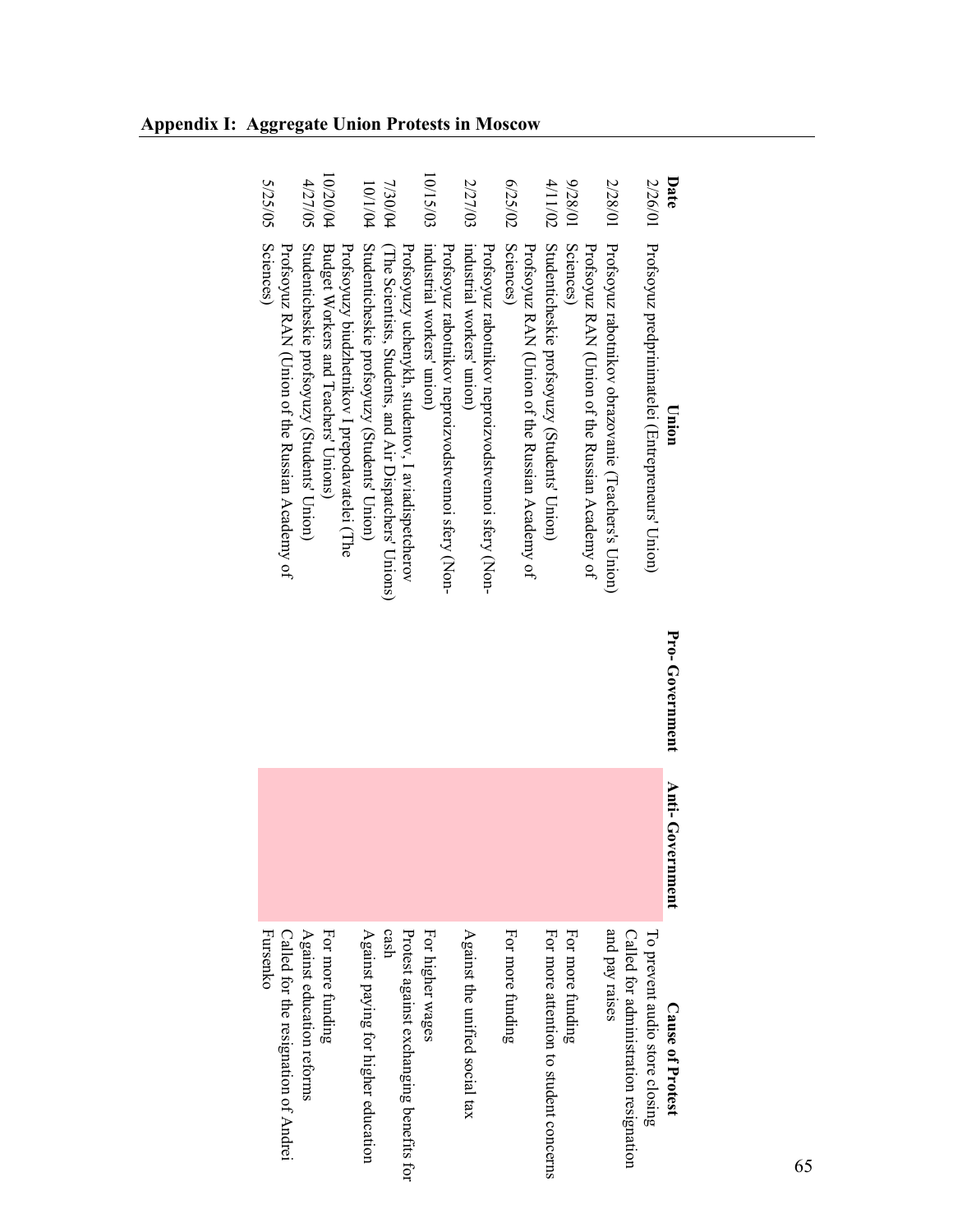## Appendix I: Aggregate Union Protests in Moscow

| Date | Union | Pro- Government | Anti- Government | Cause of Protest |
|---|---|---|---|---|
| 2/26/01 | Profsoyuz predprinimatelei (Entrepreneurs' Union) | | | To prevent audio store closing |
| 2/28/01 | Profsoyuz rabotnikov obrazovanie (Teachers's Union) | | | Called for administration resignation and pay raises |
| 9/28/01 | Profsoyuz RAN (Union of the Russian Academy of Sciences) | | | For more funding |
| 4/11/02 | Studenticheskie profsoyuzy (Students' Union) | | | For more attention to student concerns |
| 6/25/02 | Profsoyuz RAN (Union of the Russian Academy of Sciences) | | | For more funding |
| 2/27/03 | Profsoyuz rabotnikov neproizvodstvennoi sfery (Non-industrial workers' union) | | | Against the unified social tax |
| 10/15/03 | Profsoyuz rabotnikov neproizvodstvennoi sfery (Non-industrial workers' union) | | | For higher wages |
| 7/30/04 | Profsoyuzy uchenykh, studentov, I aviadispetcherov (The Scientists, Students, and Air Dispatchers' Unions) | | | Protest against exchanging benefits for cash |
| 10/1/04 | Studenticheskie profsoyuzy (Students' Union) | | | Against paying for higher education |
| 10/20/04 | Profsoyuzy biudzhetnikov I prepodavatelei (The Budget Workers and Teachers' Unions) | | | For more funding |
| 4/27/05 | Studenticheskie profsoyuzy (Students' Union) | | | Against education reforms |
| 5/25/05 | Profsoyuz RAN (Union of the Russian Academy of Sciences) | | | Called for the resignation of Andrei Fursenko |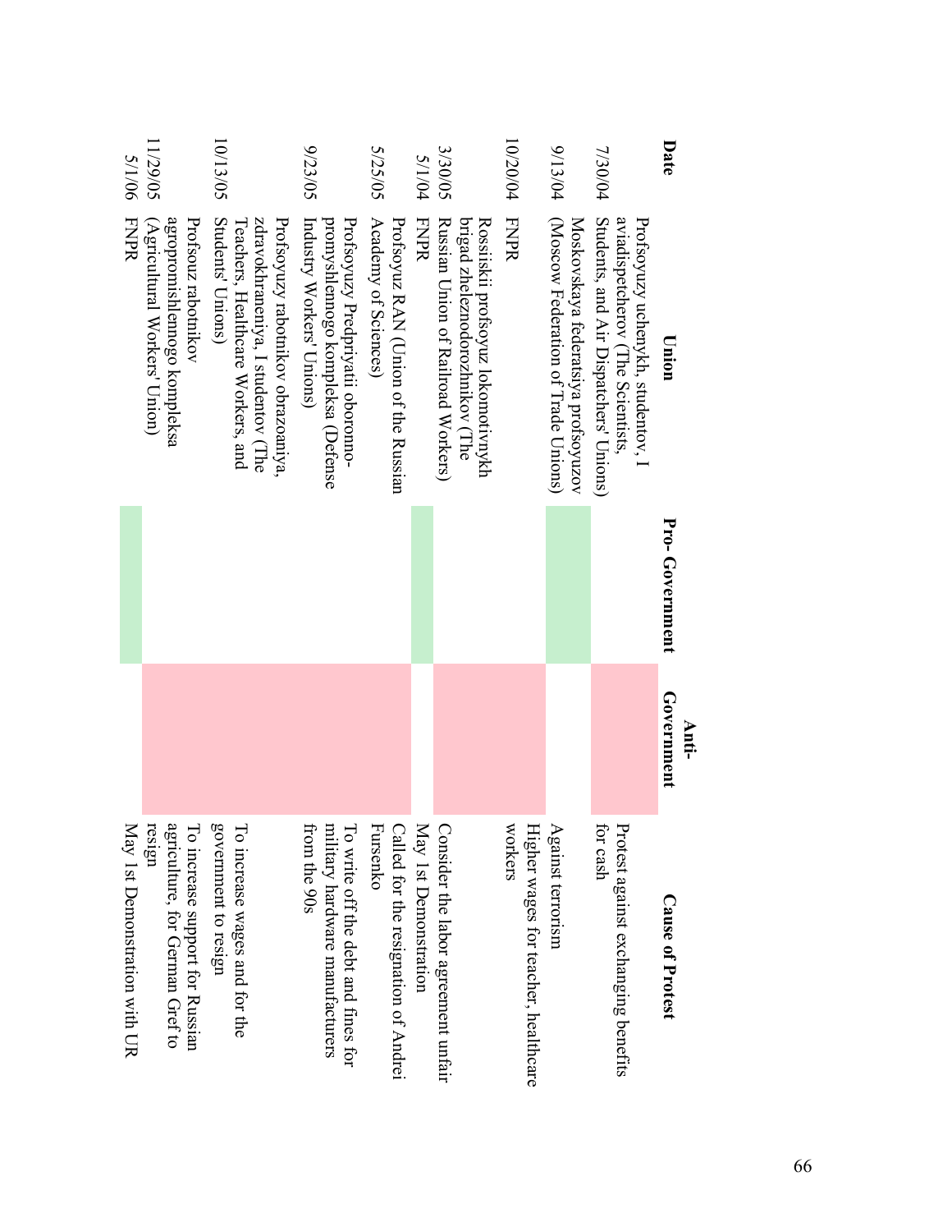| Date | Union | Pro- Government | Anti- Government | Cause of Protest |
|---|---|---|---|---|
| 7/30/04 | Profsoyuzy uchenykh, studentov, I aviadispetcherov (The Scientists, Students, and Air Dispatchers' Unions) | | X | Protest against exchanging benefits for cash |
| 9/13/04 | Moskovskaya federatsiya profsoyuzov (Moscow Federation of Trade Unions) | X | | Against terrorism |
| 10/20/04 | FNPR | | X | Higher wages for teacher, healthcare workers |
| 3/30/05 | Rossiiskii profsoyuz lokomotivnykh brigad zheleznodorozhnikov (The Russian Union of Railroad Workers) | | X | Consider the labor agreement unfair |
| 5/1/04 | FNPR | X | | May 1st Demonstration |
| 5/25/05 | Profsoyuz RAN (Union of the Russian Academy of Sciences) | | X | Called for the resignation of Andrei Fursenko |
| 9/23/05 | Profsoyuzy Predpriyatii oboronno-promyshlennogo kompleksa (Defense Industry Workers' Unions) | | X | To write off the debt and fines for military hardware manufacturers from the 90s |
| 10/13/05 | Profsoyuzy rabotnikov obrazoaniya, zdravokhraneniya, I studentov (The Teachers, Healthcare Workers, and Students' Unions) | | X | To increase wages and for the government to resign |
| 11/29/05 | Profsouz rabotnikov agropromishlennogo kompleksa (Agricultural Workers' Union) | | X | To increase support for Russian agriculture, for German Gref to resign |
| 5/1/06 | FNPR | X | | May 1st Demonstration with UR |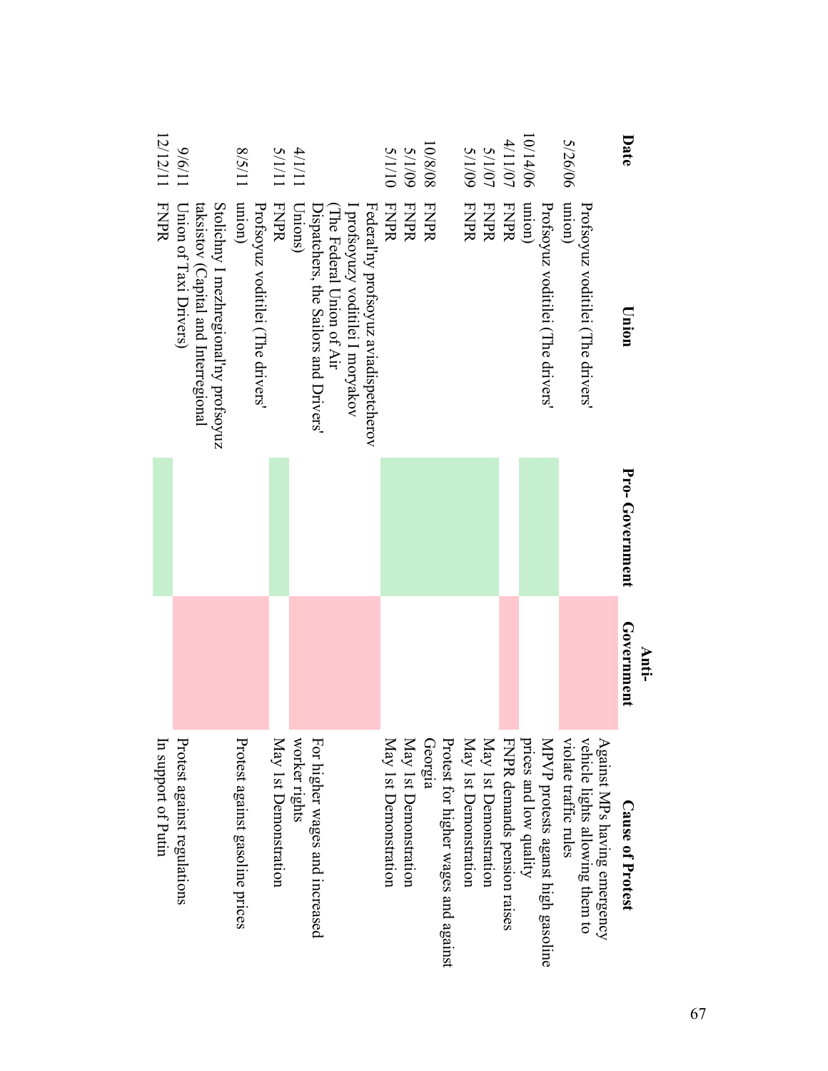| Date | Union | Pro- Government | Anti- Government | Cause of Protest |
|---|---|---|---|---|
| 5/26/06 | Profsoyuz voditilei (The drivers' union) | | X | Against MPs having emergency vehicle lights allowing them to violate traffic rules |
| 10/14/06 | Profsoyuz voditilei (The drivers' union) | X | | MPVP protests against high gasoline prices and low quality |
| 4/11/07 | FNPR | | X | FNPR demands pension raises |
| 5/1/07 | FNPR | X | | May 1st Demonstration |
| 5/1/09 | FNPR | X | | May 1st Demonstration |
| 10/8/08 | FNPR | X | | Protest for higher wages and against Georgia |
| 5/1/09 | FNPR | X | | May 1st Demonstration |
| 5/1/10 | FNPR | X | | May 1st Demonstration |
| 4/1/11 | Federal'ny profsoyuz aviadispetcherov I profsoyuzy voditilei I moryakov (The Federal Union of Air Dispatchers, the Sailors and Drivers' Unions) | | X | For higher wages and increased worker rights |
| 5/1/11 | FNPR | X | | May 1st Demonstration |
| 8/5/11 | Profsoyuz voditilei (The drivers' union) | | X | Protest against gasoline prices |
| 9/6/11 | Stolichny I mezhregional'ny profsoyuz taksistov (Capital and Interregional Union of Taxi Drivers) | | X | Protest against regulations |
| 12/12/11 | FNPR | X | | In support of Putin |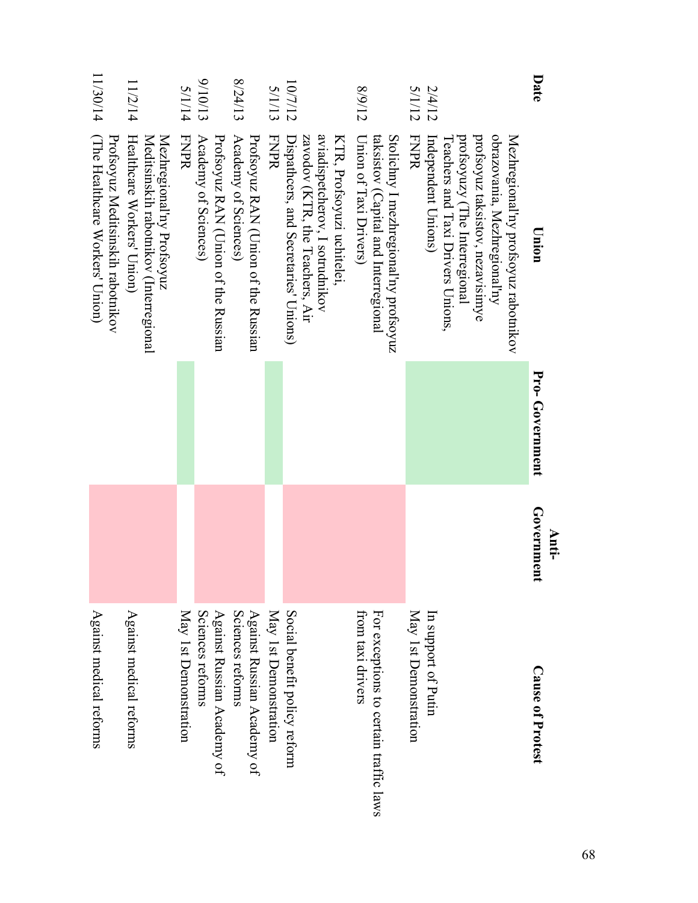| Date | Union | Pro- Government | Anti- Government | Cause of Protest |
|---|---|---|---|---|
| 2/4/12 | Mezhregional'ny profsoyuz rabotnikov obrazovania, Mezhregional'ny profsoyuz taksistov, nezavisimye profsoyuzy (The Interregional Teachers and Taxi Drivers Unions, Independent Unions) | X | | In support of Putin |
| 5/1/12 | FNPR | X | | May 1st Demonstration |
| 8/9/12 | Stolichny I mezhregional'ny profsoyuz taksistov (Capital and Interregional Union of Taxi Drivers) | | X | For exceptions to certain traffic laws from taxi drivers |
| 10/7/12 | KTR, Profsoyuzi uchitelei, aviadispetcherov, I sotrudnikov zavodov (KTR, the Teachers, Air Dispatchers, and Secretaries' Unions) | | X | Social benefit policy reform |
| 5/1/13 | FNPR | X | | May 1st Demonstration |
| 8/24/13 | Profsoyuz RAN (Union of the Russian Academy of Sciences) | | X | Against Russian Academy of Sciences reforms |
| 9/10/13 | Profsoyuz RAN (Union of the Russian Academy of Sciences) | | X | Against Russian Academy of Sciences reforms |
| 5/1/14 | FNPR | X | | May 1st Demonstration |
| 11/2/14 | Mezhregional'ny Profsoyuz Meditsinskih rabotnikov (Interregional Healthcare Workers' Union) | | X | Against medical reforms |
| 11/30/14 | Profsoyuz Meditsinskih rabotnikov (The Healthcare Workers' Union) | | X | Against medical reforms |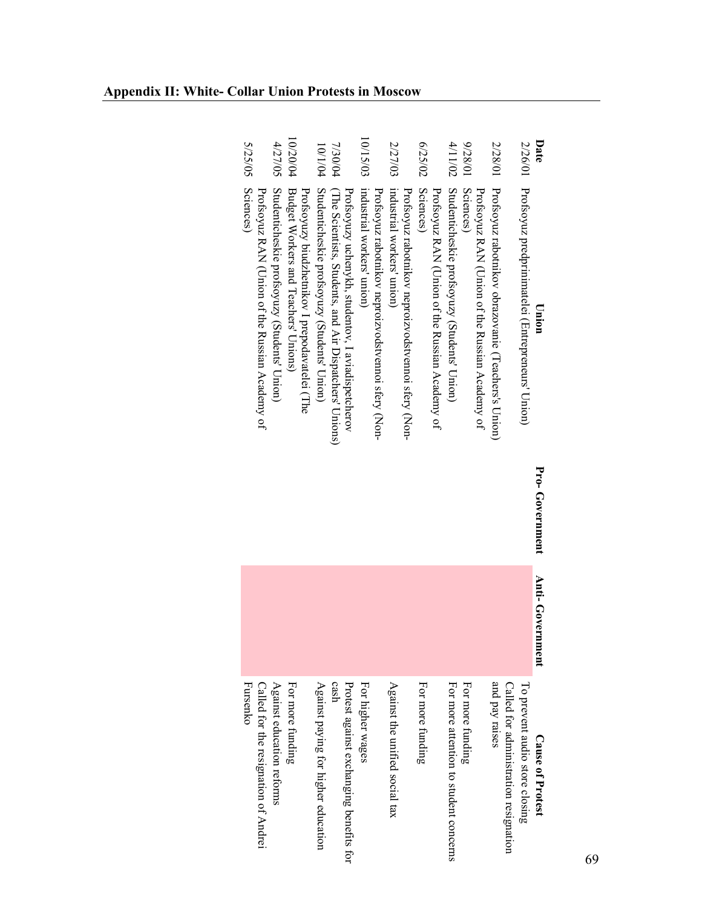## Appendix II: White- Collar Union Protests in Moscow

| Date | Union | Pro- Government | Anti- Government | Cause of Protest |
|---|---|---|---|---|
| 2/26/01 | Profsoyuz predprinimatelei (Entrepreneurs' Union) | | | To prevent audio store closing |
| 2/28/01 | Profsoyuz rabotnikov obrazovanie (Teachers's Union) | | | Called for administration resignation and pay raises |
| 9/28/01 | Profsoyuz RAN (Union of the Russian Academy of Sciences) | | | For more funding |
| 4/11/02 | Studenticheskie profsoyuzy (Students' Union) | | | For more attention to student concerns |
| 6/25/02 | Profsoyuz RAN (Union of the Russian Academy of Sciences) | | | For more funding |
| 2/27/03 | Profsoyuz rabotnikov neproizvodstvennoi sfery (Non-industrial workers' union) | | | Against the unified social tax |
| 10/15/03 | Profsoyuz rabotnikov neproizvodstvennoi sfery (Non-industrial workers' union) | | | For higher wages |
| 7/30/04 | Profsoyuzy uchenykh, studentov, I aviadispetcherov (The Scientists, Students, and Air Dispatchers' Unions) | | | Protest against exchanging benefits for cash |
| 10/1/04 | Studenticheskie profsoyuzy (Students' Union) | | | Against paying for higher education |
| 10/20/04 | Profsoyuzy biudzhetnikov I prepodavatelei (The Budget Workers and Teachers' Unions) | | | For more funding |
| 4/27/05 | Studenticheskie profsoyuzy (Students' Union) | | | Against education reforms |
| 5/25/05 | Profsoyuz RAN (Union of the Russian Academy of Sciences) | | | Called for the resignation of Andrei Fursenko |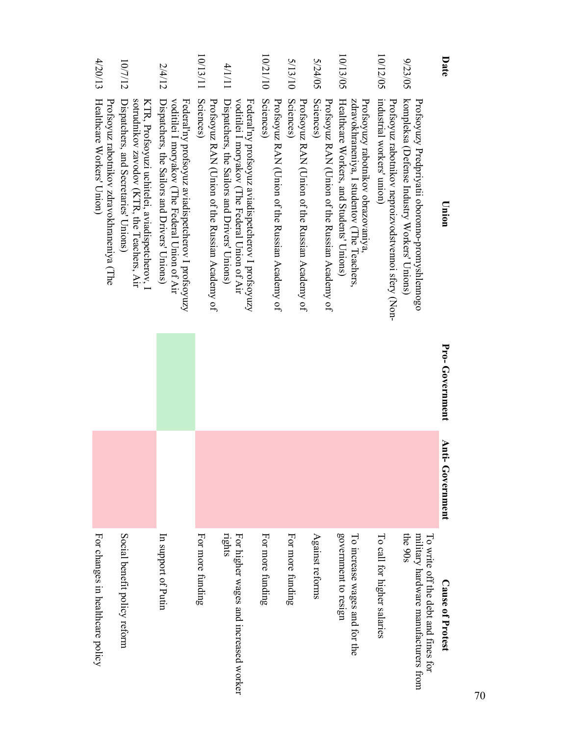| Date | Union | Pro- Government | Anti- Government | Cause of Protest |
|---|---|---|---|---|
| 9/23/05 | Profsoyuzy Predpriyatii oboronno-promyshlennogo kompleksa (Defense Industry Workers' Unions) | | | To write off the debt and fines for military hardware manufacturers from the 90s |
| 10/12/05 | Profsoyuz rabotnikov neproizvodstvennoi sfery (Non-industrial workers' union) | | | To call for higher salaries |
| 10/13/05 | Profsoyuzy rabotnikov obrazovaniya, zdravokhraneniya, I studentov (The Teachers, Healthcare Workers, and Students' Unions) | | | To increase wages and for the government to resign |
| 5/24/05 | Profsoyuz RAN (Union of the Russian Academy of Sciences) | | | Against reforms |
| 5/13/10 | Profsoyuz RAN (Union of the Russian Academy of Sciences) | | | For more funding |
| 10/21/10 | Profsoyuz RAN (Union of the Russian Academy of Sciences) | | | For more funding |
| 4/1/11 | Federal'ny profsoyuz aviadispetcherov I profsoyuzy voditilei I moryakov (The Federal Union of Air Dispatchers, the Sailors and Drivers' Unions) | | | For higher wages and increased worker rights |
| 10/13/11 | Profsoyuz RAN (Union of the Russian Academy of Sciences) | | | For more funding |
| 2/4/12 | Federal'ny profsoyuz aviadispetcherov I profsoyuzy voditilei I moryakov (The Federal Union of Air Dispatchers, the Sailors and Drivers' Unions) | | | In support of Putin |
| 10/7/12 | KTR, Profsoyuzi uchitelei, aviadispetcherov, I sotrudnikov zavodov (KTR, the Teachers, Air Dispatchers, and Secretaries' Unions) | | | Social benefit policy reform |
| 4/20/13 | Profsoyuz rabotnikov zdravokhraneniya (The Healthcare Workers' Union) | | | For changes in healthcare policy |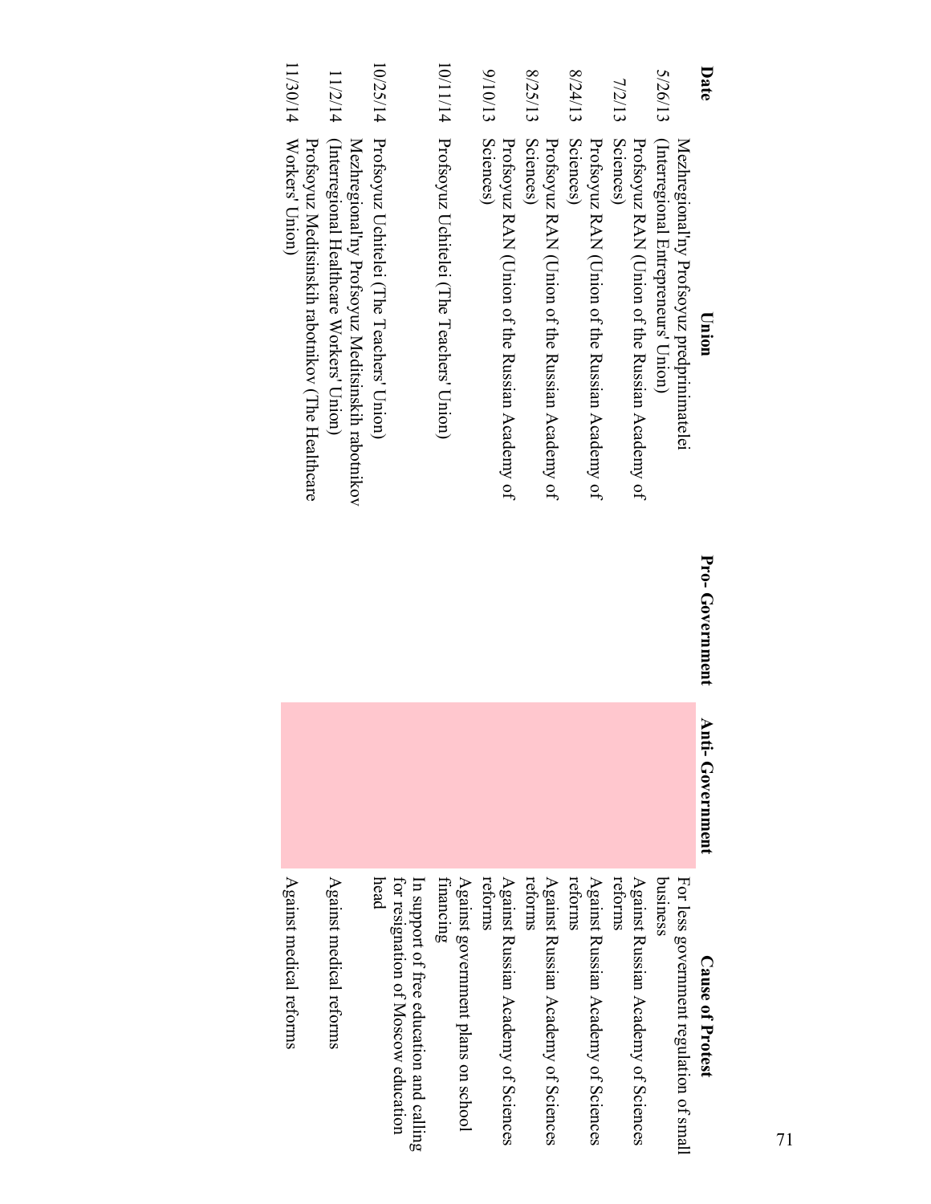| Date | Union | Pro- Government | Anti- Government | Cause of Protest |
|---|---|---|---|---|
| 5/26/13 | Mezhregional'ny Profsoyuz predprinimatelei (Interregional Entrepreneurs' Union) | | | For less government regulation of small business |
| 7/2/13 | Profsoyuz RAN (Union of the Russian Academy of Sciences) | | | Against Russian Academy of Sciences reforms |
| 8/24/13 | Profsoyuz RAN (Union of the Russian Academy of Sciences) | | | Against Russian Academy of Sciences reforms |
| 8/25/13 | Profsoyuz RAN (Union of the Russian Academy of Sciences) | | | Against Russian Academy of Sciences reforms |
| 9/10/13 | Profsoyuz RAN (Union of the Russian Academy of Sciences) | | | Against Russian Academy of Sciences reforms |
| 10/11/14 | Profsoyuz Uchitelei (The Teachers' Union) | | | Against government plans on school financing |
| 10/25/14 | Profsoyuz Uchitelei (The Teachers' Union) | | | In support of free education and calling for resignation of Moscow education head |
| 11/2/14 | Mezhregional'ny Profsoyuz Meditsinskih rabotnikov (Interregional Healthcare Workers' Union) | | | Against medical reforms |
| 11/30/14 | Profsoyuz Meditsinskih rabotnikov (The Healthcare Workers' Union) | | | Against medical reforms |